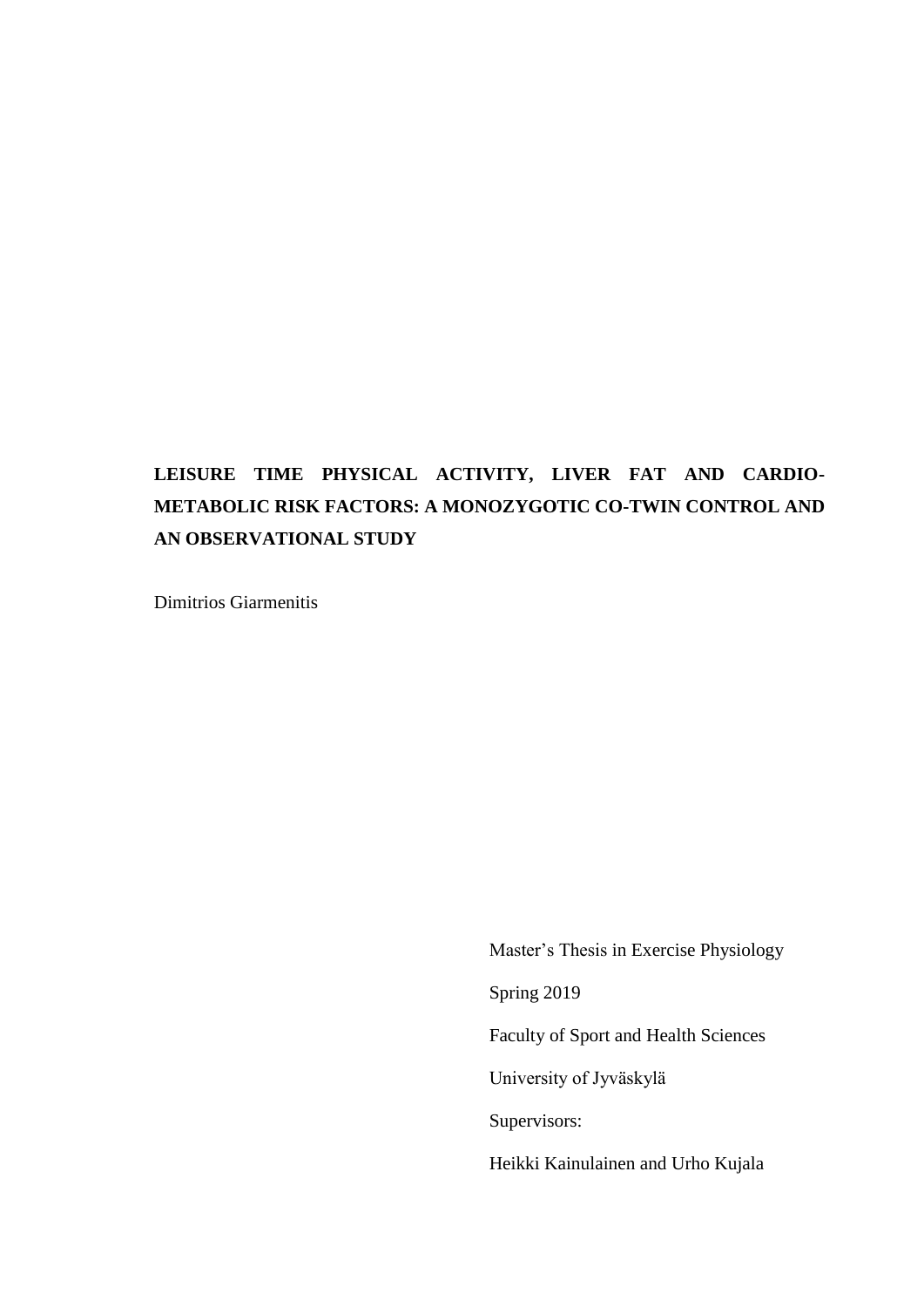# LEISURE TIME PHYSICAL ACTIVITY, LIVER FAT AND CARDIO-METABOLIC RISK FACTORS: A MONOZYGOTIC CO-TWIN CONTROL AND AN OBSERVATIONAL STUDY

Dimitrios Giarmenitis

Master's Thesis in Exercise Physiology

Spring 2019

Faculty of Sport and Health Sciences

University of Jyväskylä

Supervisors:

Heikki Kainulainen and Urho Kujala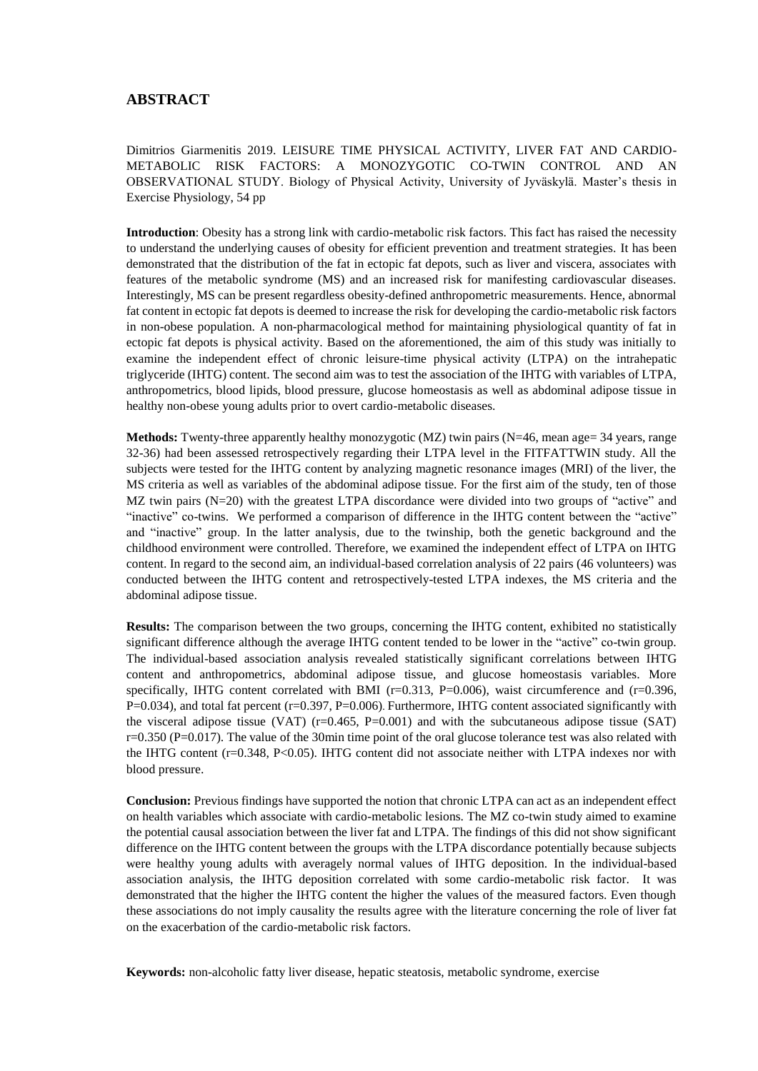## ABSTRACT

Dimitrios Giarmenitis 2019. LEISURE TIME PHYSICAL ACTIVITY, LIVER FAT AND CARDIO-METABOLIC RISK FACTORS: A MONOZYGOTIC CO-TWIN CONTROL AND AN OBSERVATIONAL STUDY. Biology of Physical Activity, University of Jyväskylä. Master's thesis in Exercise Physiology, 54 pp

**Introduction**: Obesity has a strong link with cardio-metabolic risk factors. This fact has raised the necessity to understand the underlying causes of obesity for efficient prevention and treatment strategies. It has been demonstrated that the distribution of the fat in ectopic fat depots, such as liver and viscera, associates with features of the metabolic syndrome (MS) and an increased risk for manifesting cardiovascular diseases. Interestingly, MS can be present regardless obesity-defined anthropometric measurements. Hence, abnormal fat content in ectopic fat depots is deemed to increase the risk for developing the cardio-metabolic risk factors in non-obese population. A non-pharmacological method for maintaining physiological quantity of fat in ectopic fat depots is physical activity. Based on the aforementioned, the aim of this study was initially to examine the independent effect of chronic leisure-time physical activity (LTPA) on the intrahepatic triglyceride (IHTG) content. The second aim was to test the association of the IHTG with variables of LTPA, anthropometrics, blood lipids, blood pressure, glucose homeostasis as well as abdominal adipose tissue in healthy non-obese young adults prior to overt cardio-metabolic diseases.

**Methods:** Twenty-three apparently healthy monozygotic (MZ) twin pairs (N=46, mean age= 34 years, range 32-36) had been assessed retrospectively regarding their LTPA level in the FITFATTWIN study. All the subjects were tested for the IHTG content by analyzing magnetic resonance images (MRI) of the liver, the MS criteria as well as variables of the abdominal adipose tissue. For the first aim of the study, ten of those MZ twin pairs (N=20) with the greatest LTPA discordance were divided into two groups of "active" and "inactive" co-twins. We performed a comparison of difference in the IHTG content between the "active" and "inactive" group. In the latter analysis, due to the twinship, both the genetic background and the childhood environment were controlled. Therefore, we examined the independent effect of LTPA on IHTG content. In regard to the second aim, an individual-based correlation analysis of 22 pairs (46 volunteers) was conducted between the IHTG content and retrospectively-tested LTPA indexes, the MS criteria and the abdominal adipose tissue.

**Results:** The comparison between the two groups, concerning the IHTG content, exhibited no statistically significant difference although the average IHTG content tended to be lower in the "active" co-twin group. The individual-based association analysis revealed statistically significant correlations between IHTG content and anthropometrics, abdominal adipose tissue, and glucose homeostasis variables. More specifically, IHTG content correlated with BMI ($r=0.313$, $P=0.006$), waist circumference and ($r=0.396$, $P=0.034$), and total fat percent ($r=0.397$, $P=0.006$). Furthermore, IHTG content associated significantly with the visceral adipose tissue (VAT) ($r=0.465$, $P=0.001$) and with the subcutaneous adipose tissue (SAT) $r=0.350$ ($P=0.017$). The value of the 30min time point of the oral glucose tolerance test was also related with the IHTG content ($r=0.348$, $P<0.05$). IHTG content did not associate neither with LTPA indexes nor with blood pressure.

**Conclusion:** Previous findings have supported the notion that chronic LTPA can act as an independent effect on health variables which associate with cardio-metabolic lesions. The MZ co-twin study aimed to examine the potential causal association between the liver fat and LTPA. The findings of this did not show significant difference on the IHTG content between the groups with the LTPA discordance potentially because subjects were healthy young adults with averagely normal values of IHTG deposition. In the individual-based association analysis, the IHTG deposition correlated with some cardio-metabolic risk factor. It was demonstrated that the higher the IHTG content the higher the values of the measured factors. Even though these associations do not imply causality the results agree with the literature concerning the role of liver fat on the exacerbation of the cardio-metabolic risk factors.

**Keywords:** non-alcoholic fatty liver disease, hepatic steatosis, metabolic syndrome, exercise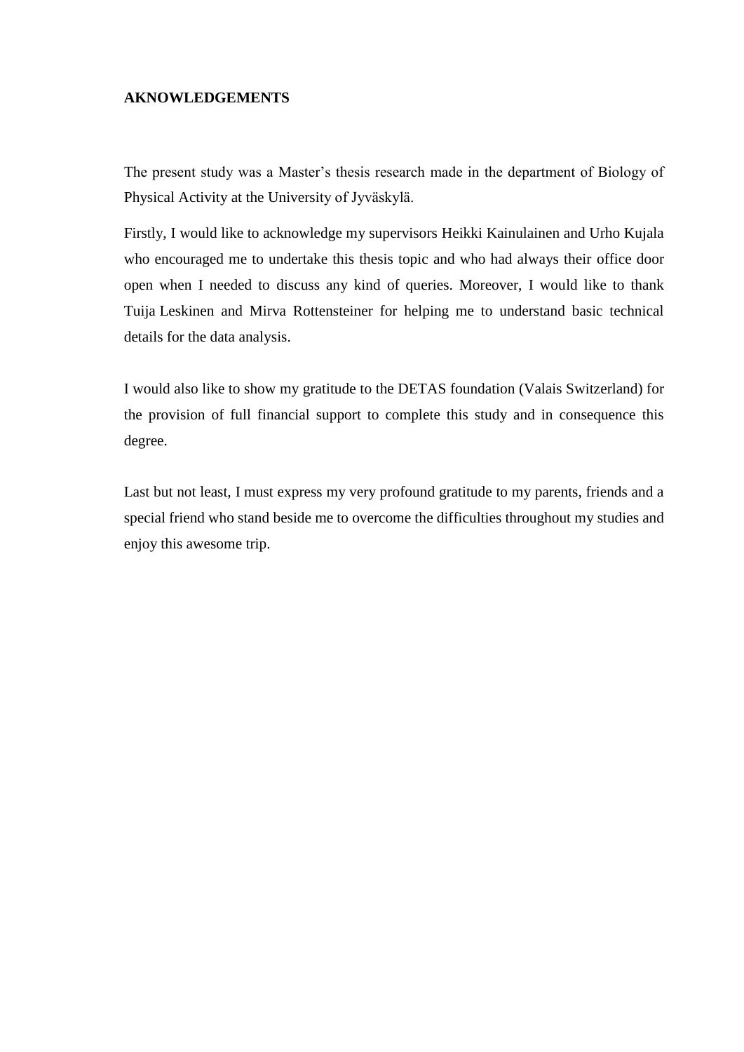## AKNOWLEDGEMENTS

The present study was a Master's thesis research made in the department of Biology of Physical Activity at the University of Jyväskylä.

Firstly, I would like to acknowledge my supervisors Heikki Kainulainen and Urho Kujala who encouraged me to undertake this thesis topic and who had always their office door open when I needed to discuss any kind of queries. Moreover, I would like to thank Tuija Leskinen and Mirva Rottensteiner for helping me to understand basic technical details for the data analysis.

I would also like to show my gratitude to the DETAS foundation (Valais Switzerland) for the provision of full financial support to complete this study and in consequence this degree.

Last but not least, I must express my very profound gratitude to my parents, friends and a special friend who stand beside me to overcome the difficulties throughout my studies and enjoy this awesome trip.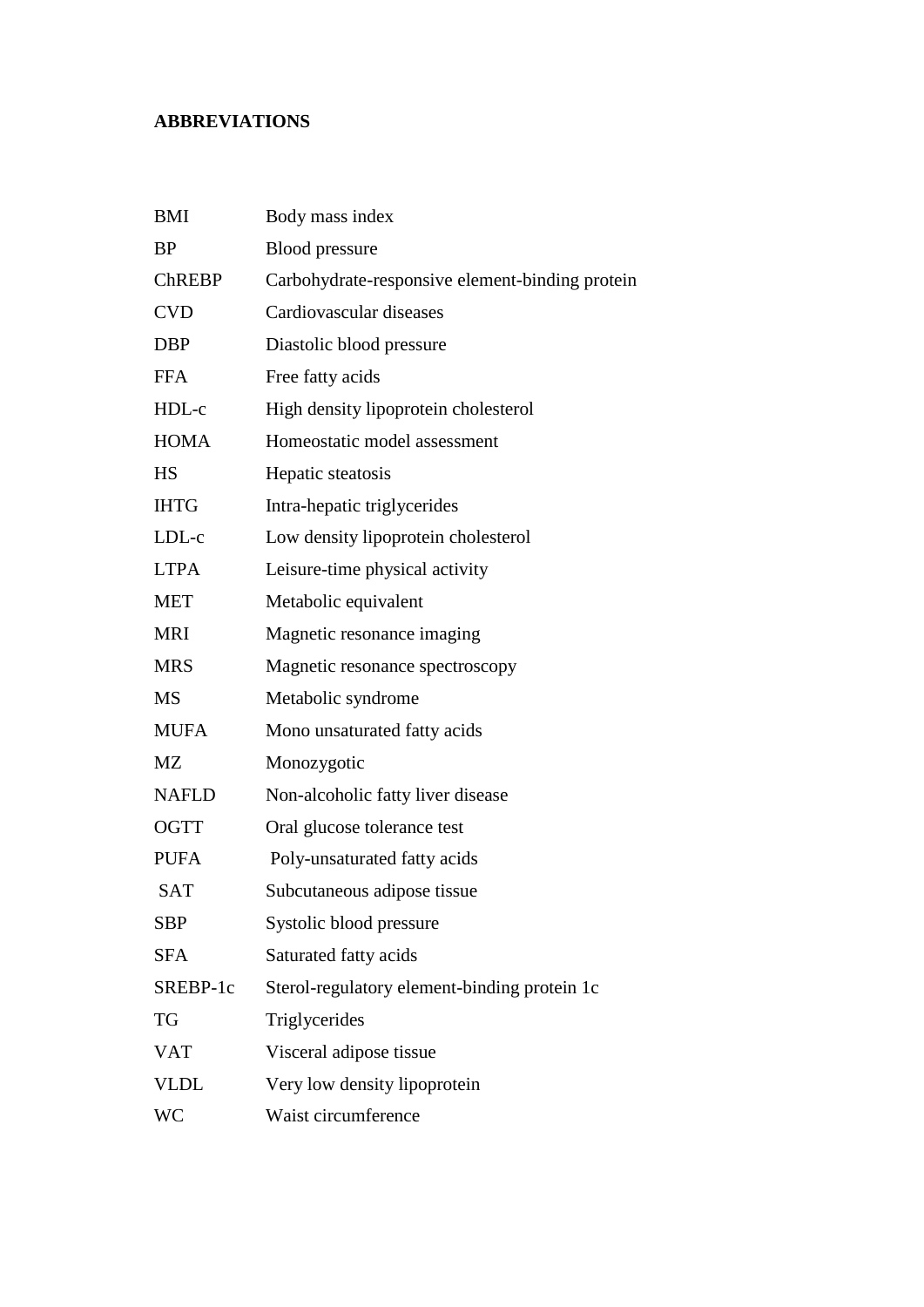**ABBREVIATIONS**

| | |
|---|---|
| BMI | Body mass index |
| BP | Blood pressure |
| ChREBP | Carbohydrate-responsive element-binding protein |
| CVD | Cardiovascular diseases |
| DBP | Diastolic blood pressure |
| FFA | Free fatty acids |
| HDL-c | High density lipoprotein cholesterol |
| HOMA | Homeostatic model assessment |
| HS | Hepatic steatosis |
| IHTG | Intra-hepatic triglycerides |
| LDL-c | Low density lipoprotein cholesterol |
| LTPA | Leisure-time physical activity |
| MET | Metabolic equivalent |
| MRI | Magnetic resonance imaging |
| MRS | Magnetic resonance spectroscopy |
| MS | Metabolic syndrome |
| MUFA | Mono unsaturated fatty acids |
| MZ | Monozygotic |
| NAFLD | Non-alcoholic fatty liver disease |
| OGTT | Oral glucose tolerance test |
| PUFA | Poly-unsaturated fatty acids |
| SAT | Subcutaneous adipose tissue |
| SBP | Systolic blood pressure |
| SFA | Saturated fatty acids |
| SREBP-1c | Sterol-regulatory element-binding protein 1c |
| TG | Triglycerides |
| VAT | Visceral adipose tissue |
| VLDL | Very low density lipoprotein |
| WC | Waist circumference |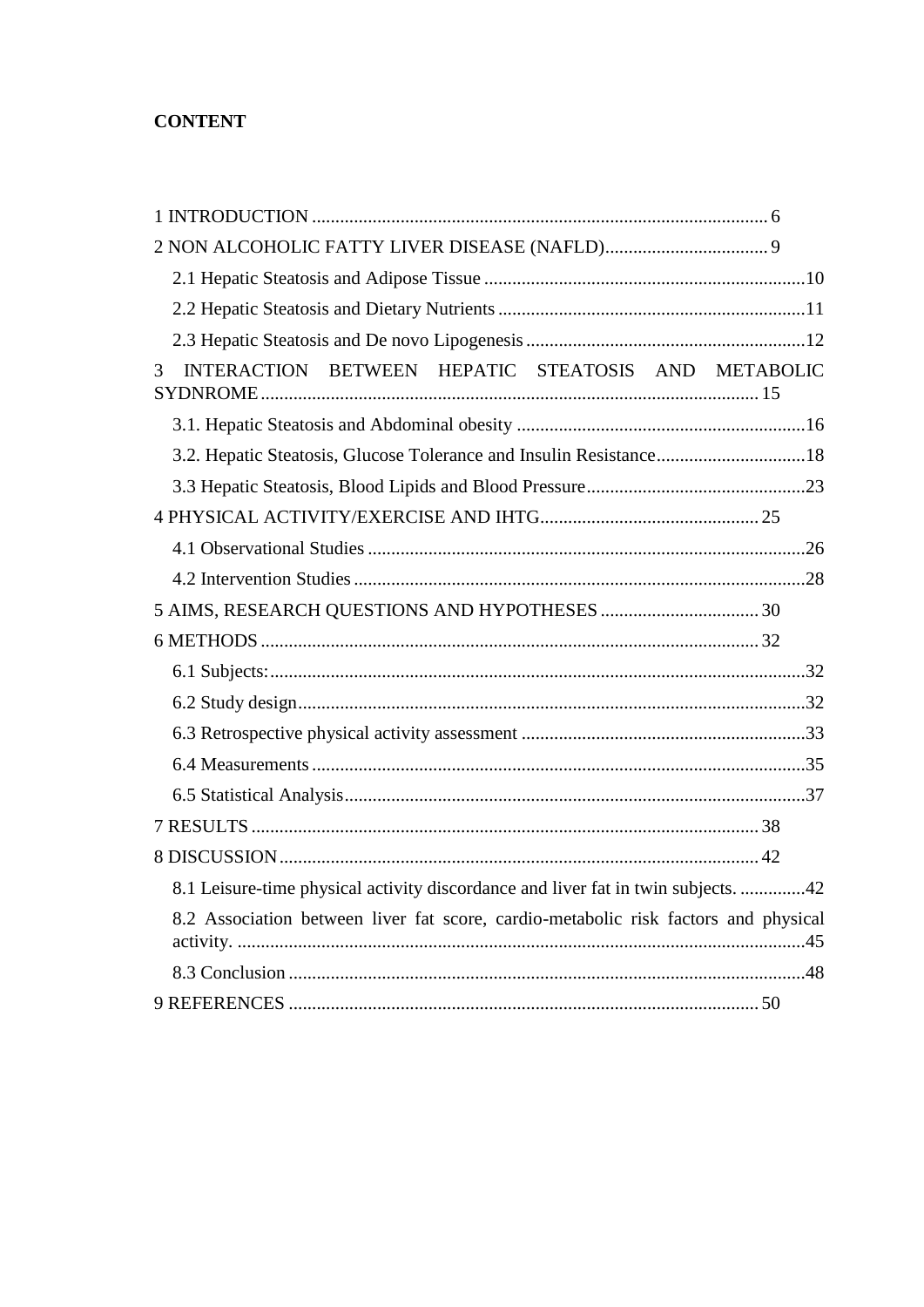**CONTENT**

1 INTRODUCTION ........................................................................................................ 6

2 NON ALCOHOLIC FATTY LIVER DISEASE (NAFLD).................................. 9

- 2.1 Hepatic Steatosis and Adipose Tissue ....................................................................10
- 2.2 Hepatic Steatosis and Dietary Nutrients .................................................................11
- 2.3 Hepatic Steatosis and De novo Lipogenesis ...........................................................12

3 INTERACTION BETWEEN HEPATIC STEATOSIS AND METABOLIC SYDNROME........................................................................................................ 15

- 3.1. Hepatic Steatosis and Abdominal obesity .............................................................16
- 3.2. Hepatic Steatosis, Glucose Tolerance and Insulin Resistance................................18
- 3.3 Hepatic Steatosis, Blood Lipids and Blood Pressure...............................................23

4 PHYSICAL ACTIVITY/EXERCISE AND IHTG.............................................. 25

- 4.1 Observational Studies .............................................................................................26
- 4.2 Intervention Studies .................................................................................................28

5 AIMS, RESEARCH QUESTIONS AND HYPOTHESES .................................. 30

6 METHODS ......................................................................................................... 32

- 6.1 Subjects:..................................................................................................................32
- 6.2 Study design.............................................................................................................32
- 6.3 Retrospective physical activity assessment .............................................................33
- 6.4 Measurements .........................................................................................................35
- 6.5 Statistical Analysis...................................................................................................37

7 RESULTS ........................................................................................................... 38

8 DISCUSSION...................................................................................................... 42

- 8.1 Leisure-time physical activity discordance and liver fat in twin subjects. ..............42
- 8.2 Association between liver fat score, cardio-metabolic risk factors and physical activity. ........................................................................................................................45
- 8.3 Conclusion ..............................................................................................................48

9 REFERENCES ................................................................................................... 50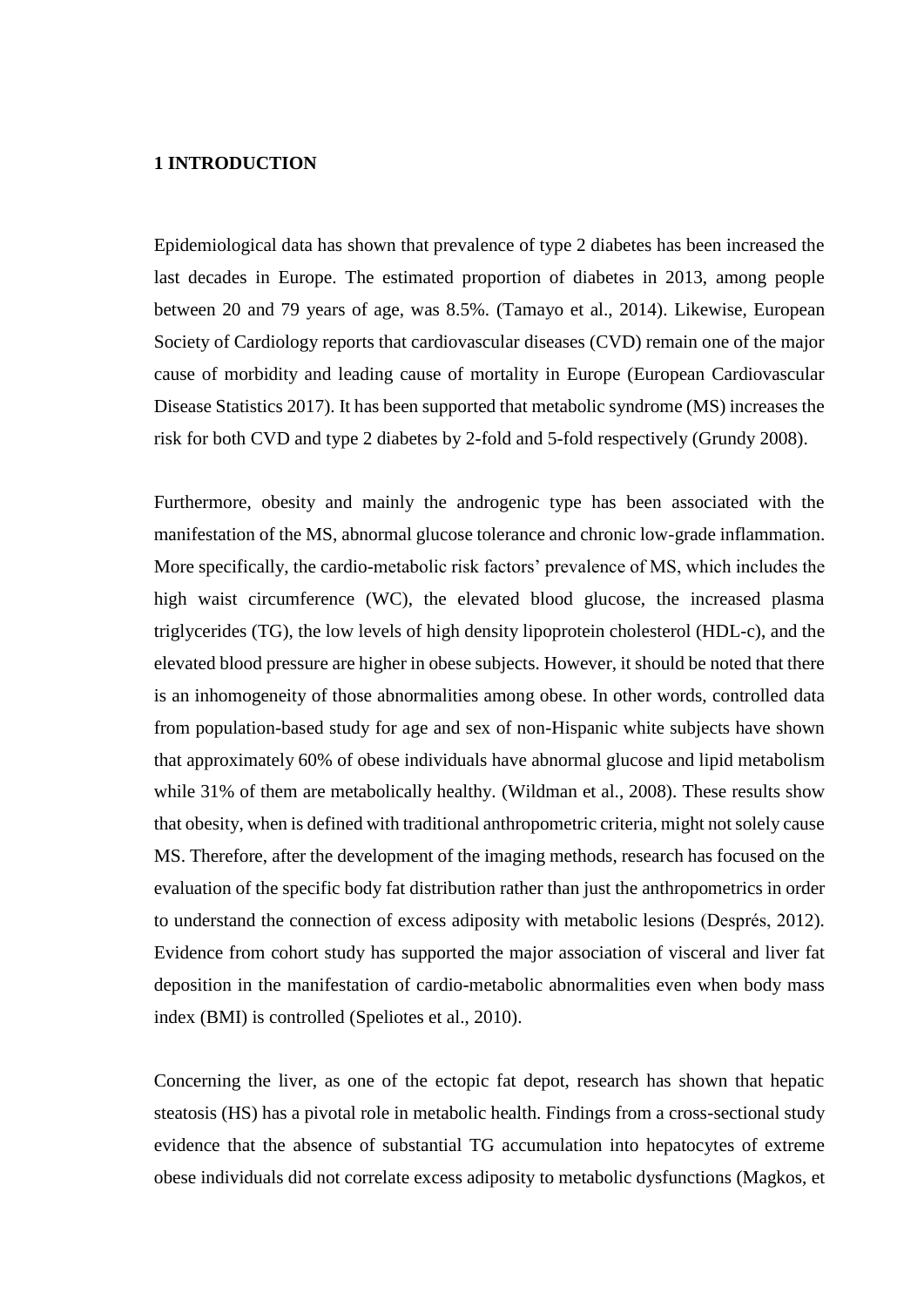# 1 INTRODUCTION

Epidemiological data has shown that prevalence of type 2 diabetes has been increased the last decades in Europe. The estimated proportion of diabetes in 2013, among people between 20 and 79 years of age, was 8.5%. (Tamayo et al., 2014). Likewise, European Society of Cardiology reports that cardiovascular diseases (CVD) remain one of the major cause of morbidity and leading cause of mortality in Europe (European Cardiovascular Disease Statistics 2017). It has been supported that metabolic syndrome (MS) increases the risk for both CVD and type 2 diabetes by 2-fold and 5-fold respectively (Grundy 2008).

Furthermore, obesity and mainly the androgenic type has been associated with the manifestation of the MS, abnormal glucose tolerance and chronic low-grade inflammation. More specifically, the cardio-metabolic risk factors' prevalence of MS, which includes the high waist circumference (WC), the elevated blood glucose, the increased plasma triglycerides (TG), the low levels of high density lipoprotein cholesterol (HDL-c), and the elevated blood pressure are higher in obese subjects. However, it should be noted that there is an inhomogeneity of those abnormalities among obese. In other words, controlled data from population-based study for age and sex of non-Hispanic white subjects have shown that approximately 60% of obese individuals have abnormal glucose and lipid metabolism while 31% of them are metabolically healthy. (Wildman et al., 2008). These results show that obesity, when is defined with traditional anthropometric criteria, might not solely cause MS. Therefore, after the development of the imaging methods, research has focused on the evaluation of the specific body fat distribution rather than just the anthropometrics in order to understand the connection of excess adiposity with metabolic lesions (Després, 2012). Evidence from cohort study has supported the major association of visceral and liver fat deposition in the manifestation of cardio-metabolic abnormalities even when body mass index (BMI) is controlled (Speliotes et al., 2010).

Concerning the liver, as one of the ectopic fat depot, research has shown that hepatic steatosis (HS) has a pivotal role in metabolic health. Findings from a cross-sectional study evidence that the absence of substantial TG accumulation into hepatocytes of extreme obese individuals did not correlate excess adiposity to metabolic dysfunctions (Magkos, et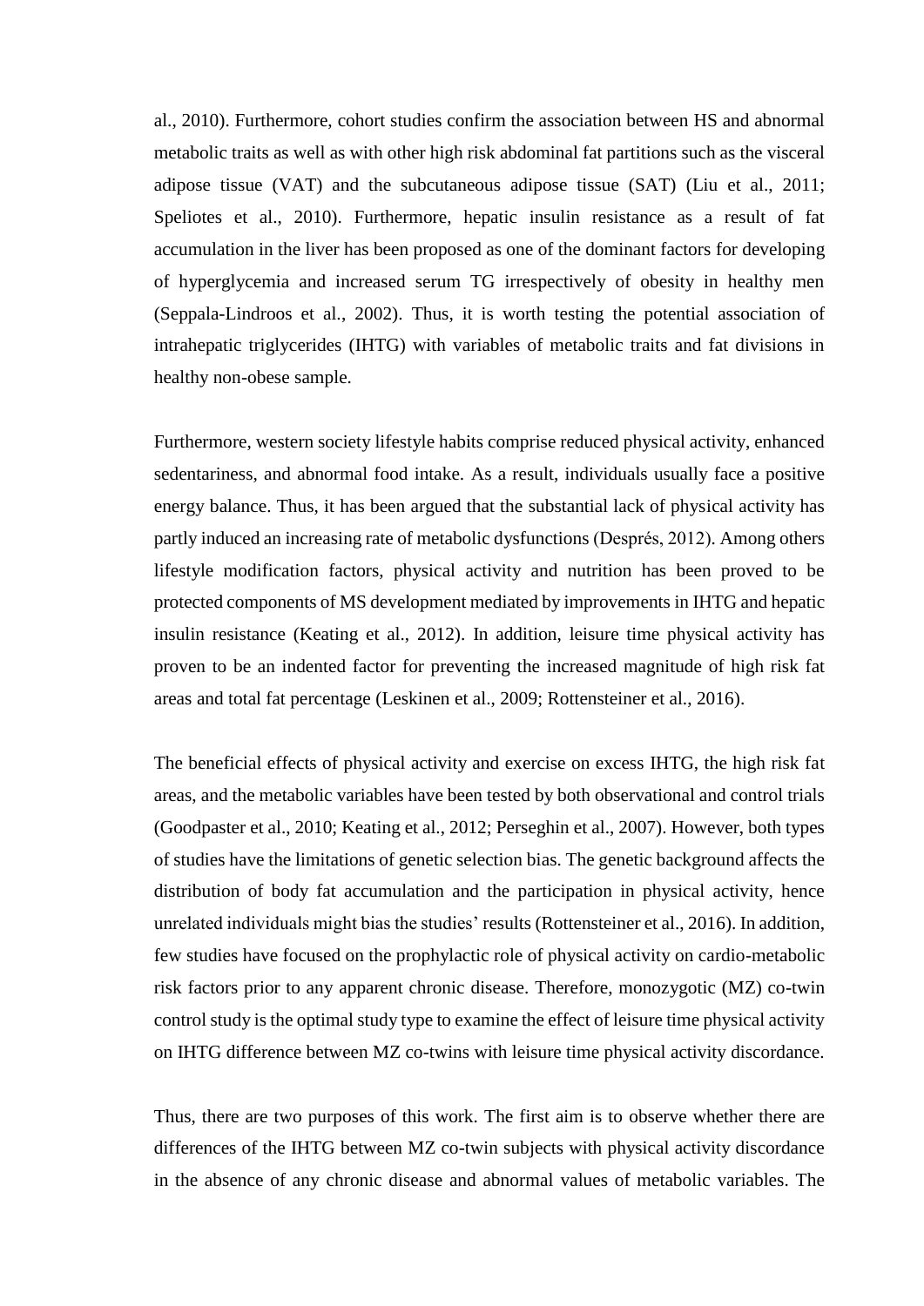al., 2010). Furthermore, cohort studies confirm the association between HS and abnormal metabolic traits as well as with other high risk abdominal fat partitions such as the visceral adipose tissue (VAT) and the subcutaneous adipose tissue (SAT) (Liu et al., 2011; Speliotes et al., 2010). Furthermore, hepatic insulin resistance as a result of fat accumulation in the liver has been proposed as one of the dominant factors for developing of hyperglycemia and increased serum TG irrespectively of obesity in healthy men (Seppala-Lindroos et al., 2002). Thus, it is worth testing the potential association of intrahepatic triglycerides (IHTG) with variables of metabolic traits and fat divisions in healthy non-obese sample.

Furthermore, western society lifestyle habits comprise reduced physical activity, enhanced sedentariness, and abnormal food intake. As a result, individuals usually face a positive energy balance. Thus, it has been argued that the substantial lack of physical activity has partly induced an increasing rate of metabolic dysfunctions (Després, 2012). Among others lifestyle modification factors, physical activity and nutrition has been proved to be protected components of MS development mediated by improvements in IHTG and hepatic insulin resistance (Keating et al., 2012). In addition, leisure time physical activity has proven to be an indented factor for preventing the increased magnitude of high risk fat areas and total fat percentage (Leskinen et al., 2009; Rottensteiner et al., 2016).

The beneficial effects of physical activity and exercise on excess IHTG, the high risk fat areas, and the metabolic variables have been tested by both observational and control trials (Goodpaster et al., 2010; Keating et al., 2012; Perseghin et al., 2007). However, both types of studies have the limitations of genetic selection bias. The genetic background affects the distribution of body fat accumulation and the participation in physical activity, hence unrelated individuals might bias the studies' results (Rottensteiner et al., 2016). In addition, few studies have focused on the prophylactic role of physical activity on cardio-metabolic risk factors prior to any apparent chronic disease. Therefore, monozygotic (MZ) co-twin control study is the optimal study type to examine the effect of leisure time physical activity on IHTG difference between MZ co-twins with leisure time physical activity discordance.

Thus, there are two purposes of this work. The first aim is to observe whether there are differences of the IHTG between MZ co-twin subjects with physical activity discordance in the absence of any chronic disease and abnormal values of metabolic variables. The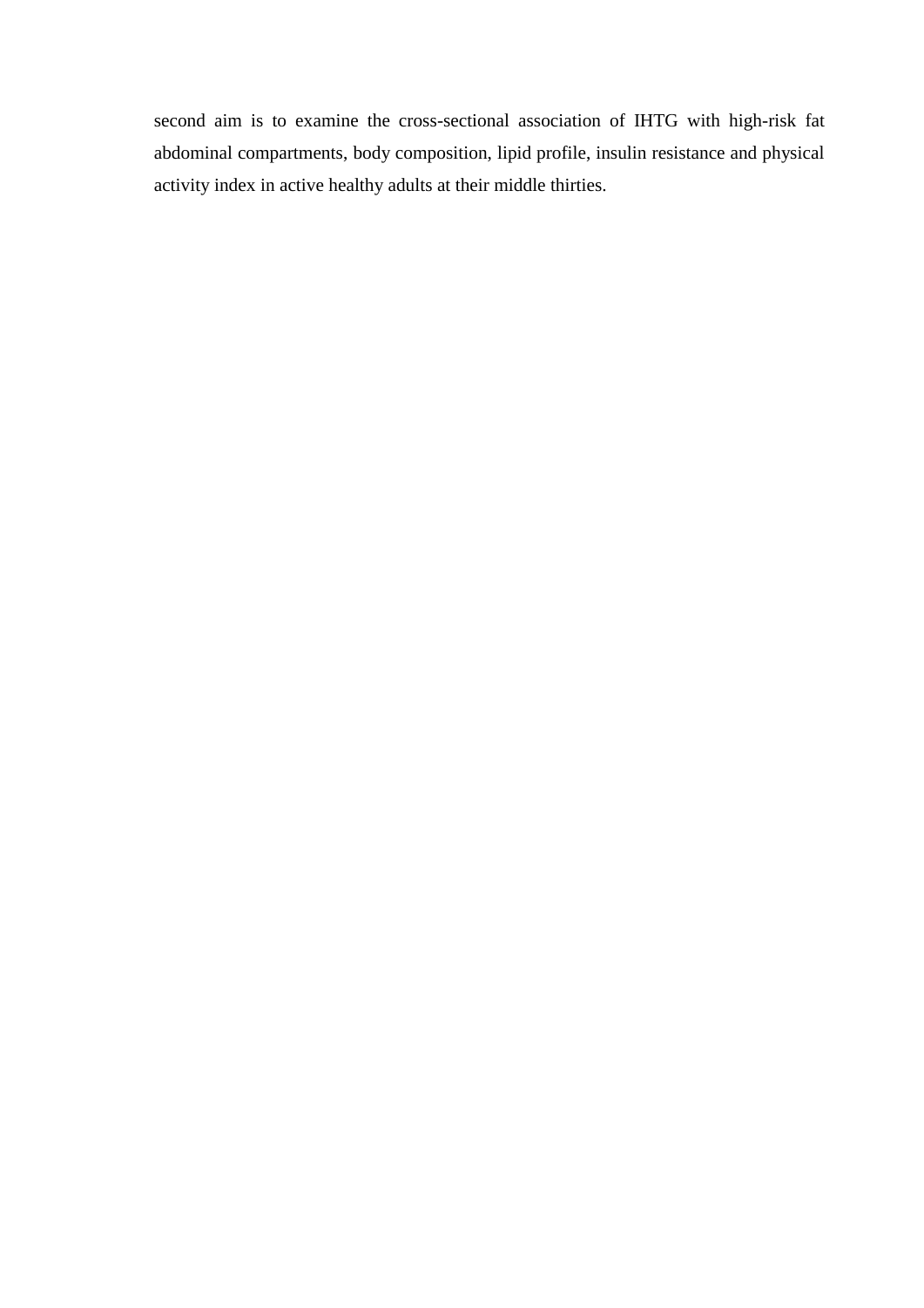second aim is to examine the cross-sectional association of IHTG with high-risk fat abdominal compartments, body composition, lipid profile, insulin resistance and physical activity index in active healthy adults at their middle thirties.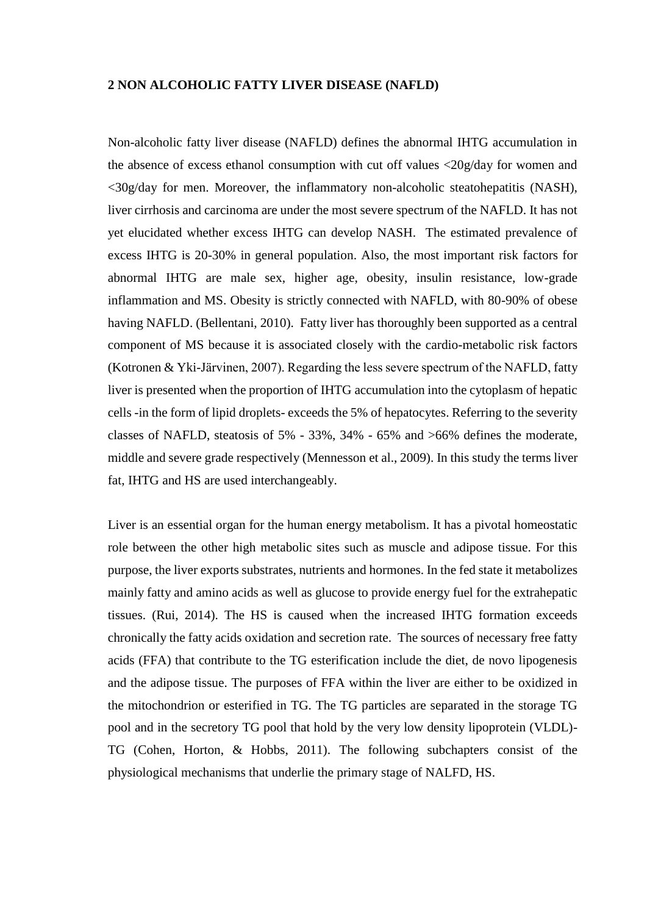# 2 NON ALCOHOLIC FATTY LIVER DISEASE (NAFLD)

Non-alcoholic fatty liver disease (NAFLD) defines the abnormal IHTG accumulation in the absence of excess ethanol consumption with cut off values <20g/day for women and <30g/day for men. Moreover, the inflammatory non-alcoholic steatohepatitis (NASH), liver cirrhosis and carcinoma are under the most severe spectrum of the NAFLD. It has not yet elucidated whether excess IHTG can develop NASH. The estimated prevalence of excess IHTG is 20-30% in general population. Also, the most important risk factors for abnormal IHTG are male sex, higher age, obesity, insulin resistance, low-grade inflammation and MS. Obesity is strictly connected with NAFLD, with 80-90% of obese having NAFLD. (Bellentani, 2010). Fatty liver has thoroughly been supported as a central component of MS because it is associated closely with the cardio-metabolic risk factors (Kotronen & Yki-Järvinen, 2007). Regarding the less severe spectrum of the NAFLD, fatty liver is presented when the proportion of IHTG accumulation into the cytoplasm of hepatic cells -in the form of lipid droplets- exceeds the 5% of hepatocytes. Referring to the severity classes of NAFLD, steatosis of 5% - 33%, 34% - 65% and >66% defines the moderate, middle and severe grade respectively (Mennesson et al., 2009). In this study the terms liver fat, IHTG and HS are used interchangeably.

Liver is an essential organ for the human energy metabolism. It has a pivotal homeostatic role between the other high metabolic sites such as muscle and adipose tissue. For this purpose, the liver exports substrates, nutrients and hormones. In the fed state it metabolizes mainly fatty and amino acids as well as glucose to provide energy fuel for the extrahepatic tissues. (Rui, 2014). The HS is caused when the increased IHTG formation exceeds chronically the fatty acids oxidation and secretion rate. The sources of necessary free fatty acids (FFA) that contribute to the TG esterification include the diet, de novo lipogenesis and the adipose tissue. The purposes of FFA within the liver are either to be oxidized in the mitochondrion or esterified in TG. The TG particles are separated in the storage TG pool and in the secretory TG pool that hold by the very low density lipoprotein (VLDL)-TG (Cohen, Horton, & Hobbs, 2011). The following subchapters consist of the physiological mechanisms that underlie the primary stage of NALFD, HS.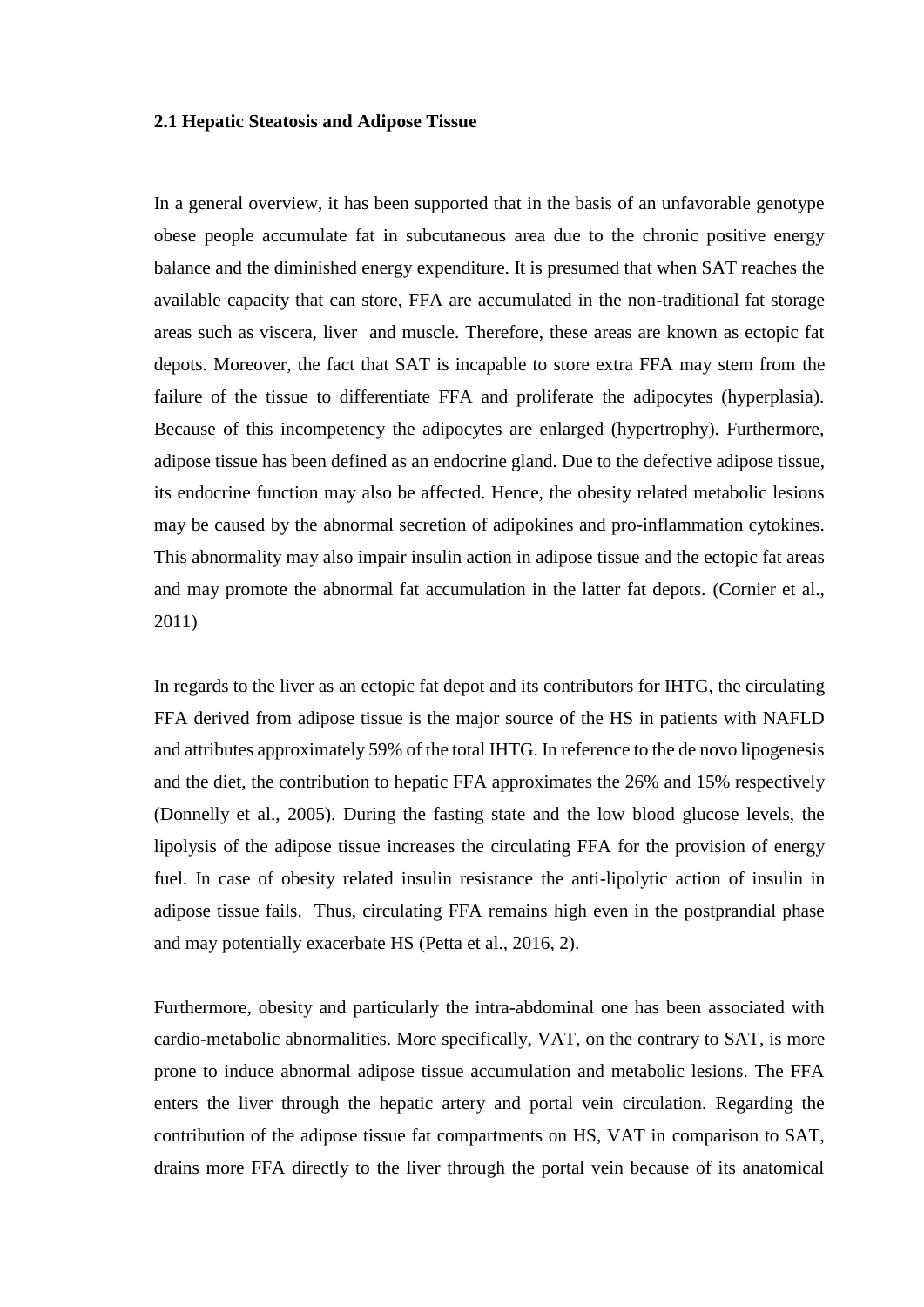### 2.1 Hepatic Steatosis and Adipose Tissue

In a general overview, it has been supported that in the basis of an unfavorable genotype obese people accumulate fat in subcutaneous area due to the chronic positive energy balance and the diminished energy expenditure. It is presumed that when SAT reaches the available capacity that can store, FFA are accumulated in the non-traditional fat storage areas such as viscera, liver and muscle. Therefore, these areas are known as ectopic fat depots. Moreover, the fact that SAT is incapable to store extra FFA may stem from the failure of the tissue to differentiate FFA and proliferate the adipocytes (hyperplasia). Because of this incompetency the adipocytes are enlarged (hypertrophy). Furthermore, adipose tissue has been defined as an endocrine gland. Due to the defective adipose tissue, its endocrine function may also be affected. Hence, the obesity related metabolic lesions may be caused by the abnormal secretion of adipokines and pro-inflammation cytokines. This abnormality may also impair insulin action in adipose tissue and the ectopic fat areas and may promote the abnormal fat accumulation in the latter fat depots. (Cornier et al., 2011)

In regards to the liver as an ectopic fat depot and its contributors for IHTG, the circulating FFA derived from adipose tissue is the major source of the HS in patients with NAFLD and attributes approximately 59% of the total IHTG. In reference to the de novo lipogenesis and the diet, the contribution to hepatic FFA approximates the 26% and 15% respectively (Donnelly et al., 2005). During the fasting state and the low blood glucose levels, the lipolysis of the adipose tissue increases the circulating FFA for the provision of energy fuel. In case of obesity related insulin resistance the anti-lipolytic action of insulin in adipose tissue fails. Thus, circulating FFA remains high even in the postprandial phase and may potentially exacerbate HS (Petta et al., 2016, 2).

Furthermore, obesity and particularly the intra-abdominal one has been associated with cardio-metabolic abnormalities. More specifically, VAT, on the contrary to SAT, is more prone to induce abnormal adipose tissue accumulation and metabolic lesions. The FFA enters the liver through the hepatic artery and portal vein circulation. Regarding the contribution of the adipose tissue fat compartments on HS, VAT in comparison to SAT, drains more FFA directly to the liver through the portal vein because of its anatomical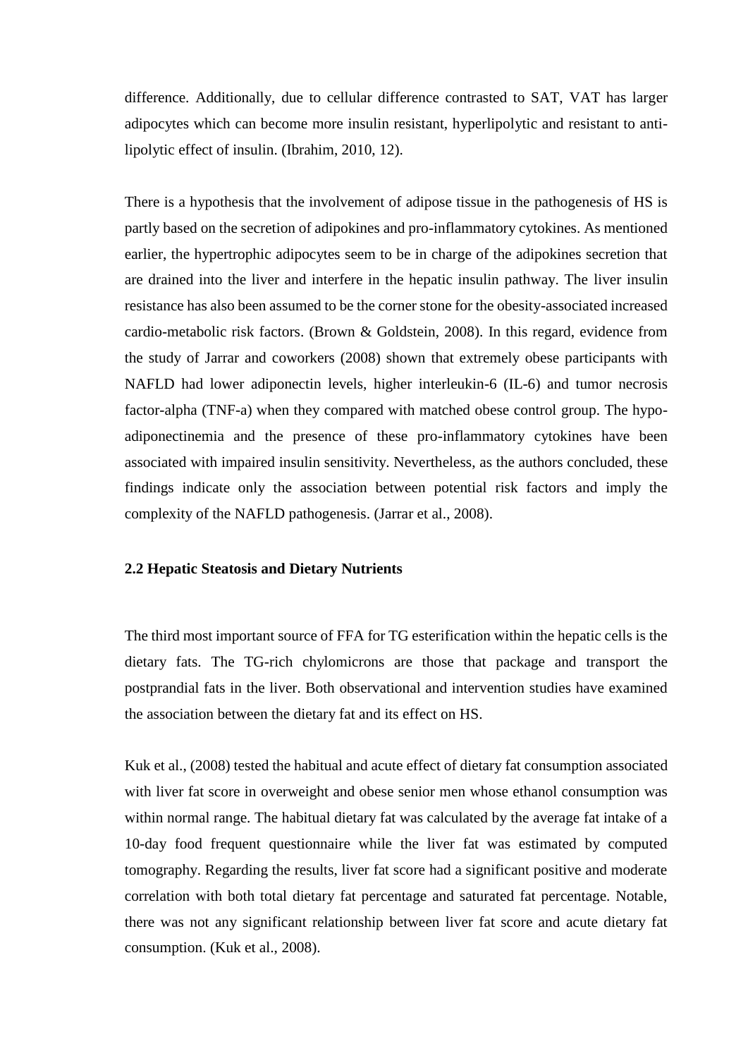difference. Additionally, due to cellular difference contrasted to SAT, VAT has larger adipocytes which can become more insulin resistant, hyperlipolytic and resistant to anti-lipolytic effect of insulin. (Ibrahim, 2010, 12).

There is a hypothesis that the involvement of adipose tissue in the pathogenesis of HS is partly based on the secretion of adipokines and pro-inflammatory cytokines. As mentioned earlier, the hypertrophic adipocytes seem to be in charge of the adipokines secretion that are drained into the liver and interfere in the hepatic insulin pathway. The liver insulin resistance has also been assumed to be the corner stone for the obesity-associated increased cardio-metabolic risk factors. (Brown & Goldstein, 2008). In this regard, evidence from the study of Jarrar and coworkers (2008) shown that extremely obese participants with NAFLD had lower adiponectin levels, higher interleukin-6 (IL-6) and tumor necrosis factor-alpha (TNF-a) when they compared with matched obese control group. The hypo-adiponectinemia and the presence of these pro-inflammatory cytokines have been associated with impaired insulin sensitivity. Nevertheless, as the authors concluded, these findings indicate only the association between potential risk factors and imply the complexity of the NAFLD pathogenesis. (Jarrar et al., 2008).

## 2.2 Hepatic Steatosis and Dietary Nutrients

The third most important source of FFA for TG esterification within the hepatic cells is the dietary fats. The TG-rich chylomicrons are those that package and transport the postprandial fats in the liver. Both observational and intervention studies have examined the association between the dietary fat and its effect on HS.

Kuk et al., (2008) tested the habitual and acute effect of dietary fat consumption associated with liver fat score in overweight and obese senior men whose ethanol consumption was within normal range. The habitual dietary fat was calculated by the average fat intake of a 10-day food frequent questionnaire while the liver fat was estimated by computed tomography. Regarding the results, liver fat score had a significant positive and moderate correlation with both total dietary fat percentage and saturated fat percentage. Notable, there was not any significant relationship between liver fat score and acute dietary fat consumption. (Kuk et al., 2008).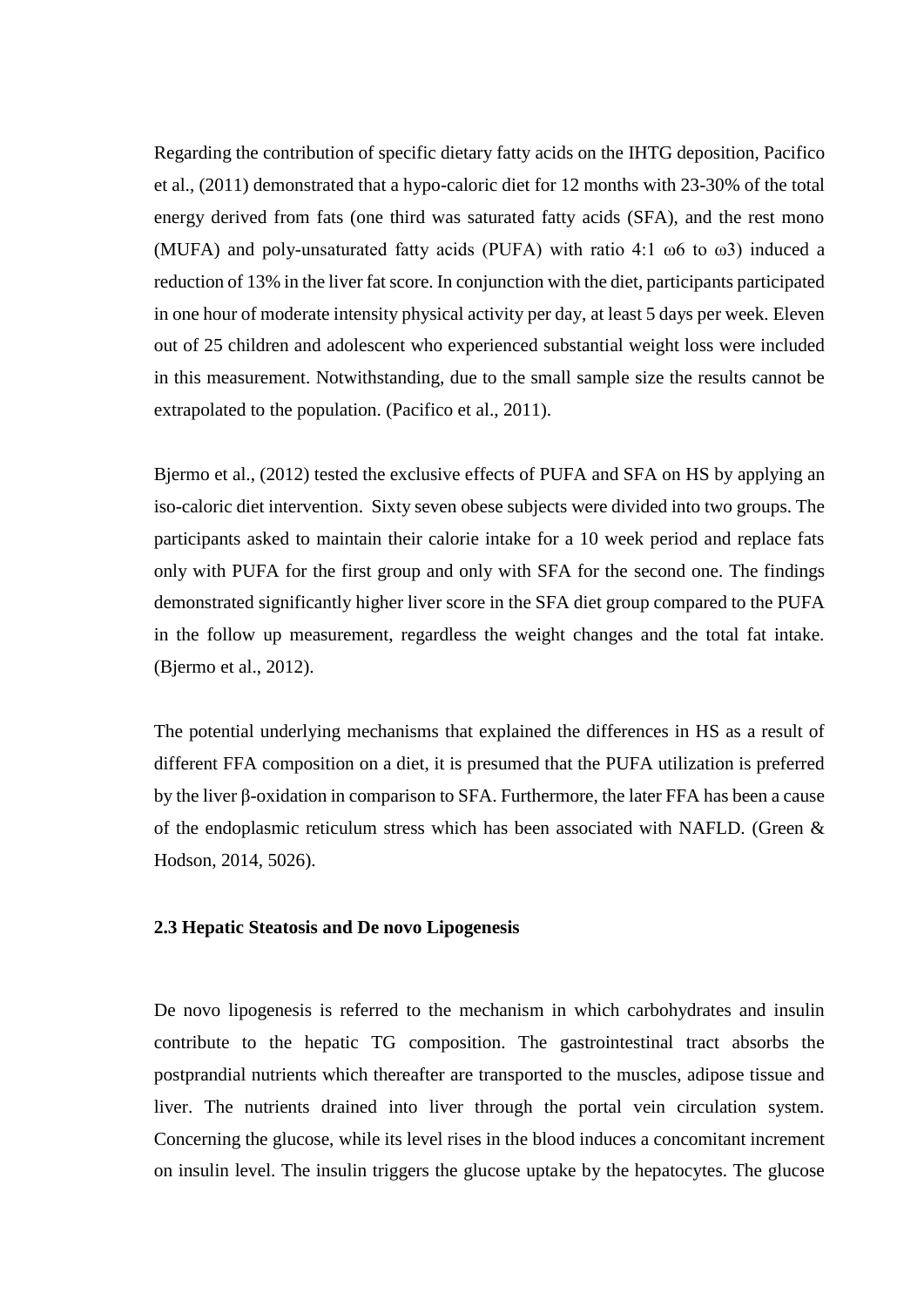Regarding the contribution of specific dietary fatty acids on the IHTG deposition, Pacifico et al., (2011) demonstrated that a hypo-caloric diet for 12 months with 23-30% of the total energy derived from fats (one third was saturated fatty acids (SFA), and the rest mono (MUFA) and poly-unsaturated fatty acids (PUFA) with ratio 4:1 ω6 to ω3) induced a reduction of 13% in the liver fat score. In conjunction with the diet, participants participated in one hour of moderate intensity physical activity per day, at least 5 days per week. Eleven out of 25 children and adolescent who experienced substantial weight loss were included in this measurement. Notwithstanding, due to the small sample size the results cannot be extrapolated to the population. (Pacifico et al., 2011).

Bjermo et al., (2012) tested the exclusive effects of PUFA and SFA on HS by applying an iso-caloric diet intervention. Sixty seven obese subjects were divided into two groups. The participants asked to maintain their calorie intake for a 10 week period and replace fats only with PUFA for the first group and only with SFA for the second one. The findings demonstrated significantly higher liver score in the SFA diet group compared to the PUFA in the follow up measurement, regardless the weight changes and the total fat intake. (Bjermo et al., 2012).

The potential underlying mechanisms that explained the differences in HS as a result of different FFA composition on a diet, it is presumed that the PUFA utilization is preferred by the liver β-oxidation in comparison to SFA. Furthermore, the later FFA has been a cause of the endoplasmic reticulum stress which has been associated with NAFLD. (Green & Hodson, 2014, 5026).

### 2.3 Hepatic Steatosis and De novo Lipogenesis

De novo lipogenesis is referred to the mechanism in which carbohydrates and insulin contribute to the hepatic TG composition. The gastrointestinal tract absorbs the postprandial nutrients which thereafter are transported to the muscles, adipose tissue and liver. The nutrients drained into liver through the portal vein circulation system. Concerning the glucose, while its level rises in the blood induces a concomitant increment on insulin level. The insulin triggers the glucose uptake by the hepatocytes. The glucose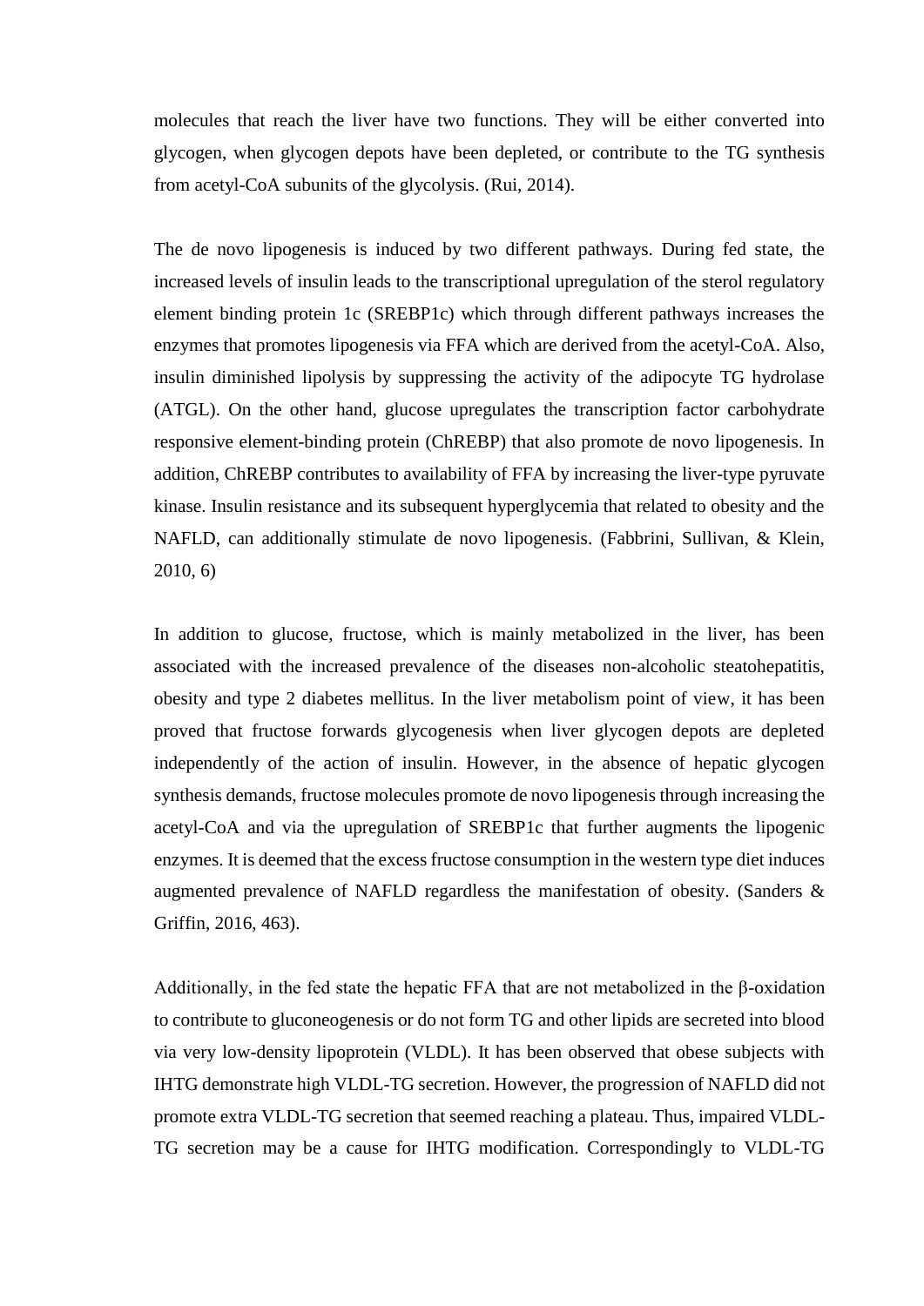molecules that reach the liver have two functions. They will be either converted into glycogen, when glycogen depots have been depleted, or contribute to the TG synthesis from acetyl-CoA subunits of the glycolysis. (Rui, 2014).

The de novo lipogenesis is induced by two different pathways. During fed state, the increased levels of insulin leads to the transcriptional upregulation of the sterol regulatory element binding protein 1c (SREBP1c) which through different pathways increases the enzymes that promotes lipogenesis via FFA which are derived from the acetyl-CoA. Also, insulin diminished lipolysis by suppressing the activity of the adipocyte TG hydrolase (ATGL). On the other hand, glucose upregulates the transcription factor carbohydrate responsive element-binding protein (ChREBP) that also promote de novo lipogenesis. In addition, ChREBP contributes to availability of FFA by increasing the liver-type pyruvate kinase. Insulin resistance and its subsequent hyperglycemia that related to obesity and the NAFLD, can additionally stimulate de novo lipogenesis. (Fabbrini, Sullivan, & Klein, 2010, 6)

In addition to glucose, fructose, which is mainly metabolized in the liver, has been associated with the increased prevalence of the diseases non-alcoholic steatohepatitis, obesity and type 2 diabetes mellitus. In the liver metabolism point of view, it has been proved that fructose forwards glycogenesis when liver glycogen depots are depleted independently of the action of insulin. However, in the absence of hepatic glycogen synthesis demands, fructose molecules promote de novo lipogenesis through increasing the acetyl-CoA and via the upregulation of SREBP1c that further augments the lipogenic enzymes. It is deemed that the excess fructose consumption in the western type diet induces augmented prevalence of NAFLD regardless the manifestation of obesity. (Sanders & Griffin, 2016, 463).

Additionally, in the fed state the hepatic FFA that are not metabolized in the β-oxidation to contribute to gluconeogenesis or do not form TG and other lipids are secreted into blood via very low-density lipoprotein (VLDL). It has been observed that obese subjects with IHTG demonstrate high VLDL-TG secretion. However, the progression of NAFLD did not promote extra VLDL-TG secretion that seemed reaching a plateau. Thus, impaired VLDL-TG secretion may be a cause for IHTG modification. Correspondingly to VLDL-TG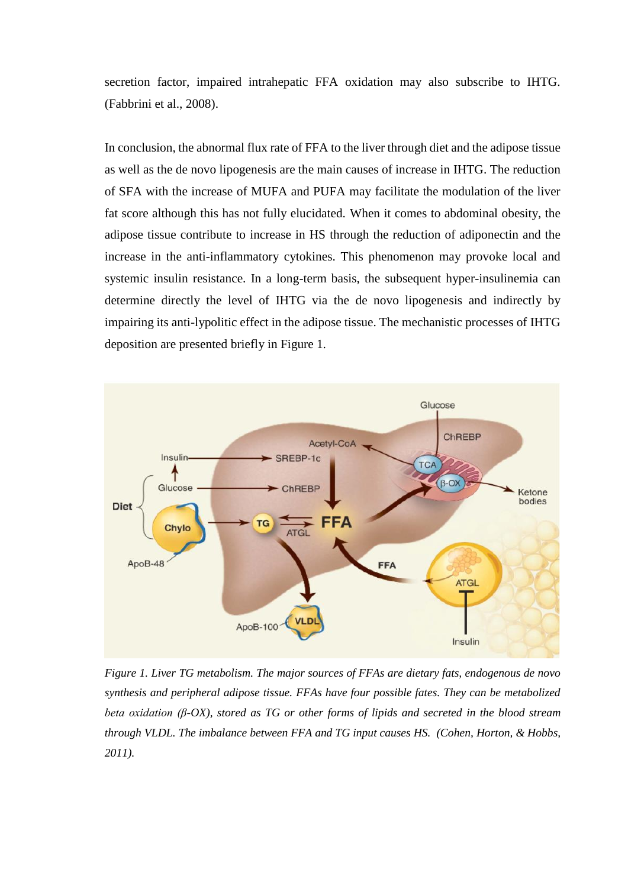secretion factor, impaired intrahepatic FFA oxidation may also subscribe to IHTG. (Fabbrini et al., 2008).

In conclusion, the abnormal flux rate of FFA to the liver through diet and the adipose tissue as well as the de novo lipogenesis are the main causes of increase in IHTG. The reduction of SFA with the increase of MUFA and PUFA may facilitate the modulation of the liver fat score although this has not fully elucidated. When it comes to abdominal obesity, the adipose tissue contribute to increase in HS through the reduction of adiponectin and the increase in the anti-inflammatory cytokines. This phenomenon may provoke local and systemic insulin resistance. In a long-term basis, the subsequent hyper-insulinemia can determine directly the level of IHTG via the de novo lipogenesis and indirectly by impairing its anti-lypolitic effect in the adipose tissue. The mechanistic processes of IHTG deposition are presented briefly in Figure 1.

*Figure 1. Liver TG metabolism. The major sources of FFAs are dietary fats, endogenous de novo synthesis and peripheral adipose tissue. FFAs have four possible fates. They can be metabolized beta oxidation (β-OX), stored as TG or other forms of lipids and secreted in the blood stream through VLDL. The imbalance between FFA and TG input causes HS. (Cohen, Horton, & Hobbs, 2011).*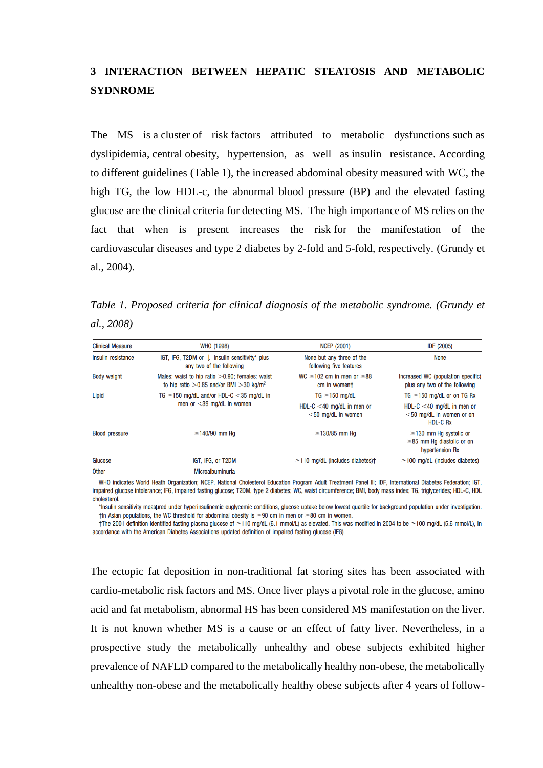# 3 INTERACTION BETWEEN HEPATIC STEATOSIS AND METABOLIC SYDNROME

The MS is a cluster of risk factors attributed to metabolic dysfunctions such as dyslipidemia, central obesity, hypertension, as well as insulin resistance. According to different guidelines (Table 1), the increased abdominal obesity measured with WC, the high TG, the low HDL-c, the abnormal blood pressure (BP) and the elevated fasting glucose are the clinical criteria for detecting MS. The high importance of MS relies on the fact that when is present increases the risk for the manifestation of the cardiovascular diseases and type 2 diabetes by 2-fold and 5-fold, respectively. (Grundy et al., 2004).

*Table 1. Proposed criteria for clinical diagnosis of the metabolic syndrome. (Grundy et al., 2008)*

| Clinical Measure | WHO (1998) | NCEP (2001) | IDF (2005) |
|---|---|---|---|
| Insulin resistance | IGT, IFG, T2DM or ↓ insulin sensitivity* plus any two of the following | None but any three of the following five features | None |
| Body weight | Males: waist to hip ratio >0.90; females: waist to hip ratio >0.85 and/or BMI >30 kg/m$^2$ | WC ≥102 cm in men or ≥88 cm in women† | Increased WC (population specific) plus any two of the following |
| Lipid | TG ≥150 mg/dL and/or HDL-C <35 mg/dL in men or <39 mg/dL in women | TG ≥150 mg/dL<br>HDL-C <40 mg/dL in men or <50 mg/dL in women | TG ≥150 mg/dL or on TG Rx<br>HDL-C <40 mg/dL in men or <50 mg/dL in women or on HDL-C Rx |
| Blood pressure | ≥140/90 mm Hg | ≥130/85 mm Hg | ≥130 mm Hg systolic or ≥85 mm Hg diastolic or on hypertension Rx |
| Glucose | IGT, IFG, or T2DM | ≥110 mg/dL (includes diabetes)‡ | ≥100 mg/dL (includes diabetes) |
| Other | Microalbuminuria | | |

WHO indicates World Heath Organization; NCEP, National Cholesterol Education Program Adult Treatment Panel III; IDF, International Diabetes Federation; IGT, impaired glucose intolerance; IFG, impaired fasting glucose; T2DM, type 2 diabetes; WC, waist circumference; BMI, body mass index; TG, triglycerides; HDL-C, HDL cholesterol.

*Insulin sensitivity measured under hyperinsulinemic euglycemic conditions, glucose uptake below lowest quartile for background population under investigation.

†In Asian populations, the WC threshold for abdominal obesity is ≥90 cm in men or ≥80 cm in women.

‡The 2001 definition identified fasting plasma glucose of ≥110 mg/dL (6.1 mmol/L) as elevated. This was modified in 2004 to be ≥100 mg/dL (5.6 mmol/L), in accordance with the American Diabetes Associations updated definition of impaired fasting glucose (IFG).

The ectopic fat deposition in non-traditional fat storing sites has been associated with cardio-metabolic risk factors and MS. Once liver plays a pivotal role in the glucose, amino acid and fat metabolism, abnormal HS has been considered MS manifestation on the liver. It is not known whether MS is a cause or an effect of fatty liver. Nevertheless, in a prospective study the metabolically unhealthy and obese subjects exhibited higher prevalence of NAFLD compared to the metabolically healthy non-obese, the metabolically unhealthy non-obese and the metabolically healthy obese subjects after 4 years of follow-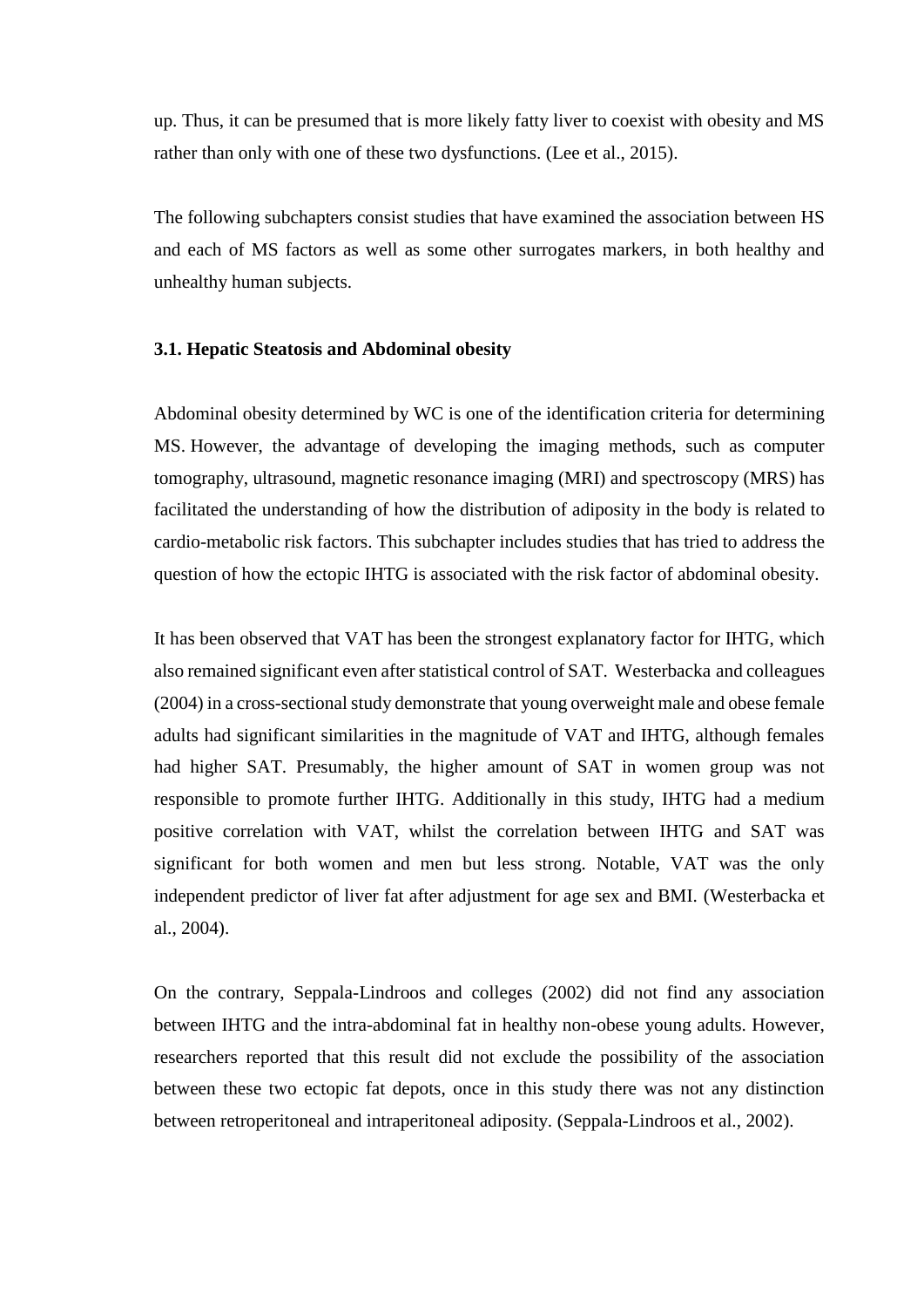up. Thus, it can be presumed that is more likely fatty liver to coexist with obesity and MS rather than only with one of these two dysfunctions. (Lee et al., 2015).

The following subchapters consist studies that have examined the association between HS and each of MS factors as well as some other surrogates markers, in both healthy and unhealthy human subjects.

### 3.1. Hepatic Steatosis and Abdominal obesity

Abdominal obesity determined by WC is one of the identification criteria for determining MS. However, the advantage of developing the imaging methods, such as computer tomography, ultrasound, magnetic resonance imaging (MRI) and spectroscopy (MRS) has facilitated the understanding of how the distribution of adiposity in the body is related to cardio-metabolic risk factors. This subchapter includes studies that has tried to address the question of how the ectopic IHTG is associated with the risk factor of abdominal obesity.

It has been observed that VAT has been the strongest explanatory factor for IHTG, which also remained significant even after statistical control of SAT. Westerbacka and colleagues (2004) in a cross-sectional study demonstrate that young overweight male and obese female adults had significant similarities in the magnitude of VAT and IHTG, although females had higher SAT. Presumably, the higher amount of SAT in women group was not responsible to promote further IHTG. Additionally in this study, IHTG had a medium positive correlation with VAT, whilst the correlation between IHTG and SAT was significant for both women and men but less strong. Notable, VAT was the only independent predictor of liver fat after adjustment for age sex and BMI. (Westerbacka et al., 2004).

On the contrary, Seppala-Lindroos and colleges (2002) did not find any association between IHTG and the intra-abdominal fat in healthy non-obese young adults. However, researchers reported that this result did not exclude the possibility of the association between these two ectopic fat depots, once in this study there was not any distinction between retroperitoneal and intraperitoneal adiposity. (Seppala-Lindroos et al., 2002).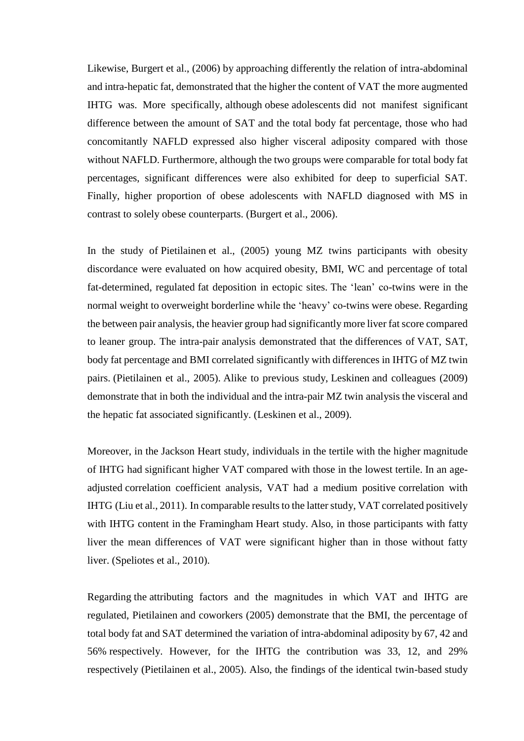Likewise, Burgert et al., (2006) by approaching differently the relation of intra-abdominal and intra-hepatic fat, demonstrated that the higher the content of VAT the more augmented IHTG was. More specifically, although obese adolescents did not manifest significant difference between the amount of SAT and the total body fat percentage, those who had concomitantly NAFLD expressed also higher visceral adiposity compared with those without NAFLD. Furthermore, although the two groups were comparable for total body fat percentages, significant differences were also exhibited for deep to superficial SAT. Finally, higher proportion of obese adolescents with NAFLD diagnosed with MS in contrast to solely obese counterparts. (Burgert et al., 2006).

In the study of Pietilainen et al., (2005) young MZ twins participants with obesity discordance were evaluated on how acquired obesity, BMI, WC and percentage of total fat-determined, regulated fat deposition in ectopic sites. The 'lean' co-twins were in the normal weight to overweight borderline while the 'heavy' co-twins were obese. Regarding the between pair analysis, the heavier group had significantly more liver fat score compared to leaner group. The intra-pair analysis demonstrated that the differences of VAT, SAT, body fat percentage and BMI correlated significantly with differences in IHTG of MZ twin pairs. (Pietilainen et al., 2005). Alike to previous study, Leskinen and colleagues (2009) demonstrate that in both the individual and the intra-pair MZ twin analysis the visceral and the hepatic fat associated significantly. (Leskinen et al., 2009).

Moreover, in the Jackson Heart study, individuals in the tertile with the higher magnitude of IHTG had significant higher VAT compared with those in the lowest tertile. In an age-adjusted correlation coefficient analysis, VAT had a medium positive correlation with IHTG (Liu et al., 2011). In comparable results to the latter study, VAT correlated positively with IHTG content in the Framingham Heart study. Also, in those participants with fatty liver the mean differences of VAT were significant higher than in those without fatty liver. (Speliotes et al., 2010).

Regarding the attributing factors and the magnitudes in which VAT and IHTG are regulated, Pietilainen and coworkers (2005) demonstrate that the BMI, the percentage of total body fat and SAT determined the variation of intra-abdominal adiposity by 67, 42 and 56% respectively. However, for the IHTG the contribution was 33, 12, and 29% respectively (Pietilainen et al., 2005). Also, the findings of the identical twin-based study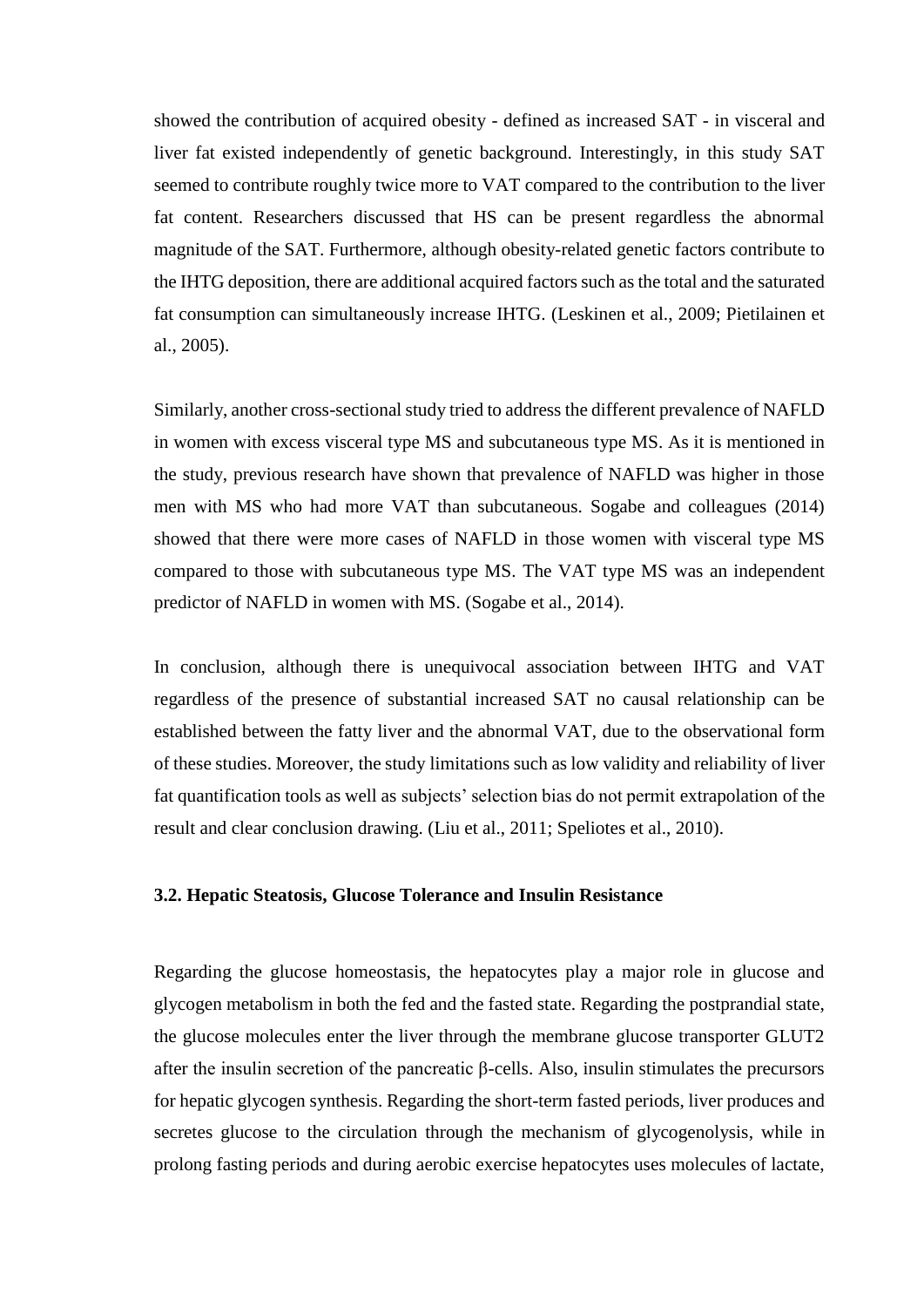showed the contribution of acquired obesity - defined as increased SAT - in visceral and liver fat existed independently of genetic background. Interestingly, in this study SAT seemed to contribute roughly twice more to VAT compared to the contribution to the liver fat content. Researchers discussed that HS can be present regardless the abnormal magnitude of the SAT. Furthermore, although obesity-related genetic factors contribute to the IHTG deposition, there are additional acquired factors such as the total and the saturated fat consumption can simultaneously increase IHTG. (Leskinen et al., 2009; Pietilainen et al., 2005).

Similarly, another cross-sectional study tried to address the different prevalence of NAFLD in women with excess visceral type MS and subcutaneous type MS. As it is mentioned in the study, previous research have shown that prevalence of NAFLD was higher in those men with MS who had more VAT than subcutaneous. Sogabe and colleagues (2014) showed that there were more cases of NAFLD in those women with visceral type MS compared to those with subcutaneous type MS. The VAT type MS was an independent predictor of NAFLD in women with MS. (Sogabe et al., 2014).

In conclusion, although there is unequivocal association between IHTG and VAT regardless of the presence of substantial increased SAT no causal relationship can be established between the fatty liver and the abnormal VAT, due to the observational form of these studies. Moreover, the study limitations such as low validity and reliability of liver fat quantification tools as well as subjects' selection bias do not permit extrapolation of the result and clear conclusion drawing. (Liu et al., 2011; Speliotes et al., 2010).

### 3.2. Hepatic Steatosis, Glucose Tolerance and Insulin Resistance

Regarding the glucose homeostasis, the hepatocytes play a major role in glucose and glycogen metabolism in both the fed and the fasted state. Regarding the postprandial state, the glucose molecules enter the liver through the membrane glucose transporter GLUT2 after the insulin secretion of the pancreatic β-cells. Also, insulin stimulates the precursors for hepatic glycogen synthesis. Regarding the short-term fasted periods, liver produces and secretes glucose to the circulation through the mechanism of glycogenolysis, while in prolong fasting periods and during aerobic exercise hepatocytes uses molecules of lactate,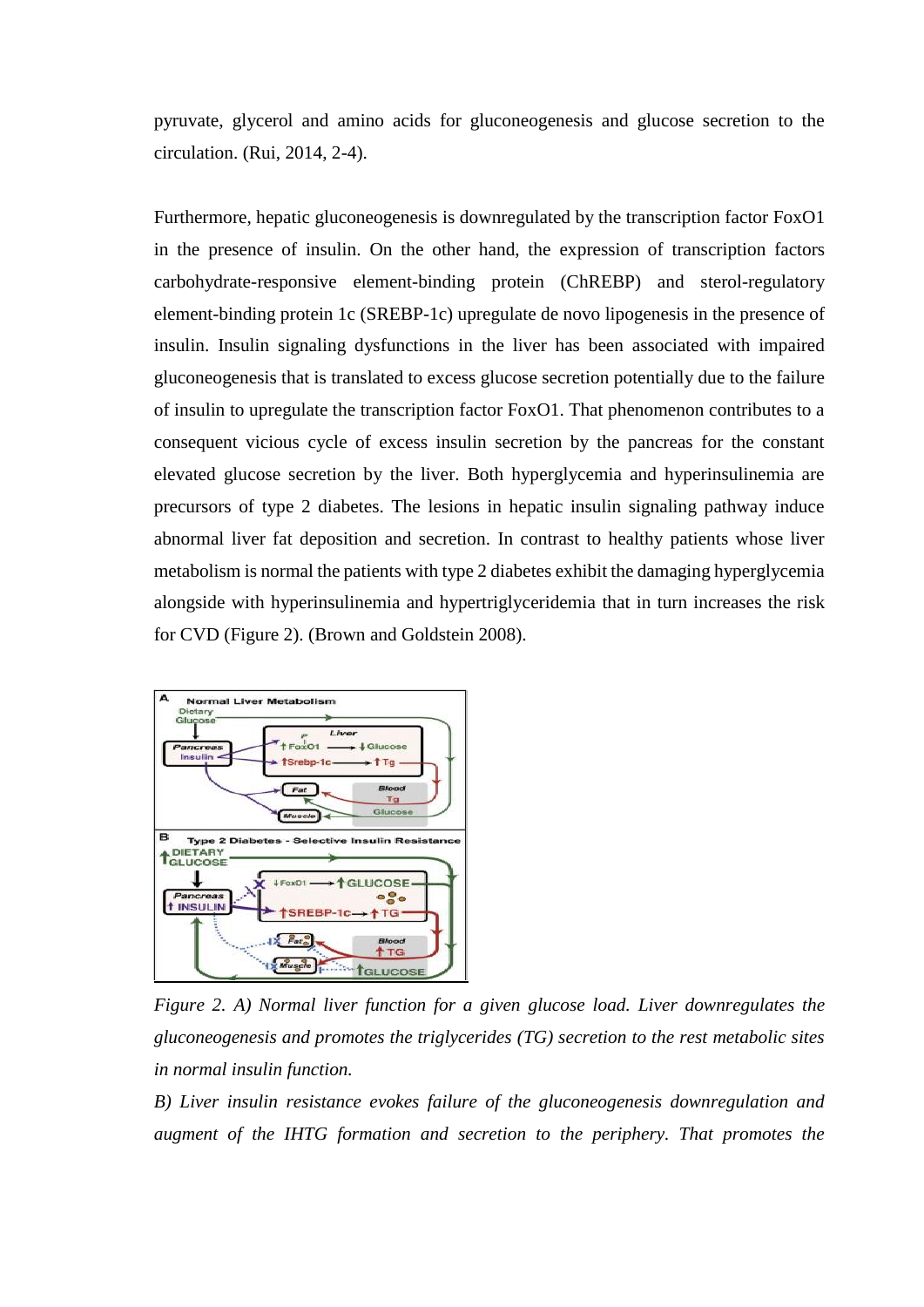pyruvate, glycerol and amino acids for gluconeogenesis and glucose secretion to the circulation. (Rui, 2014, 2-4).

Furthermore, hepatic gluconeogenesis is downregulated by the transcription factor FoxO1 in the presence of insulin. On the other hand, the expression of transcription factors carbohydrate-responsive element-binding protein (ChREBP) and sterol-regulatory element-binding protein 1c (SREBP-1c) upregulate de novo lipogenesis in the presence of insulin. Insulin signaling dysfunctions in the liver has been associated with impaired gluconeogenesis that is translated to excess glucose secretion potentially due to the failure of insulin to upregulate the transcription factor FoxO1. That phenomenon contributes to a consequent vicious cycle of excess insulin secretion by the pancreas for the constant elevated glucose secretion by the liver. Both hyperglycemia and hyperinsulinemia are precursors of type 2 diabetes. The lesions in hepatic insulin signaling pathway induce abnormal liver fat deposition and secretion. In contrast to healthy patients whose liver metabolism is normal the patients with type 2 diabetes exhibit the damaging hyperglycemia alongside with hyperinsulinemia and hypertriglyceridemia that in turn increases the risk for CVD (Figure 2). (Brown and Goldstein 2008).

*Figure 2. A) Normal liver function for a given glucose load. Liver downregulates the gluconeogenesis and promotes the triglycerides (TG) secretion to the rest metabolic sites in normal insulin function.*

*B) Liver insulin resistance evokes failure of the gluconeogenesis downregulation and augment of the IHTG formation and secretion to the periphery. That promotes the*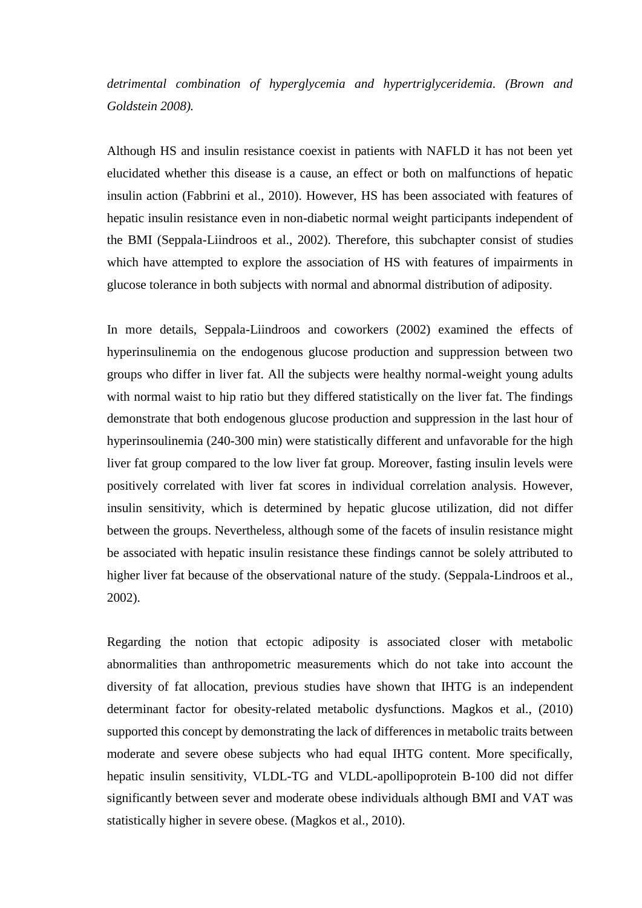*detrimental combination of hyperglycemia and hypertriglyceridemia. (Brown and Goldstein 2008).*

Although HS and insulin resistance coexist in patients with NAFLD it has not been yet elucidated whether this disease is a cause, an effect or both on malfunctions of hepatic insulin action (Fabbrini et al., 2010). However, HS has been associated with features of hepatic insulin resistance even in non-diabetic normal weight participants independent of the BMI (Seppala-Liindroos et al., 2002). Therefore, this subchapter consist of studies which have attempted to explore the association of HS with features of impairments in glucose tolerance in both subjects with normal and abnormal distribution of adiposity.

In more details, Seppala-Liindroos and coworkers (2002) examined the effects of hyperinsulinemia on the endogenous glucose production and suppression between two groups who differ in liver fat. All the subjects were healthy normal-weight young adults with normal waist to hip ratio but they differed statistically on the liver fat. The findings demonstrate that both endogenous glucose production and suppression in the last hour of hyperinsoulinemia (240-300 min) were statistically different and unfavorable for the high liver fat group compared to the low liver fat group. Moreover, fasting insulin levels were positively correlated with liver fat scores in individual correlation analysis. However, insulin sensitivity, which is determined by hepatic glucose utilization, did not differ between the groups. Nevertheless, although some of the facets of insulin resistance might be associated with hepatic insulin resistance these findings cannot be solely attributed to higher liver fat because of the observational nature of the study. (Seppala-Lindroos et al., 2002).

Regarding the notion that ectopic adiposity is associated closer with metabolic abnormalities than anthropometric measurements which do not take into account the diversity of fat allocation, previous studies have shown that IHTG is an independent determinant factor for obesity-related metabolic dysfunctions. Magkos et al., (2010) supported this concept by demonstrating the lack of differences in metabolic traits between moderate and severe obese subjects who had equal IHTG content. More specifically, hepatic insulin sensitivity, VLDL-TG and VLDL-apollipoprotein B-100 did not differ significantly between sever and moderate obese individuals although BMI and VAT was statistically higher in severe obese. (Magkos et al., 2010).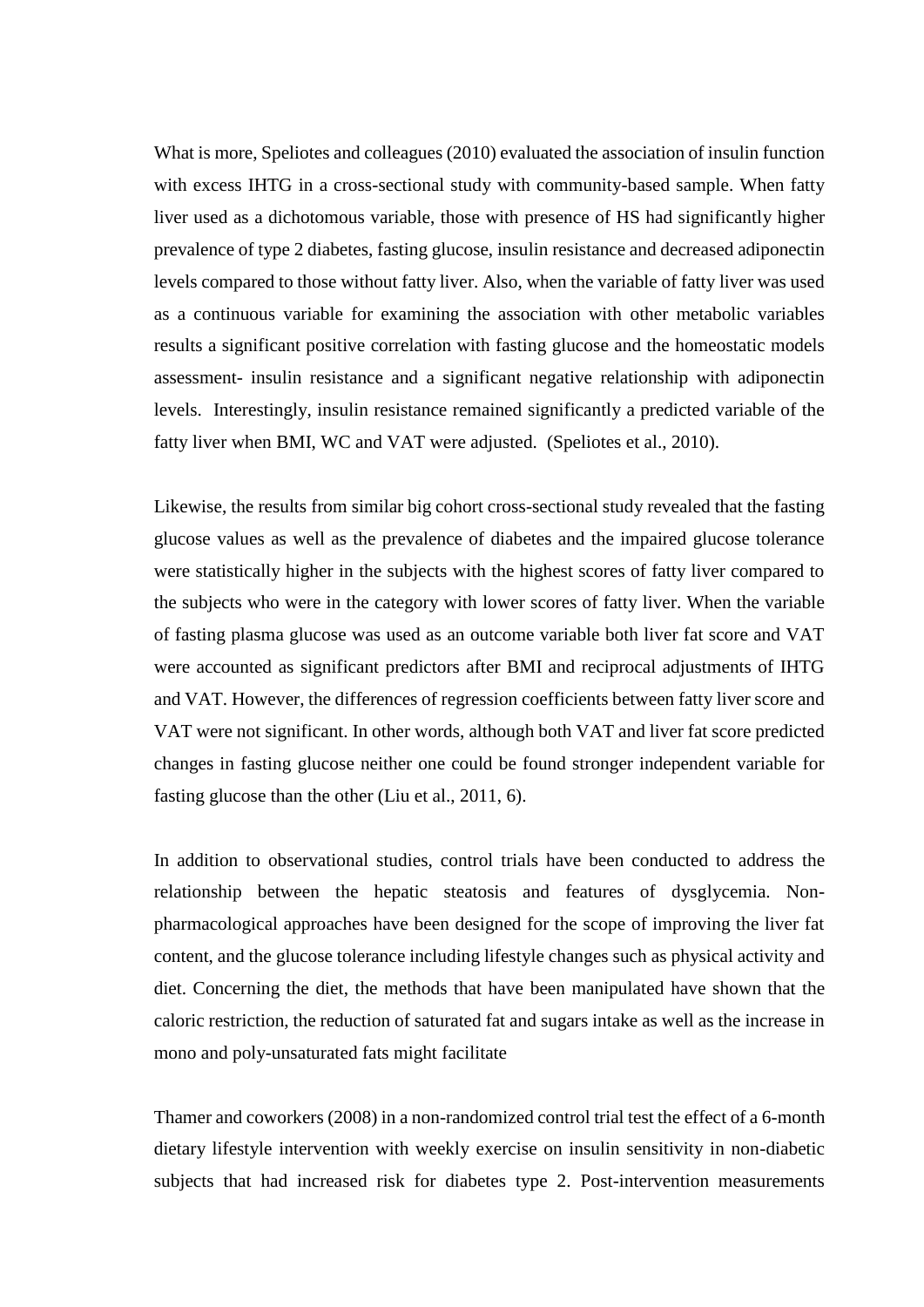What is more, Speliotes and colleagues (2010) evaluated the association of insulin function with excess IHTG in a cross-sectional study with community-based sample. When fatty liver used as a dichotomous variable, those with presence of HS had significantly higher prevalence of type 2 diabetes, fasting glucose, insulin resistance and decreased adiponectin levels compared to those without fatty liver. Also, when the variable of fatty liver was used as a continuous variable for examining the association with other metabolic variables results a significant positive correlation with fasting glucose and the homeostatic models assessment- insulin resistance and a significant negative relationship with adiponectin levels. Interestingly, insulin resistance remained significantly a predicted variable of the fatty liver when BMI, WC and VAT were adjusted. (Speliotes et al., 2010).

Likewise, the results from similar big cohort cross-sectional study revealed that the fasting glucose values as well as the prevalence of diabetes and the impaired glucose tolerance were statistically higher in the subjects with the highest scores of fatty liver compared to the subjects who were in the category with lower scores of fatty liver. When the variable of fasting plasma glucose was used as an outcome variable both liver fat score and VAT were accounted as significant predictors after BMI and reciprocal adjustments of IHTG and VAT. However, the differences of regression coefficients between fatty liver score and VAT were not significant. In other words, although both VAT and liver fat score predicted changes in fasting glucose neither one could be found stronger independent variable for fasting glucose than the other (Liu et al., 2011, 6).

In addition to observational studies, control trials have been conducted to address the relationship between the hepatic steatosis and features of dysglycemia. Non-pharmacological approaches have been designed for the scope of improving the liver fat content, and the glucose tolerance including lifestyle changes such as physical activity and diet. Concerning the diet, the methods that have been manipulated have shown that the caloric restriction, the reduction of saturated fat and sugars intake as well as the increase in mono and poly-unsaturated fats might facilitate

Thamer and coworkers (2008) in a non-randomized control trial test the effect of a 6-month dietary lifestyle intervention with weekly exercise on insulin sensitivity in non-diabetic subjects that had increased risk for diabetes type 2. Post-intervention measurements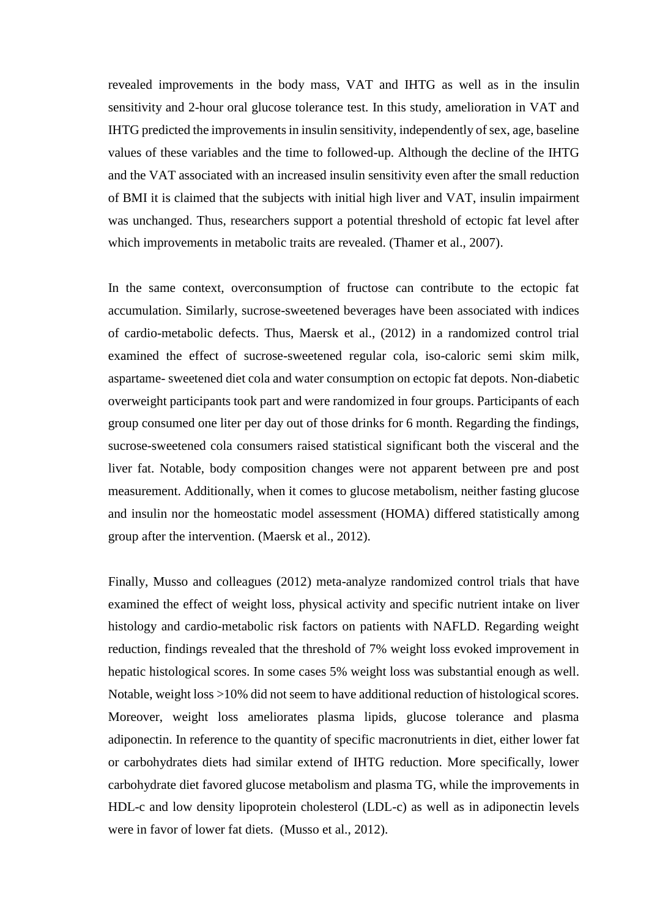revealed improvements in the body mass, VAT and IHTG as well as in the insulin sensitivity and 2-hour oral glucose tolerance test. In this study, amelioration in VAT and IHTG predicted the improvements in insulin sensitivity, independently of sex, age, baseline values of these variables and the time to followed-up. Although the decline of the IHTG and the VAT associated with an increased insulin sensitivity even after the small reduction of BMI it is claimed that the subjects with initial high liver and VAT, insulin impairment was unchanged. Thus, researchers support a potential threshold of ectopic fat level after which improvements in metabolic traits are revealed. (Thamer et al., 2007).

In the same context, overconsumption of fructose can contribute to the ectopic fat accumulation. Similarly, sucrose-sweetened beverages have been associated with indices of cardio-metabolic defects. Thus, Maersk et al., (2012) in a randomized control trial examined the effect of sucrose-sweetened regular cola, iso-caloric semi skim milk, aspartame- sweetened diet cola and water consumption on ectopic fat depots. Non-diabetic overweight participants took part and were randomized in four groups. Participants of each group consumed one liter per day out of those drinks for 6 month. Regarding the findings, sucrose-sweetened cola consumers raised statistical significant both the visceral and the liver fat. Notable, body composition changes were not apparent between pre and post measurement. Additionally, when it comes to glucose metabolism, neither fasting glucose and insulin nor the homeostatic model assessment (HOMA) differed statistically among group after the intervention. (Maersk et al., 2012).

Finally, Musso and colleagues (2012) meta-analyze randomized control trials that have examined the effect of weight loss, physical activity and specific nutrient intake on liver histology and cardio-metabolic risk factors on patients with NAFLD. Regarding weight reduction, findings revealed that the threshold of 7% weight loss evoked improvement in hepatic histological scores. In some cases 5% weight loss was substantial enough as well. Notable, weight loss >10% did not seem to have additional reduction of histological scores. Moreover, weight loss ameliorates plasma lipids, glucose tolerance and plasma adiponectin. In reference to the quantity of specific macronutrients in diet, either lower fat or carbohydrates diets had similar extend of IHTG reduction. More specifically, lower carbohydrate diet favored glucose metabolism and plasma TG, while the improvements in HDL-c and low density lipoprotein cholesterol (LDL-c) as well as in adiponectin levels were in favor of lower fat diets. (Musso et al., 2012).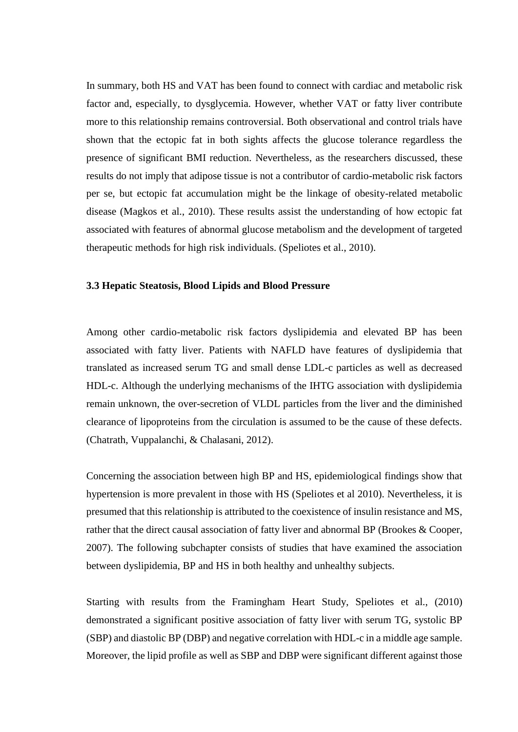In summary, both HS and VAT has been found to connect with cardiac and metabolic risk factor and, especially, to dysglycemia. However, whether VAT or fatty liver contribute more to this relationship remains controversial. Both observational and control trials have shown that the ectopic fat in both sights affects the glucose tolerance regardless the presence of significant BMI reduction. Nevertheless, as the researchers discussed, these results do not imply that adipose tissue is not a contributor of cardio-metabolic risk factors per se, but ectopic fat accumulation might be the linkage of obesity-related metabolic disease (Magkos et al., 2010). These results assist the understanding of how ectopic fat associated with features of abnormal glucose metabolism and the development of targeted therapeutic methods for high risk individuals. (Speliotes et al., 2010).

### 3.3 Hepatic Steatosis, Blood Lipids and Blood Pressure

Among other cardio-metabolic risk factors dyslipidemia and elevated BP has been associated with fatty liver. Patients with NAFLD have features of dyslipidemia that translated as increased serum TG and small dense LDL-c particles as well as decreased HDL-c. Although the underlying mechanisms of the IHTG association with dyslipidemia remain unknown, the over-secretion of VLDL particles from the liver and the diminished clearance of lipoproteins from the circulation is assumed to be the cause of these defects. (Chatrath, Vuppalanchi, & Chalasani, 2012).

Concerning the association between high BP and HS, epidemiological findings show that hypertension is more prevalent in those with HS (Speliotes et al 2010). Nevertheless, it is presumed that this relationship is attributed to the coexistence of insulin resistance and MS, rather that the direct causal association of fatty liver and abnormal BP (Brookes & Cooper, 2007). The following subchapter consists of studies that have examined the association between dyslipidemia, BP and HS in both healthy and unhealthy subjects.

Starting with results from the Framingham Heart Study, Speliotes et al., (2010) demonstrated a significant positive association of fatty liver with serum TG, systolic BP (SBP) and diastolic BP (DBP) and negative correlation with HDL-c in a middle age sample. Moreover, the lipid profile as well as SBP and DBP were significant different against those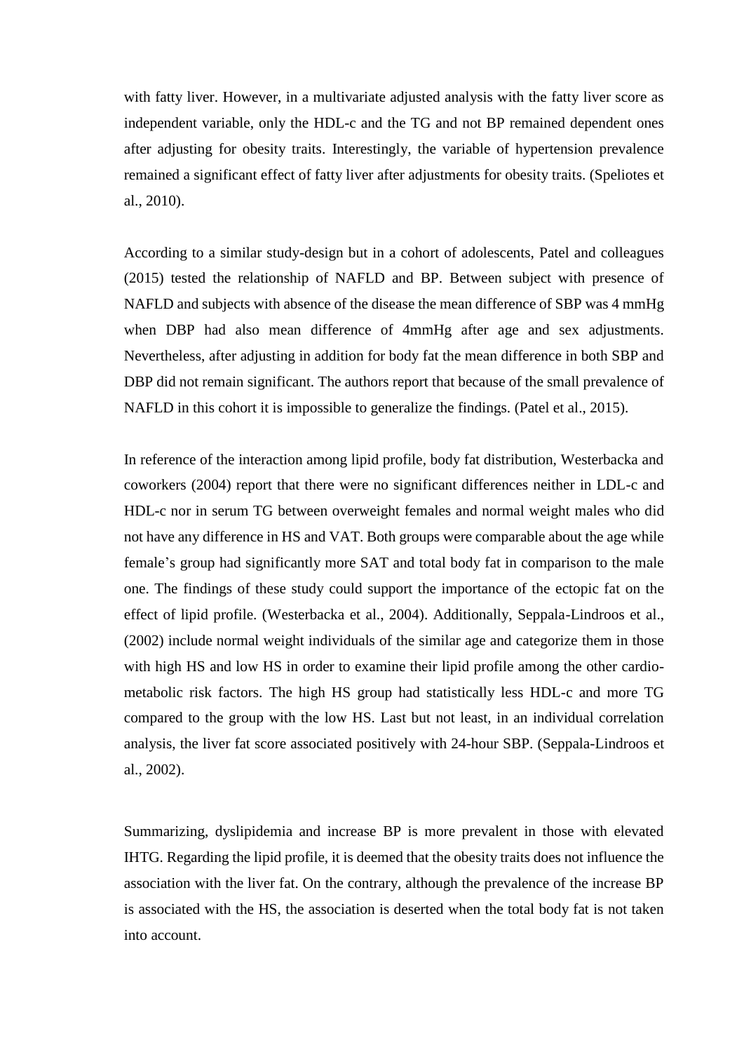with fatty liver. However, in a multivariate adjusted analysis with the fatty liver score as independent variable, only the HDL-c and the TG and not BP remained dependent ones after adjusting for obesity traits. Interestingly, the variable of hypertension prevalence remained a significant effect of fatty liver after adjustments for obesity traits. (Speliotes et al., 2010).

According to a similar study-design but in a cohort of adolescents, Patel and colleagues (2015) tested the relationship of NAFLD and BP. Between subject with presence of NAFLD and subjects with absence of the disease the mean difference of SBP was 4 mmHg when DBP had also mean difference of 4mmHg after age and sex adjustments. Nevertheless, after adjusting in addition for body fat the mean difference in both SBP and DBP did not remain significant. The authors report that because of the small prevalence of NAFLD in this cohort it is impossible to generalize the findings. (Patel et al., 2015).

In reference of the interaction among lipid profile, body fat distribution, Westerbacka and coworkers (2004) report that there were no significant differences neither in LDL-c and HDL-c nor in serum TG between overweight females and normal weight males who did not have any difference in HS and VAT. Both groups were comparable about the age while female's group had significantly more SAT and total body fat in comparison to the male one. The findings of these study could support the importance of the ectopic fat on the effect of lipid profile. (Westerbacka et al., 2004). Additionally, Seppala-Lindroos et al., (2002) include normal weight individuals of the similar age and categorize them in those with high HS and low HS in order to examine their lipid profile among the other cardio-metabolic risk factors. The high HS group had statistically less HDL-c and more TG compared to the group with the low HS. Last but not least, in an individual correlation analysis, the liver fat score associated positively with 24-hour SBP. (Seppala-Lindroos et al., 2002).

Summarizing, dyslipidemia and increase BP is more prevalent in those with elevated IHTG. Regarding the lipid profile, it is deemed that the obesity traits does not influence the association with the liver fat. On the contrary, although the prevalence of the increase BP is associated with the HS, the association is deserted when the total body fat is not taken into account.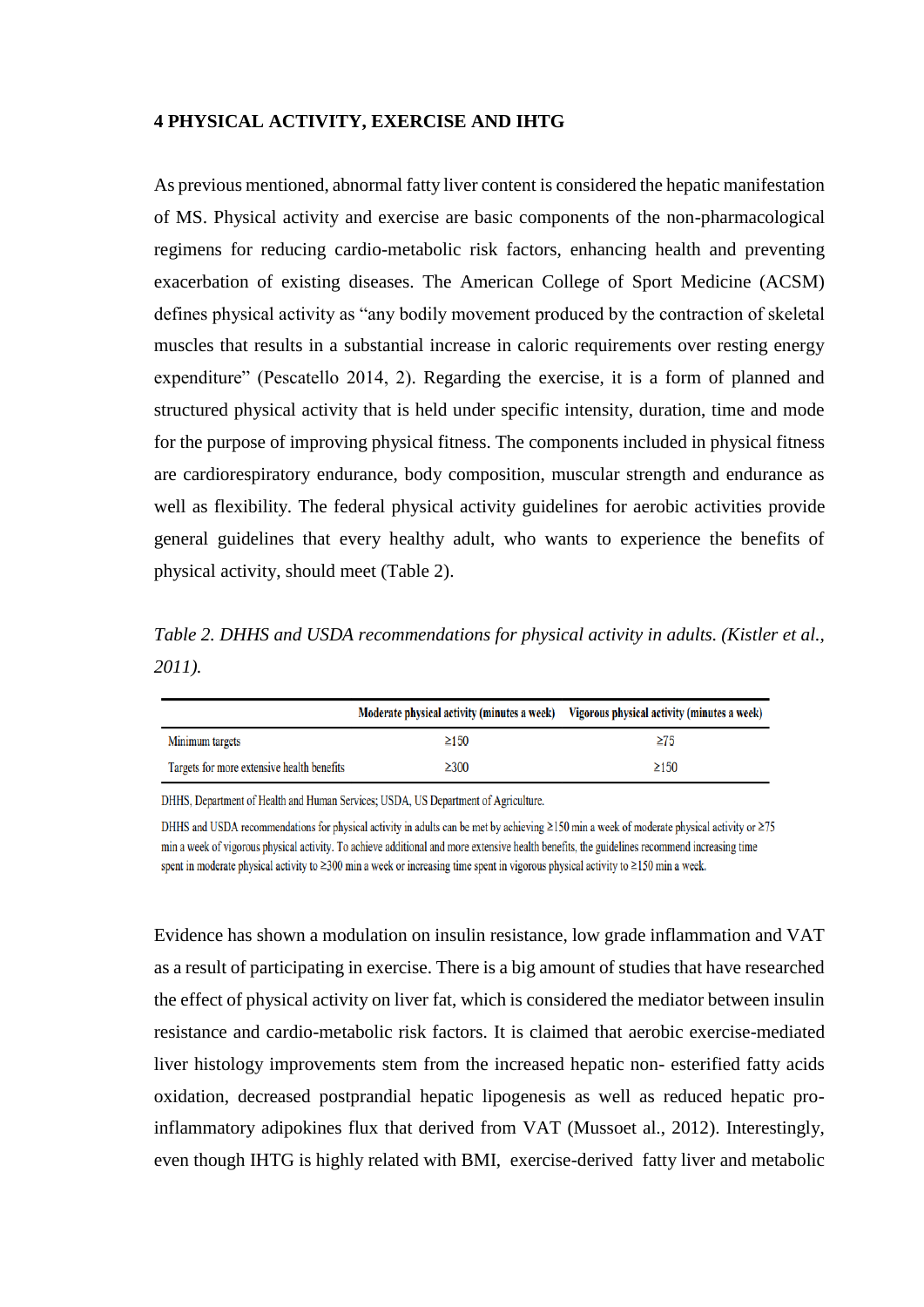# 4 PHYSICAL ACTIVITY, EXERCISE AND IHTG

As previous mentioned, abnormal fatty liver content is considered the hepatic manifestation of MS. Physical activity and exercise are basic components of the non-pharmacological regimens for reducing cardio-metabolic risk factors, enhancing health and preventing exacerbation of existing diseases. The American College of Sport Medicine (ACSM) defines physical activity as "any bodily movement produced by the contraction of skeletal muscles that results in a substantial increase in caloric requirements over resting energy expenditure" (Pescatello 2014, 2). Regarding the exercise, it is a form of planned and structured physical activity that is held under specific intensity, duration, time and mode for the purpose of improving physical fitness. The components included in physical fitness are cardiorespiratory endurance, body composition, muscular strength and endurance as well as flexibility. The federal physical activity guidelines for aerobic activities provide general guidelines that every healthy adult, who wants to experience the benefits of physical activity, should meet (Table 2).

*Table 2. DHHS and USDA recommendations for physical activity in adults. (Kistler et al., 2011).*

| | Moderate physical activity (minutes a week) | Vigorous physical activity (minutes a week) |
|---|---|---|
| Minimum targets | ≥150 | ≥75 |
| Targets for more extensive health benefits | ≥300 | ≥150 |

DHHS, Department of Health and Human Services; USDA, US Department of Agriculture.

DHHS and USDA recommendations for physical activity in adults can be met by achieving ≥150 min a week of moderate physical activity or ≥75 min a week of vigorous physical activity. To achieve additional and more extensive health benefits, the guidelines recommend increasing time spent in moderate physical activity to ≥300 min a week or increasing time spent in vigorous physical activity to ≥150 min a week.

Evidence has shown a modulation on insulin resistance, low grade inflammation and VAT as a result of participating in exercise. There is a big amount of studies that have researched the effect of physical activity on liver fat, which is considered the mediator between insulin resistance and cardio-metabolic risk factors. It is claimed that aerobic exercise-mediated liver histology improvements stem from the increased hepatic non- esterified fatty acids oxidation, decreased postprandial hepatic lipogenesis as well as reduced hepatic pro-inflammatory adipokines flux that derived from VAT (Mussoet al., 2012). Interestingly, even though IHTG is highly related with BMI, exercise-derived fatty liver and metabolic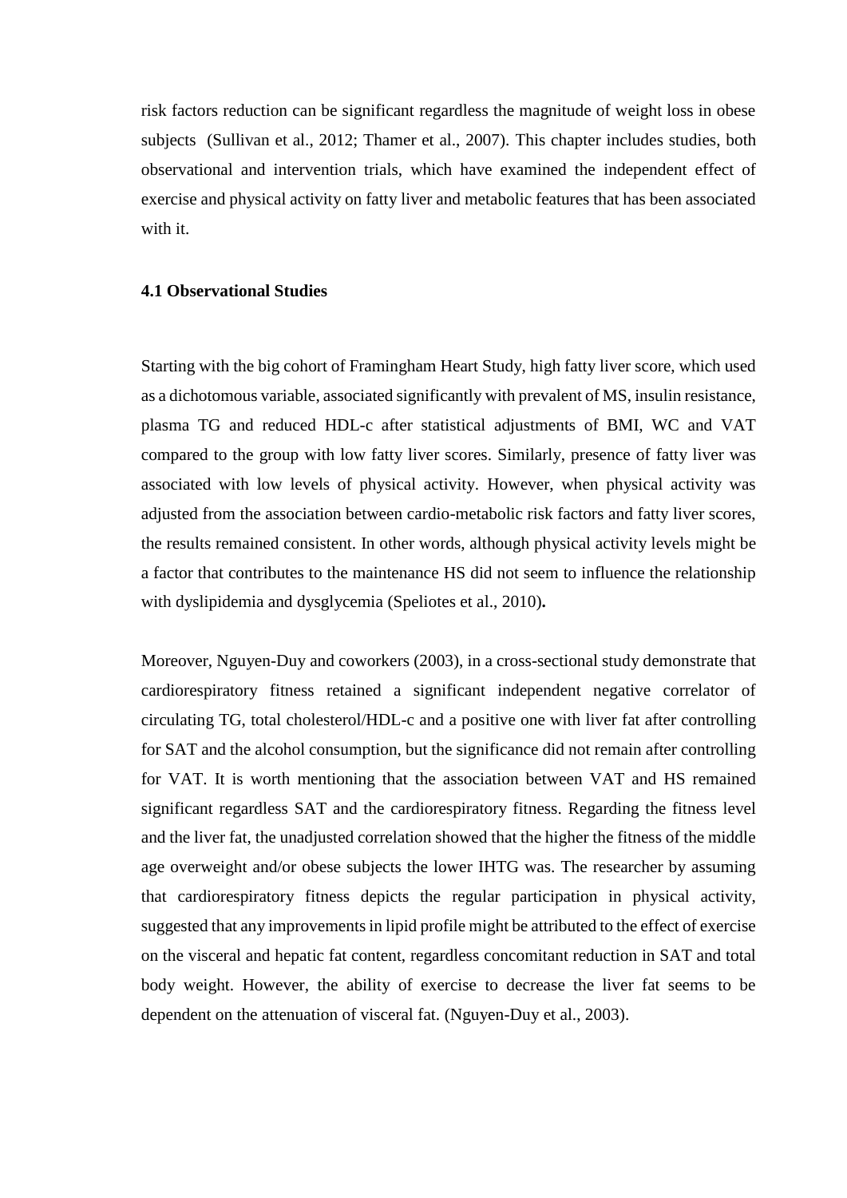risk factors reduction can be significant regardless the magnitude of weight loss in obese subjects (Sullivan et al., 2012; Thamer et al., 2007). This chapter includes studies, both observational and intervention trials, which have examined the independent effect of exercise and physical activity on fatty liver and metabolic features that has been associated with it.

### 4.1 Observational Studies

Starting with the big cohort of Framingham Heart Study, high fatty liver score, which used as a dichotomous variable, associated significantly with prevalent of MS, insulin resistance, plasma TG and reduced HDL-c after statistical adjustments of BMI, WC and VAT compared to the group with low fatty liver scores. Similarly, presence of fatty liver was associated with low levels of physical activity. However, when physical activity was adjusted from the association between cardio-metabolic risk factors and fatty liver scores, the results remained consistent. In other words, although physical activity levels might be a factor that contributes to the maintenance HS did not seem to influence the relationship with dyslipidemia and dysglycemia (Speliotes et al., 2010).

Moreover, Nguyen-Duy and coworkers (2003), in a cross-sectional study demonstrate that cardiorespiratory fitness retained a significant independent negative correlator of circulating TG, total cholesterol/HDL-c and a positive one with liver fat after controlling for SAT and the alcohol consumption, but the significance did not remain after controlling for VAT. It is worth mentioning that the association between VAT and HS remained significant regardless SAT and the cardiorespiratory fitness. Regarding the fitness level and the liver fat, the unadjusted correlation showed that the higher the fitness of the middle age overweight and/or obese subjects the lower IHTG was. The researcher by assuming that cardiorespiratory fitness depicts the regular participation in physical activity, suggested that any improvements in lipid profile might be attributed to the effect of exercise on the visceral and hepatic fat content, regardless concomitant reduction in SAT and total body weight. However, the ability of exercise to decrease the liver fat seems to be dependent on the attenuation of visceral fat. (Nguyen-Duy et al., 2003).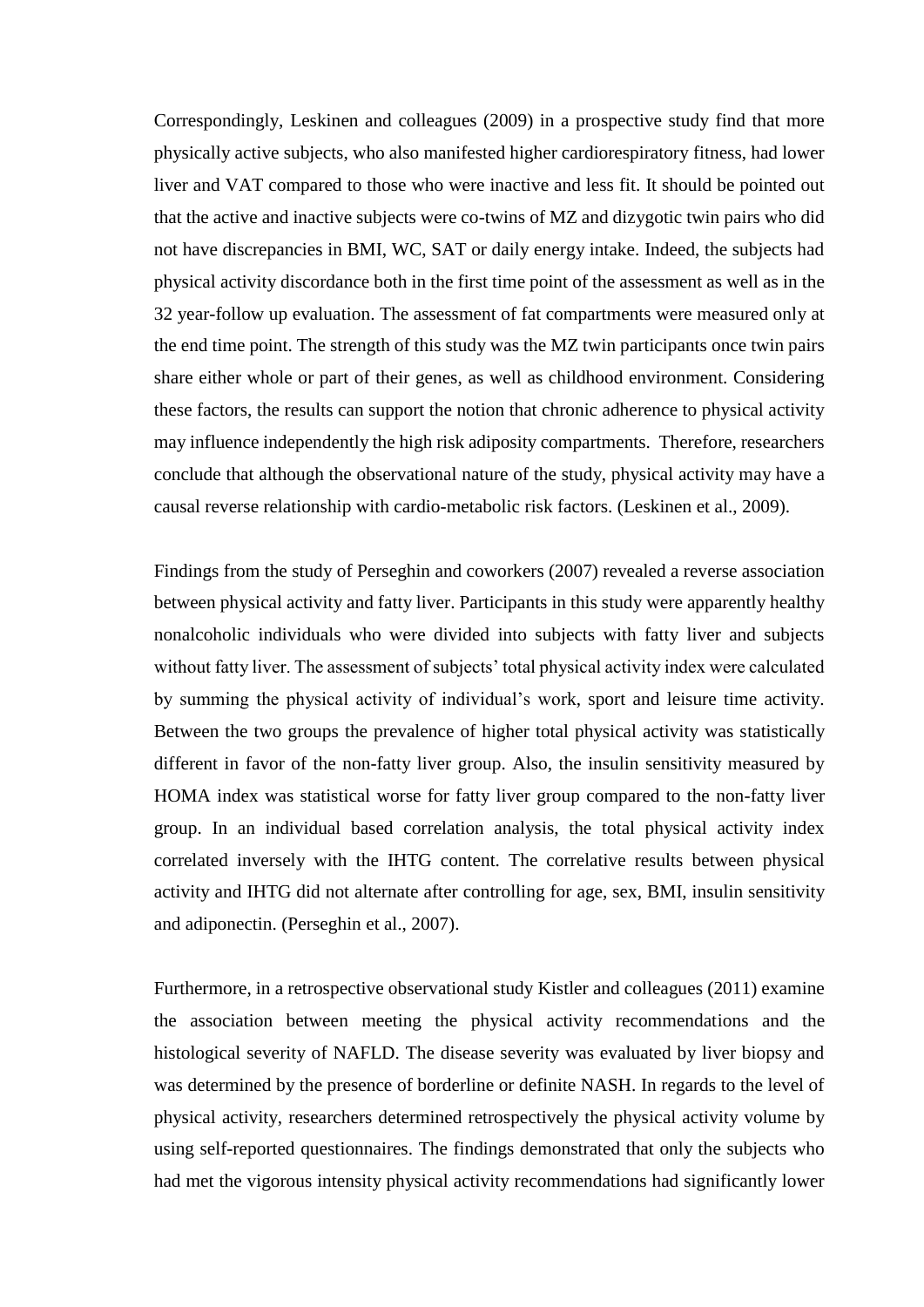Correspondingly, Leskinen and colleagues (2009) in a prospective study find that more physically active subjects, who also manifested higher cardiorespiratory fitness, had lower liver and VAT compared to those who were inactive and less fit. It should be pointed out that the active and inactive subjects were co-twins of MZ and dizygotic twin pairs who did not have discrepancies in BMI, WC, SAT or daily energy intake. Indeed, the subjects had physical activity discordance both in the first time point of the assessment as well as in the 32 year-follow up evaluation. The assessment of fat compartments were measured only at the end time point. The strength of this study was the MZ twin participants once twin pairs share either whole or part of their genes, as well as childhood environment. Considering these factors, the results can support the notion that chronic adherence to physical activity may influence independently the high risk adiposity compartments. Therefore, researchers conclude that although the observational nature of the study, physical activity may have a causal reverse relationship with cardio-metabolic risk factors. (Leskinen et al., 2009).

Findings from the study of Perseghin and coworkers (2007) revealed a reverse association between physical activity and fatty liver. Participants in this study were apparently healthy nonalcoholic individuals who were divided into subjects with fatty liver and subjects without fatty liver. The assessment of subjects' total physical activity index were calculated by summing the physical activity of individual's work, sport and leisure time activity. Between the two groups the prevalence of higher total physical activity was statistically different in favor of the non-fatty liver group. Also, the insulin sensitivity measured by HOMA index was statistical worse for fatty liver group compared to the non-fatty liver group. In an individual based correlation analysis, the total physical activity index correlated inversely with the IHTG content. The correlative results between physical activity and IHTG did not alternate after controlling for age, sex, BMI, insulin sensitivity and adiponectin. (Perseghin et al., 2007).

Furthermore, in a retrospective observational study Kistler and colleagues (2011) examine the association between meeting the physical activity recommendations and the histological severity of NAFLD. The disease severity was evaluated by liver biopsy and was determined by the presence of borderline or definite NASH. In regards to the level of physical activity, researchers determined retrospectively the physical activity volume by using self-reported questionnaires. The findings demonstrated that only the subjects who had met the vigorous intensity physical activity recommendations had significantly lower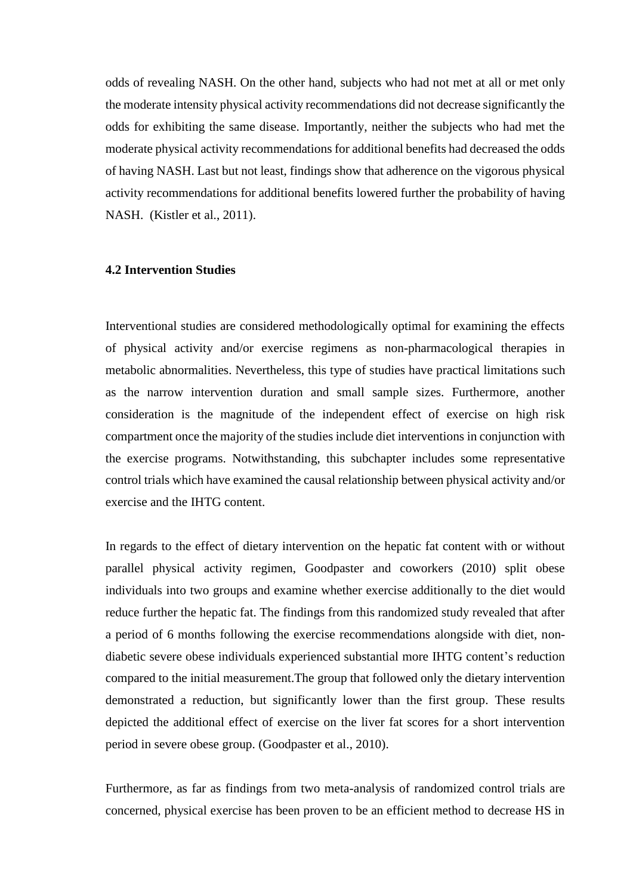odds of revealing NASH. On the other hand, subjects who had not met at all or met only the moderate intensity physical activity recommendations did not decrease significantly the odds for exhibiting the same disease. Importantly, neither the subjects who had met the moderate physical activity recommendations for additional benefits had decreased the odds of having NASH. Last but not least, findings show that adherence on the vigorous physical activity recommendations for additional benefits lowered further the probability of having NASH. (Kistler et al., 2011).

### 4.2 Intervention Studies

Interventional studies are considered methodologically optimal for examining the effects of physical activity and/or exercise regimens as non-pharmacological therapies in metabolic abnormalities. Nevertheless, this type of studies have practical limitations such as the narrow intervention duration and small sample sizes. Furthermore, another consideration is the magnitude of the independent effect of exercise on high risk compartment once the majority of the studies include diet interventions in conjunction with the exercise programs. Notwithstanding, this subchapter includes some representative control trials which have examined the causal relationship between physical activity and/or exercise and the IHTG content.

In regards to the effect of dietary intervention on the hepatic fat content with or without parallel physical activity regimen, Goodpaster and coworkers (2010) split obese individuals into two groups and examine whether exercise additionally to the diet would reduce further the hepatic fat. The findings from this randomized study revealed that after a period of 6 months following the exercise recommendations alongside with diet, non-diabetic severe obese individuals experienced substantial more IHTG content's reduction compared to the initial measurement.The group that followed only the dietary intervention demonstrated a reduction, but significantly lower than the first group. These results depicted the additional effect of exercise on the liver fat scores for a short intervention period in severe obese group. (Goodpaster et al., 2010).

Furthermore, as far as findings from two meta-analysis of randomized control trials are concerned, physical exercise has been proven to be an efficient method to decrease HS in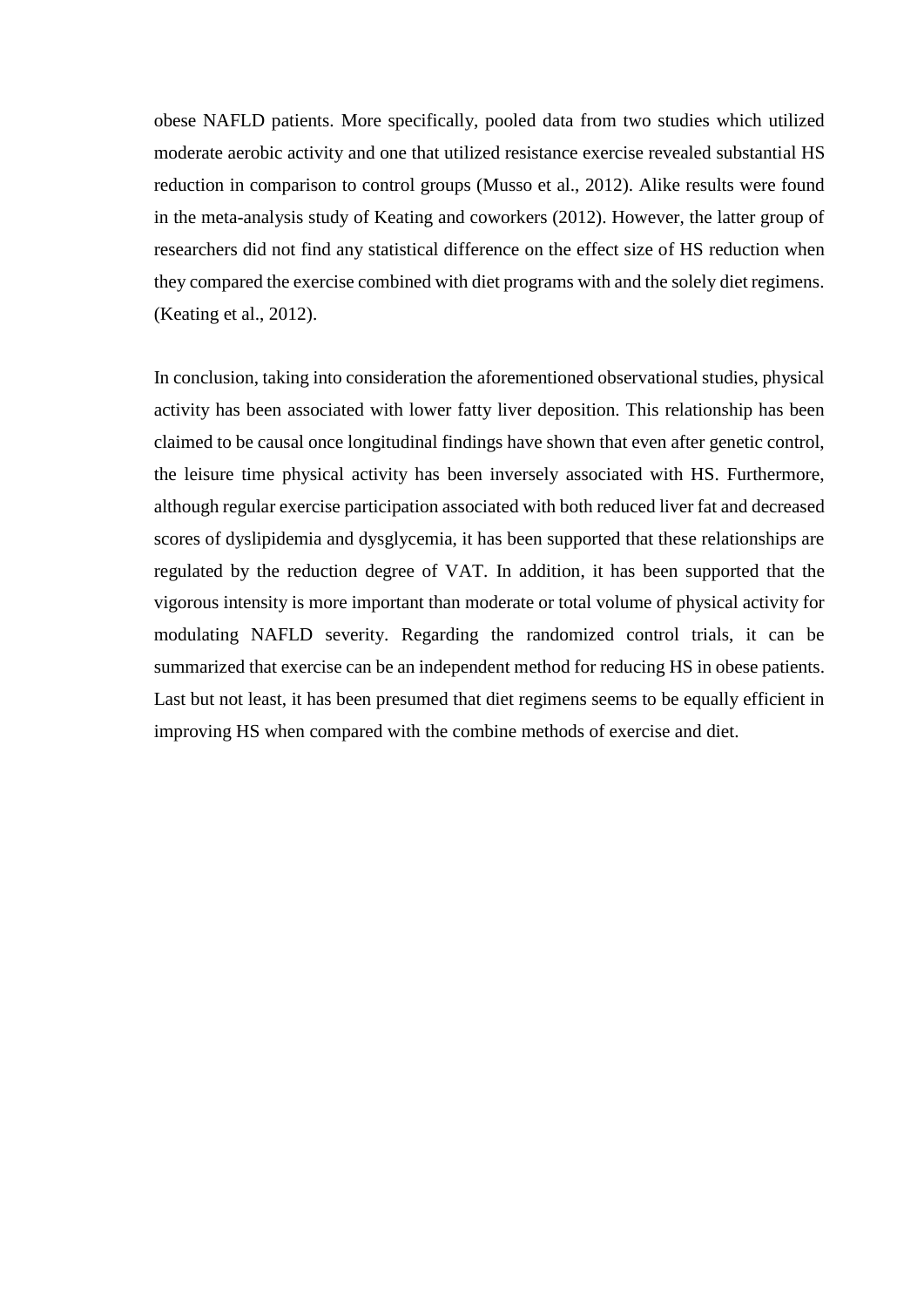obese NAFLD patients. More specifically, pooled data from two studies which utilized moderate aerobic activity and one that utilized resistance exercise revealed substantial HS reduction in comparison to control groups (Musso et al., 2012). Alike results were found in the meta-analysis study of Keating and coworkers (2012). However, the latter group of researchers did not find any statistical difference on the effect size of HS reduction when they compared the exercise combined with diet programs with and the solely diet regimens. (Keating et al., 2012).

In conclusion, taking into consideration the aforementioned observational studies, physical activity has been associated with lower fatty liver deposition. This relationship has been claimed to be causal once longitudinal findings have shown that even after genetic control, the leisure time physical activity has been inversely associated with HS. Furthermore, although regular exercise participation associated with both reduced liver fat and decreased scores of dyslipidemia and dysglycemia, it has been supported that these relationships are regulated by the reduction degree of VAT. In addition, it has been supported that the vigorous intensity is more important than moderate or total volume of physical activity for modulating NAFLD severity. Regarding the randomized control trials, it can be summarized that exercise can be an independent method for reducing HS in obese patients. Last but not least, it has been presumed that diet regimens seems to be equally efficient in improving HS when compared with the combine methods of exercise and diet.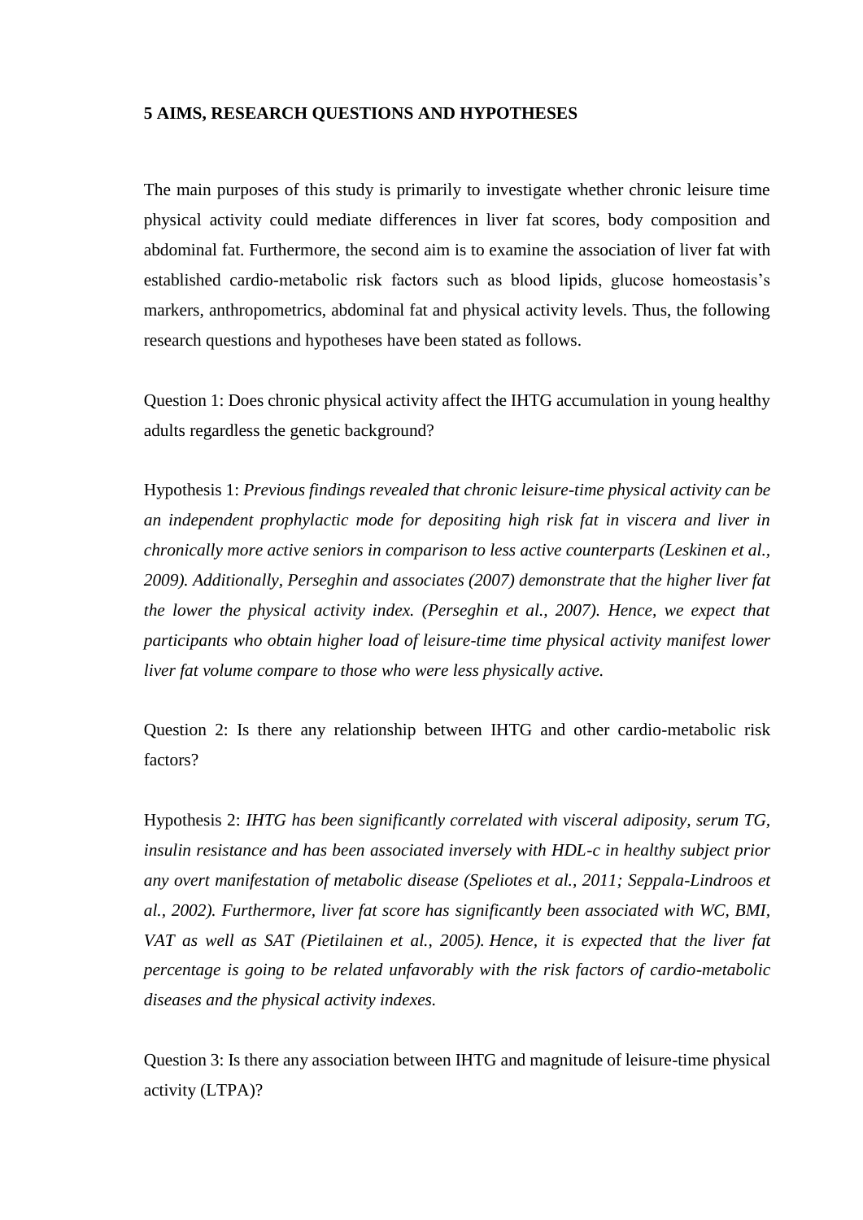## 5 AIMS, RESEARCH QUESTIONS AND HYPOTHESES

The main purposes of this study is primarily to investigate whether chronic leisure time physical activity could mediate differences in liver fat scores, body composition and abdominal fat. Furthermore, the second aim is to examine the association of liver fat with established cardio-metabolic risk factors such as blood lipids, glucose homeostasis's markers, anthropometrics, abdominal fat and physical activity levels. Thus, the following research questions and hypotheses have been stated as follows.

Question 1: Does chronic physical activity affect the IHTG accumulation in young healthy adults regardless the genetic background?

Hypothesis 1: *Previous findings revealed that chronic leisure-time physical activity can be an independent prophylactic mode for depositing high risk fat in viscera and liver in chronically more active seniors in comparison to less active counterparts (Leskinen et al., 2009). Additionally, Perseghin and associates (2007) demonstrate that the higher liver fat the lower the physical activity index. (Perseghin et al., 2007). Hence, we expect that participants who obtain higher load of leisure-time time physical activity manifest lower liver fat volume compare to those who were less physically active.*

Question 2: Is there any relationship between IHTG and other cardio-metabolic risk factors?

Hypothesis 2: *IHTG has been significantly correlated with visceral adiposity, serum TG, insulin resistance and has been associated inversely with HDL-c in healthy subject prior any overt manifestation of metabolic disease (Speliotes et al., 2011; Seppala-Lindroos et al., 2002). Furthermore, liver fat score has significantly been associated with WC, BMI, VAT as well as SAT (Pietilainen et al., 2005). Hence, it is expected that the liver fat percentage is going to be related unfavorably with the risk factors of cardio-metabolic diseases and the physical activity indexes.*

Question 3: Is there any association between IHTG and magnitude of leisure-time physical activity (LTPA)?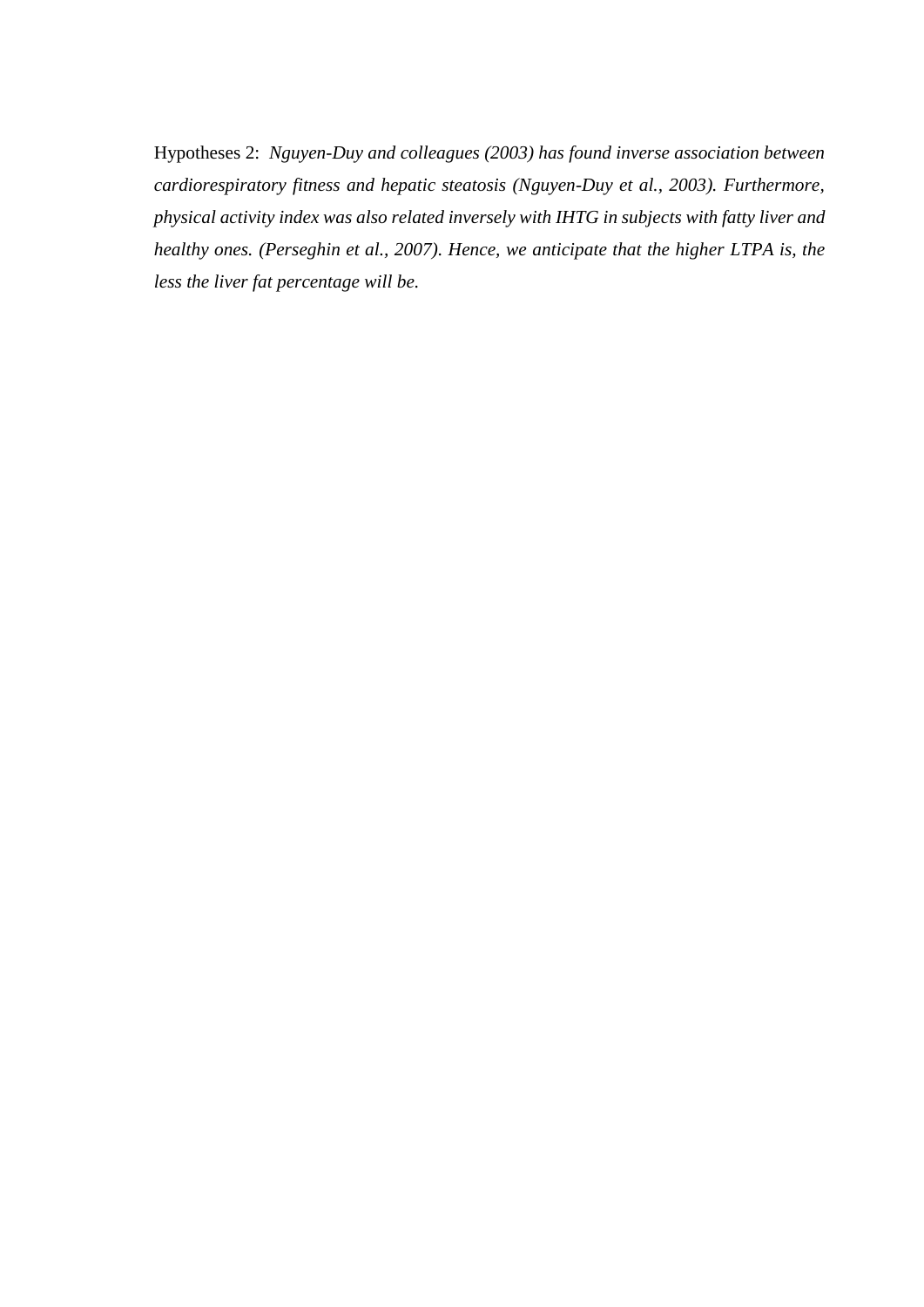Hypotheses 2: *Nguyen-Duy and colleagues (2003) has found inverse association between cardiorespiratory fitness and hepatic steatosis (Nguyen-Duy et al., 2003). Furthermore, physical activity index was also related inversely with IHTG in subjects with fatty liver and healthy ones. (Perseghin et al., 2007). Hence, we anticipate that the higher LTPA is, the less the liver fat percentage will be.*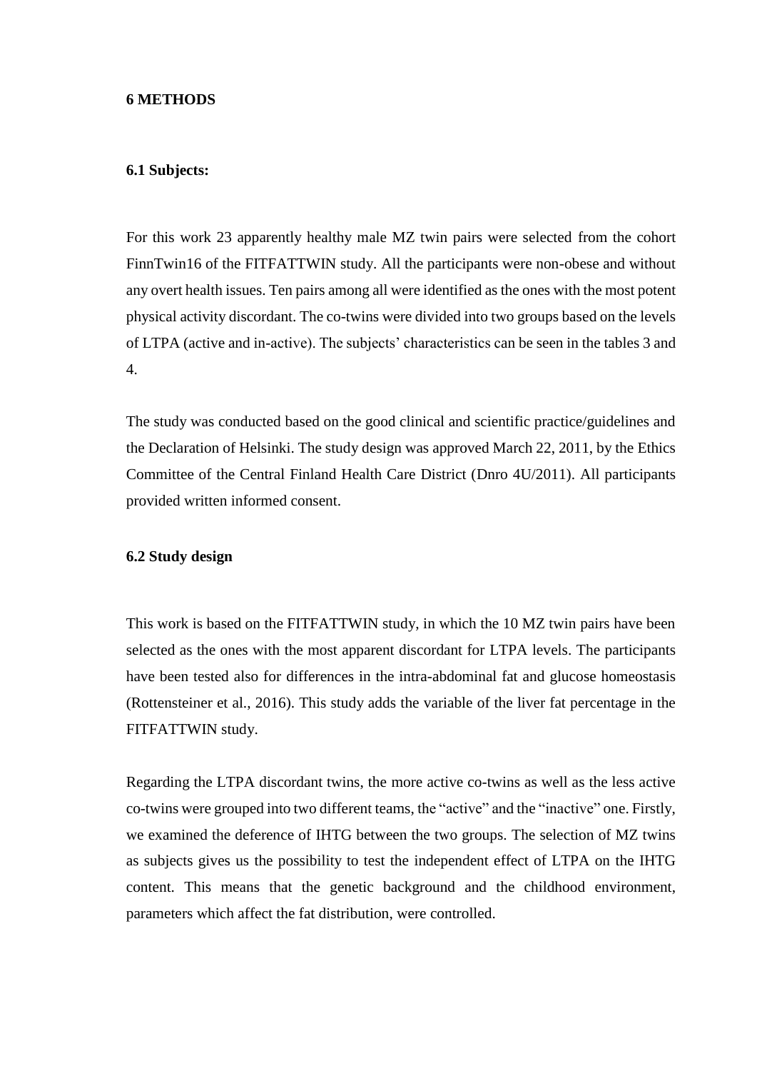# 6 METHODS

## 6.1 Subjects:

For this work 23 apparently healthy male MZ twin pairs were selected from the cohort FinnTwin16 of the FITFATTWIN study. All the participants were non-obese and without any overt health issues. Ten pairs among all were identified as the ones with the most potent physical activity discordant. The co-twins were divided into two groups based on the levels of LTPA (active and in-active). The subjects' characteristics can be seen in the tables 3 and 4.

The study was conducted based on the good clinical and scientific practice/guidelines and the Declaration of Helsinki. The study design was approved March 22, 2011, by the Ethics Committee of the Central Finland Health Care District (Dnro 4U/2011). All participants provided written informed consent.

## 6.2 Study design

This work is based on the FITFATTWIN study, in which the 10 MZ twin pairs have been selected as the ones with the most apparent discordant for LTPA levels. The participants have been tested also for differences in the intra-abdominal fat and glucose homeostasis (Rottensteiner et al., 2016). This study adds the variable of the liver fat percentage in the FITFATTWIN study.

Regarding the LTPA discordant twins, the more active co-twins as well as the less active co-twins were grouped into two different teams, the "active" and the "inactive" one. Firstly, we examined the deference of IHTG between the two groups. The selection of MZ twins as subjects gives us the possibility to test the independent effect of LTPA on the IHTG content. This means that the genetic background and the childhood environment, parameters which affect the fat distribution, were controlled.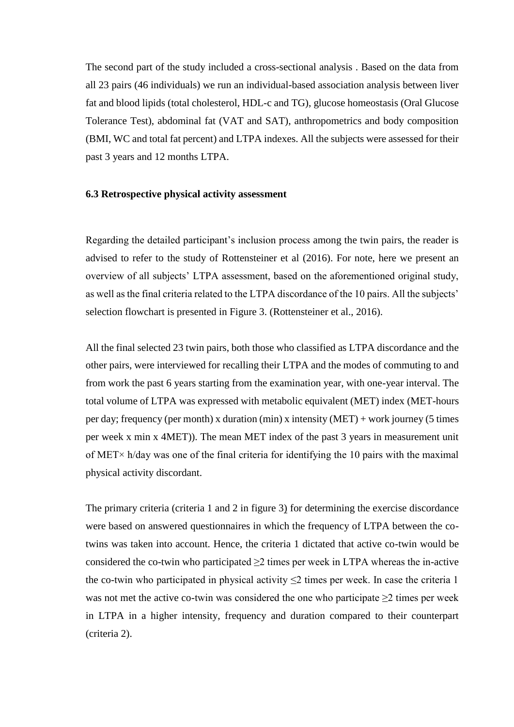The second part of the study included a cross-sectional analysis . Based on the data from all 23 pairs (46 individuals) we run an individual-based association analysis between liver fat and blood lipids (total cholesterol, HDL-c and TG), glucose homeostasis (Oral Glucose Tolerance Test), abdominal fat (VAT and SAT), anthropometrics and body composition (BMI, WC and total fat percent) and LTPA indexes. All the subjects were assessed for their past 3 years and 12 months LTPA.

### 6.3 Retrospective physical activity assessment

Regarding the detailed participant's inclusion process among the twin pairs, the reader is advised to refer to the study of Rottensteiner et al (2016). For note, here we present an overview of all subjects' LTPA assessment, based on the aforementioned original study, as well as the final criteria related to the LTPA discordance of the 10 pairs. All the subjects' selection flowchart is presented in Figure 3. (Rottensteiner et al., 2016).

All the final selected 23 twin pairs, both those who classified as LTPA discordance and the other pairs, were interviewed for recalling their LTPA and the modes of commuting to and from work the past 6 years starting from the examination year, with one-year interval. The total volume of LTPA was expressed with metabolic equivalent (MET) index (MET-hours per day; frequency (per month) x duration (min) x intensity (MET) + work journey (5 times per week x min x 4MET)). The mean MET index of the past 3 years in measurement unit of MET× h/day was one of the final criteria for identifying the 10 pairs with the maximal physical activity discordant.

The primary criteria (criteria 1 and 2 in figure 3) for determining the exercise discordance were based on answered questionnaires in which the frequency of LTPA between the co-twins was taken into account. Hence, the criteria 1 dictated that active co-twin would be considered the co-twin who participated $\geq$2 times per week in LTPA whereas the in-active the co-twin who participated in physical activity $\leq$2 times per week. In case the criteria 1 was not met the active co-twin was considered the one who participate $\geq$2 times per week in LTPA in a higher intensity, frequency and duration compared to their counterpart (criteria 2).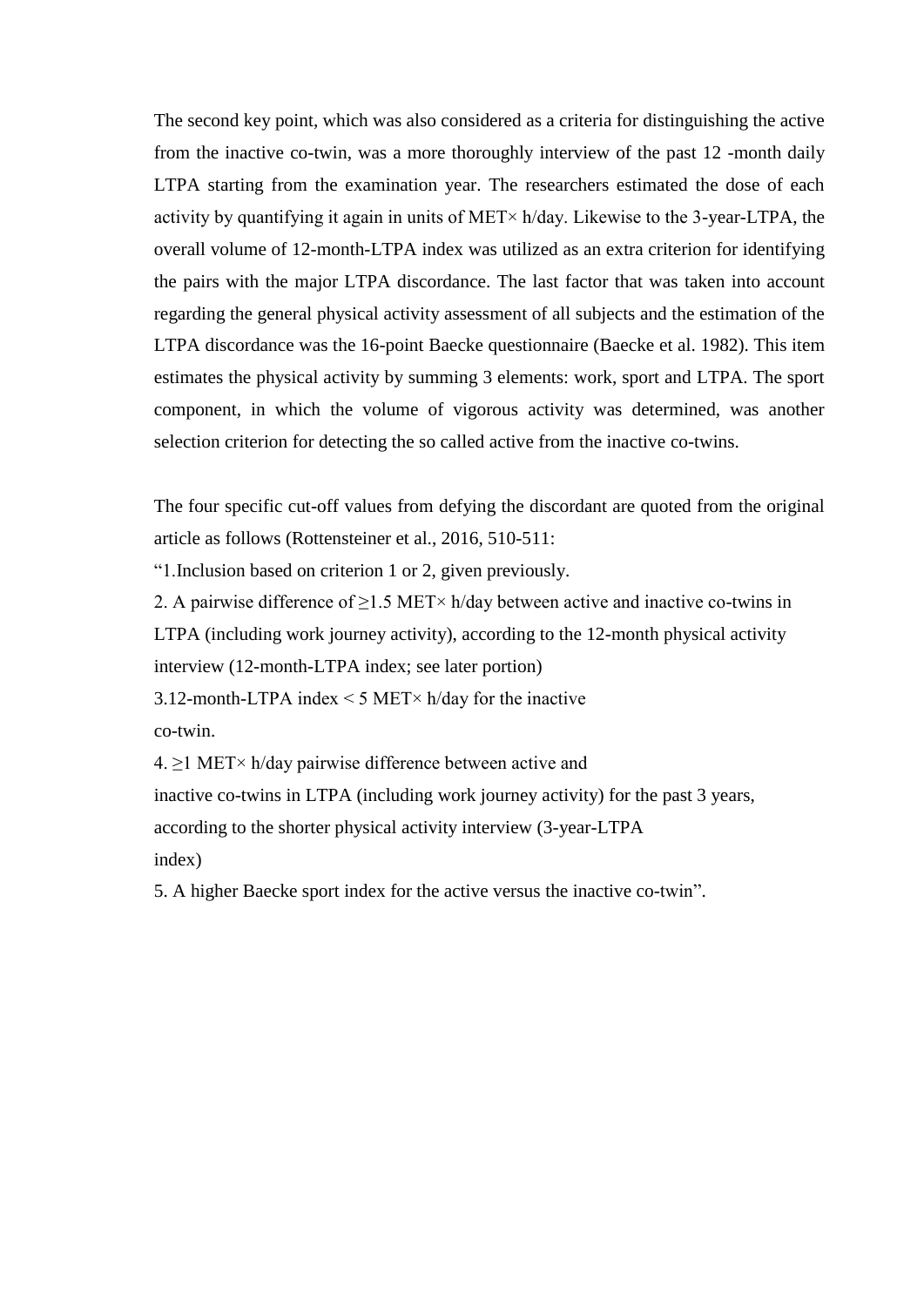The second key point, which was also considered as a criteria for distinguishing the active from the inactive co-twin, was a more thoroughly interview of the past 12 -month daily LTPA starting from the examination year. The researchers estimated the dose of each activity by quantifying it again in units of MET× h/day. Likewise to the 3-year-LTPA, the overall volume of 12-month-LTPA index was utilized as an extra criterion for identifying the pairs with the major LTPA discordance. The last factor that was taken into account regarding the general physical activity assessment of all subjects and the estimation of the LTPA discordance was the 16-point Baecke questionnaire (Baecke et al. 1982). This item estimates the physical activity by summing 3 elements: work, sport and LTPA. The sport component, in which the volume of vigorous activity was determined, was another selection criterion for detecting the so called active from the inactive co-twins.

The four specific cut-off values from defying the discordant are quoted from the original article as follows (Rottensteiner et al., 2016, 510-511:

"1.Inclusion based on criterion 1 or 2, given previously.

2. A pairwise difference of ≥1.5 MET× h/day between active and inactive co-twins in LTPA (including work journey activity), according to the 12-month physical activity interview (12-month-LTPA index; see later portion)

3.12-month-LTPA index < 5 MET× h/day for the inactive co-twin.

4. ≥1 MET× h/day pairwise difference between active and inactive co-twins in LTPA (including work journey activity) for the past 3 years, according to the shorter physical activity interview (3-year-LTPA index)

5. A higher Baecke sport index for the active versus the inactive co-twin".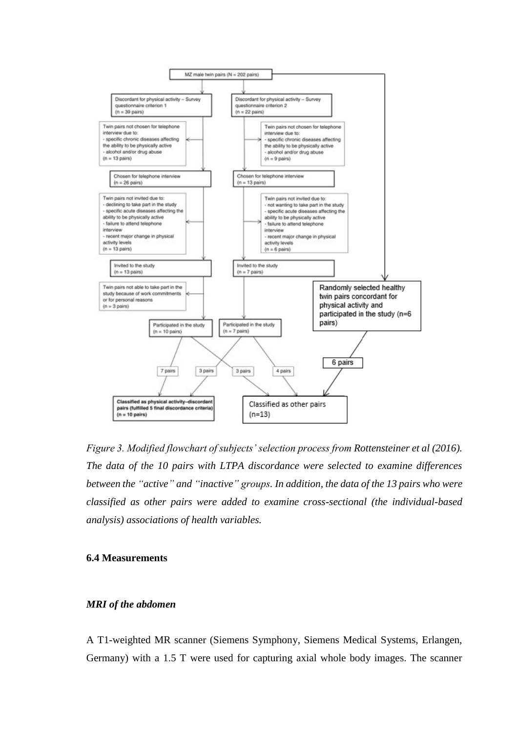MZ male twin pairs (N = 202 pairs)

Discordant for physical activity – Survey questionnaire criterion 1 (n = 39 pairs)

Discordant for physical activity – Survey questionnaire criterion 2 (n = 22 pairs)

Twin pairs not chosen for telephone interview due to:
- specific chronic diseases affecting the ability to be physically active
- alcohol and/or drug abuse

(n = 13 pairs)

Twin pairs not chosen for telephone interview due to:
- specific chronic diseases affecting the ability to be physically active
- alcohol and/or drug abuse

(n = 9 pairs)

Chosen for telephone interview (n = 26 pairs)

Chosen for telephone interview (n = 13 pairs)

Twin pairs not invited due to:
- declining to take part in the study
- specific acute diseases affecting the ability to be physically active
- failure to attend telephone interview
- recent major change in physical activity levels

(n = 13 pairs)

Twin pairs not invited due to:
- not wanting to take part in the study
- specific acute diseases affecting the ability to be physically active
- failure to attend telephone interview
- recent major change in physical activity levels

(n = 6 pairs)

Invited to the study (n = 13 pairs)

Invited to the study (n = 7 pairs)

Twin pairs not able to take part in the study because of work commitments or for personal reasons (n = 3 pairs)

Randomly selected healthy twin pairs concordant for physical activity and participated in the study (n=6 pairs)

Participated in the study (n = 10 pairs)

Participated in the study (n = 7 pairs)

7 pairs | 3 pairs | 3 pairs | 4 pairs | 6 pairs

Classified as physical activity–discordant pairs (fulfilled 5 final discordance criteria) (n = 10 pairs)

Classified as other pairs (n=13)

*Figure 3. Modified flowchart of subjects' selection process from Rottensteiner et al (2016). The data of the 10 pairs with LTPA discordance were selected to examine differences between the "active" and "inactive" groups. In addition, the data of the 13 pairs who were classified as other pairs were added to examine cross-sectional (the individual-based analysis) associations of health variables.*

### 6.4 Measurements

#### *MRI of the abdomen*

A T1-weighted MR scanner (Siemens Symphony, Siemens Medical Systems, Erlangen, Germany) with a 1.5 T were used for capturing axial whole body images. The scanner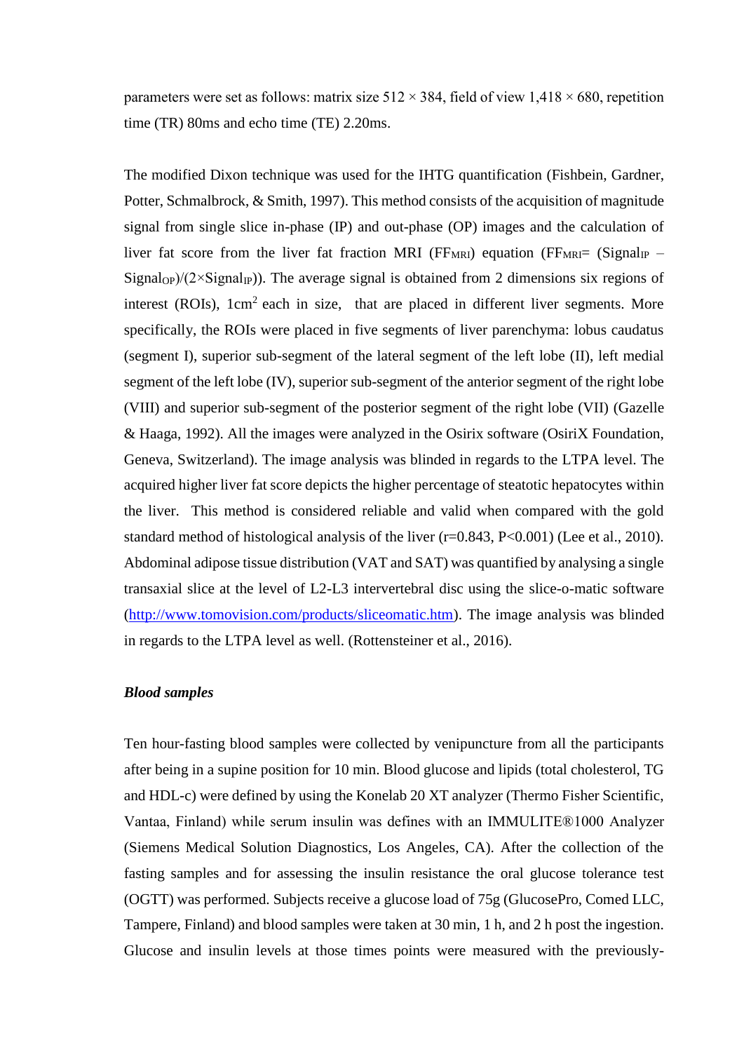parameters were set as follows: matrix size 512 × 384, field of view 1,418 × 680, repetition time (TR) 80ms and echo time (TE) 2.20ms.

The modified Dixon technique was used for the IHTG quantification (Fishbein, Gardner, Potter, Schmalbrock, & Smith, 1997). This method consists of the acquisition of magnitude signal from single slice in-phase (IP) and out-phase (OP) images and the calculation of liver fat score from the liver fat fraction MRI ($FF_{MRI}$) equation ($FF_{MRI}$= ($Signal_{IP}$ – $Signal_{OP}$)/(2×$Signal_{IP}$)). The average signal is obtained from 2 dimensions six regions of interest (ROIs), 1cm$^2$ each in size, that are placed in different liver segments. More specifically, the ROIs were placed in five segments of liver parenchyma: lobus caudatus (segment I), superior sub-segment of the lateral segment of the left lobe (II), left medial segment of the left lobe (IV), superior sub-segment of the anterior segment of the right lobe (VIII) and superior sub-segment of the posterior segment of the right lobe (VII) (Gazelle & Haaga, 1992). All the images were analyzed in the Osirix software (OsiriX Foundation, Geneva, Switzerland). The image analysis was blinded in regards to the LTPA level. The acquired higher liver fat score depicts the higher percentage of steatotic hepatocytes within the liver. This method is considered reliable and valid when compared with the gold standard method of histological analysis of the liver (r=0.843, P<0.001) (Lee et al., 2010). Abdominal adipose tissue distribution (VAT and SAT) was quantified by analysing a single transaxial slice at the level of L2-L3 intervertebral disc using the slice-o-matic software (http://www.tomovision.com/products/sliceomatic.htm). The image analysis was blinded in regards to the LTPA level as well. (Rottensteiner et al., 2016).

### *Blood samples*

Ten hour-fasting blood samples were collected by venipuncture from all the participants after being in a supine position for 10 min. Blood glucose and lipids (total cholesterol, TG and HDL-c) were defined by using the Konelab 20 XT analyzer (Thermo Fisher Scientific, Vantaa, Finland) while serum insulin was defines with an IMMULITE®1000 Analyzer (Siemens Medical Solution Diagnostics, Los Angeles, CA). After the collection of the fasting samples and for assessing the insulin resistance the oral glucose tolerance test (OGTT) was performed. Subjects receive a glucose load of 75g (GlucosePro, Comed LLC, Tampere, Finland) and blood samples were taken at 30 min, 1 h, and 2 h post the ingestion. Glucose and insulin levels at those times points were measured with the previously-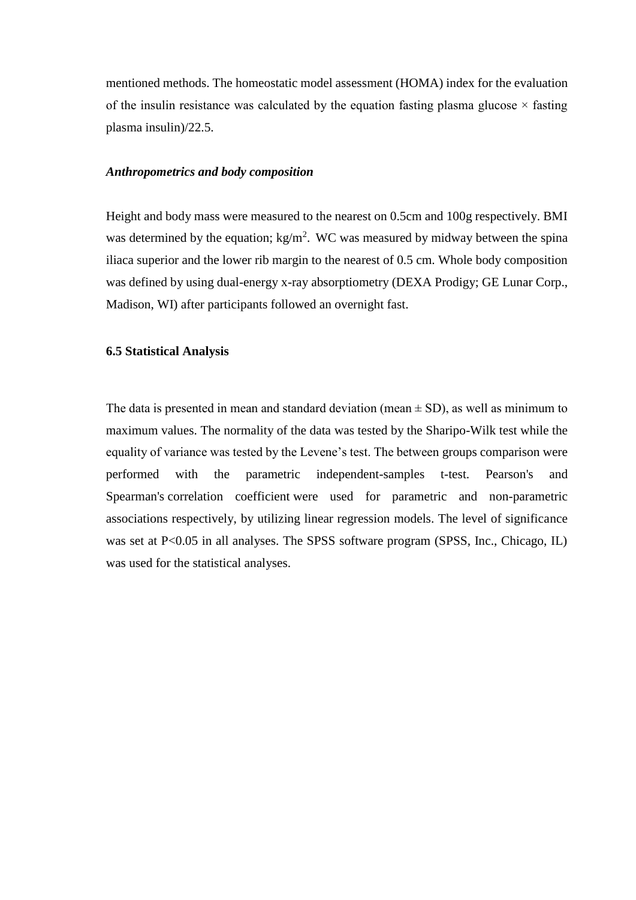mentioned methods. The homeostatic model assessment (HOMA) index for the evaluation of the insulin resistance was calculated by the equation fasting plasma glucose × fasting plasma insulin)/22.5.

***Anthropometrics and body composition***

Height and body mass were measured to the nearest on 0.5cm and 100g respectively. BMI was determined by the equation; kg/m$^2$. WC was measured by midway between the spina iliaca superior and the lower rib margin to the nearest of 0.5 cm. Whole body composition was defined by using dual-energy x-ray absorptiometry (DEXA Prodigy; GE Lunar Corp., Madison, WI) after participants followed an overnight fast.

**6.5 Statistical Analysis**

The data is presented in mean and standard deviation (mean ± SD), as well as minimum to maximum values. The normality of the data was tested by the Sharipo-Wilk test while the equality of variance was tested by the Levene's test. The between groups comparison were performed with the parametric independent-samples t-test. Pearson's and Spearman's correlation coefficient were used for parametric and non-parametric associations respectively, by utilizing linear regression models. The level of significance was set at $P<0.05$ in all analyses. The SPSS software program (SPSS, Inc., Chicago, IL) was used for the statistical analyses.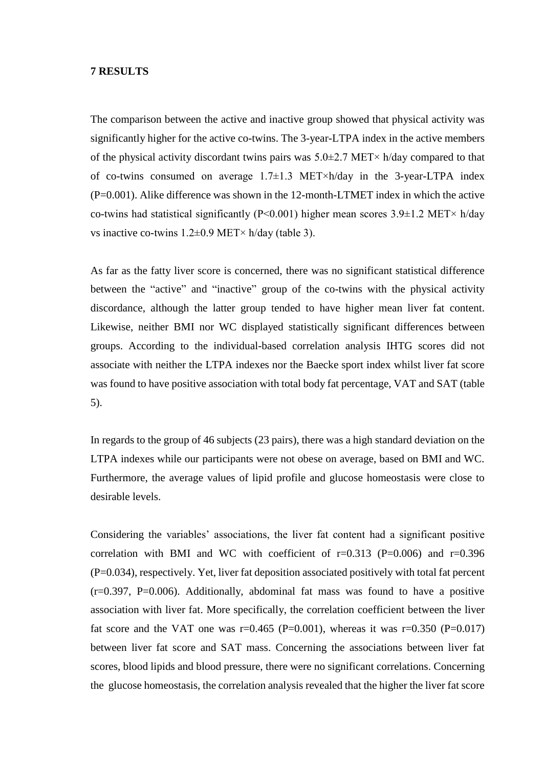# 7 RESULTS

The comparison between the active and inactive group showed that physical activity was significantly higher for the active co-twins. The 3-year-LTPA index in the active members of the physical activity discordant twins pairs was 5.0±2.7 MET× h/day compared to that of co-twins consumed on average 1.7±1.3 MET×h/day in the 3-year-LTPA index ($P=0.001$). Alike difference was shown in the 12-month-LTMET index in which the active co-twins had statistical significantly ($P<0.001$) higher mean scores 3.9±1.2 MET× h/day vs inactive co-twins 1.2±0.9 MET× h/day (table 3).

As far as the fatty liver score is concerned, there was no significant statistical difference between the "active" and "inactive" group of the co-twins with the physical activity discordance, although the latter group tended to have higher mean liver fat content. Likewise, neither BMI nor WC displayed statistically significant differences between groups. According to the individual-based correlation analysis IHTG scores did not associate with neither the LTPA indexes nor the Baecke sport index whilst liver fat score was found to have positive association with total body fat percentage, VAT and SAT (table 5).

In regards to the group of 46 subjects (23 pairs), there was a high standard deviation on the LTPA indexes while our participants were not obese on average, based on BMI and WC. Furthermore, the average values of lipid profile and glucose homeostasis were close to desirable levels.

Considering the variables' associations, the liver fat content had a significant positive correlation with BMI and WC with coefficient of $r=0.313$ ($P=0.006$) and $r=0.396$ ($P=0.034$), respectively. Yet, liver fat deposition associated positively with total fat percent ($r=0.397$, $P=0.006$). Additionally, abdominal fat mass was found to have a positive association with liver fat. More specifically, the correlation coefficient between the liver fat score and the VAT one was $r=0.465$ ($P=0.001$), whereas it was $r=0.350$ ($P=0.017$) between liver fat score and SAT mass. Concerning the associations between liver fat scores, blood lipids and blood pressure, there were no significant correlations. Concerning the glucose homeostasis, the correlation analysis revealed that the higher the liver fat score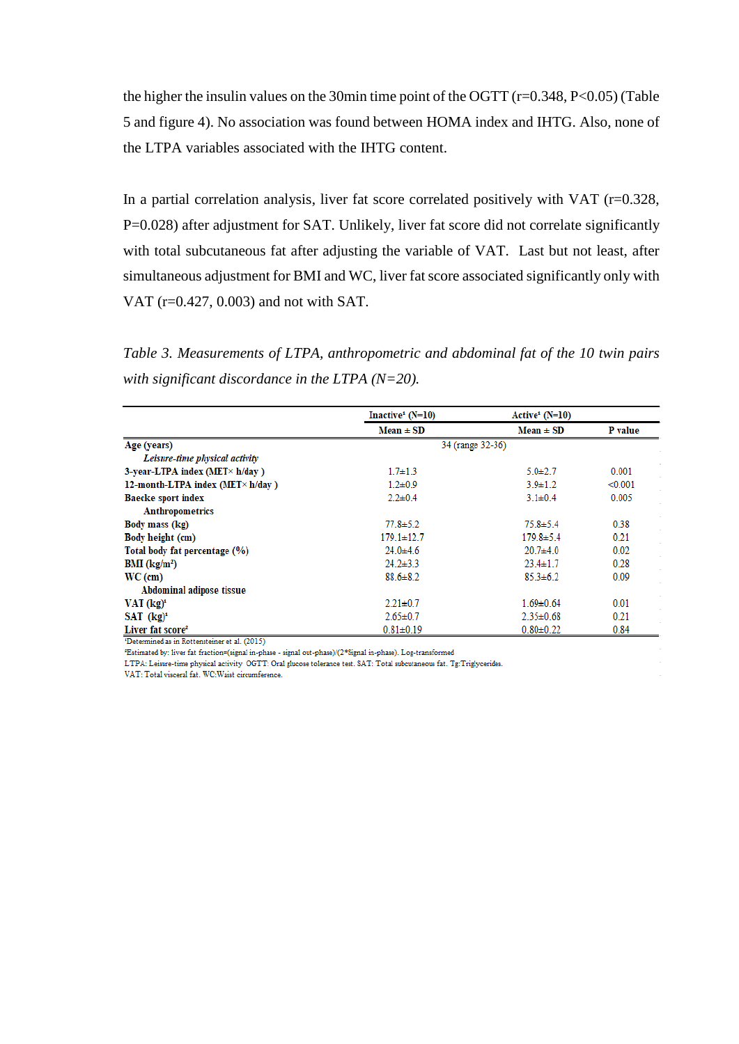the higher the insulin values on the 30min time point of the OGTT (r=0.348, P<0.05) (Table 5 and figure 4). No association was found between HOMA index and IHTG. Also, none of the LTPA variables associated with the IHTG content.

In a partial correlation analysis, liver fat score correlated positively with VAT (r=0.328, P=0.028) after adjustment for SAT. Unlikely, liver fat score did not correlate significantly with total subcutaneous fat after adjusting the variable of VAT. Last but not least, after simultaneous adjustment for BMI and WC, liver fat score associated significantly only with VAT (r=0.427, 0.003) and not with SAT.

*Table 3. Measurements of LTPA, anthropometric and abdominal fat of the 10 twin pairs with significant discordance in the LTPA (N=20).*

| | Inactive[1] (N=10) | Active[1] (N=10) | |
|---|---|---|---|
| | Mean ± SD | Mean ± SD | P value |
| **Age (years)** | 34 (range 32-36) | | |
| ***Leisure-time physical activity*** | | | |
| **3-year-LTPA index (MET× h/day )** | 1.7±1.3 | 5.0±2.7 | 0.001 |
| **12-month-LTPA index (MET× h/day )** | 1.2±0.9 | 3.9±1.2 | <0.001 |
| **Baecke sport index** | 2.2±0.4 | 3.1±0.4 | 0.005 |
| **Anthropometrics** | | | |
| **Body mass (kg)** | 77.8±5.2 | 75.8±5.4 | 0.38 |
| **Body height (cm)** | 179.1±12.7 | 179.8±5.4 | 0.21 |
| **Total body fat percentage (%)** | 24.0±4.6 | 20.7±4.0 | 0.02 |
| **BMI (kg/m²)** | 24.2±3.3 | 23.4±1.7 | 0.28 |
| **WC (cm)** | 88.6±8.2 | 85.3±6.2 | 0.09 |
| **Abdominal adipose tissue** | | | |
| **VAT (kg)**[1] | 2.21±0.7 | 1.69±0.64 | 0.01 |
| **SAT (kg)**[1] | 2.65±0.7 | 2.35±0.68 | 0.21 |
| **Liver fat score**[2] | 0.81±0.19 | 0.80±0.22 | 0.84 |

[1]Determined as in Rottensteiner et al. (2015)
[2]Estimated by: liver fat fraction=(signal in-phase - signal out-phase)/(2*Signal in-phase). Log-transformed
LTPA: Leisure-time physical activity. OGTT: Oral glucose tolerance test. SAT: Total subcutaneous fat. Tg:Triglycerides.
VAT: Total visceral fat. WC:Waist circumference.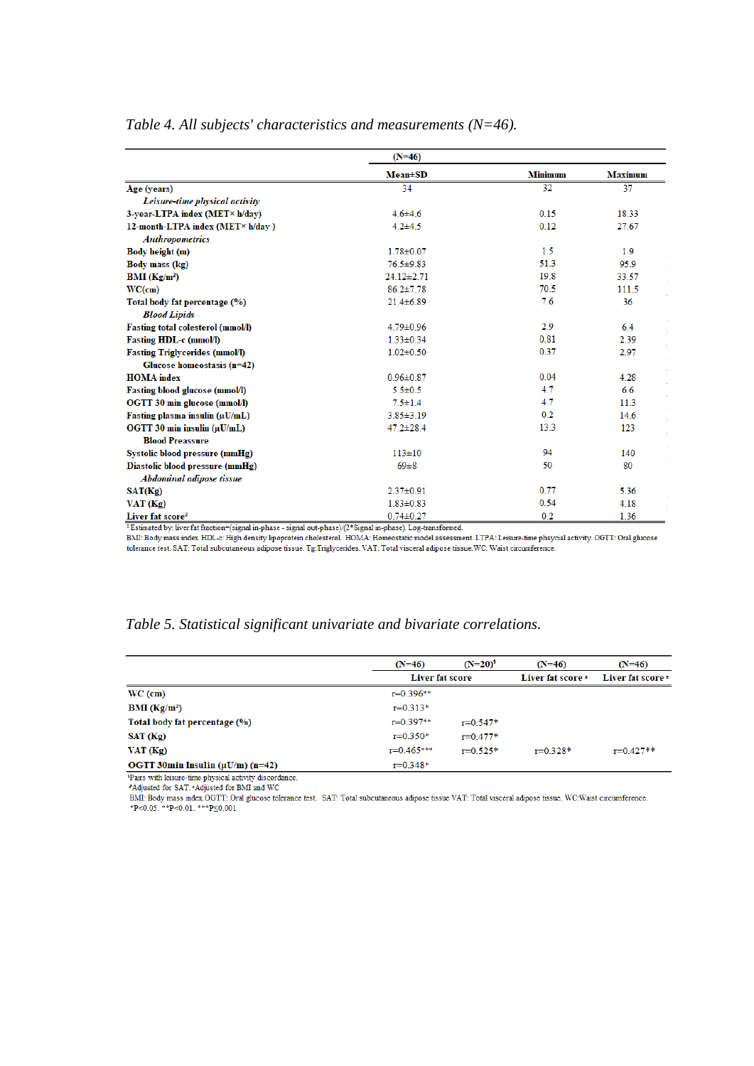*Table 4. All subjects' characteristics and measurements (N=46).*

| | (N=46) | | |
|---|---|---|---|
| | **Mean±SD** | **Minimum** | **Maximum** |
| **Age (years)** | 34 | 32 | 37 |
| ***Leisure-time physical activity*** | | | |
| **3-year-LTPA index (MET× h/day)** | 4.6±4.6 | 0.15 | 18.33 |
| **12-month-LTPA index (MET× h/day )** | 4.2±4.5 | 0.12 | 27.67 |
| ***Anthropometrics*** | | | |
| **Body height (m)** | 1.78±0.07 | 1.5 | 1.9 |
| **Body mass (kg)** | 76.5±9.83 | 51.3 | 95.9 |
| **BMI (Kg/m²)** | 24.12±2.71 | 19.8 | 33.57 |
| **WC(cm)** | 86.2±7.78 | 70.5 | 111.5 |
| **Total body fat percentage (%)** | 21.4±6.89 | 7.6 | 36 |
| ***Blood Lipids*** | | | |
| **Fasting total colesterol (mmol/l)** | 4.79±0.96 | 2.9 | 6.4 |
| **Fasting HDL-c (mmol/l)** | 1.33±0.34 | 0.81 | 2.39 |
| **Fasting Triglycerides (mmol/l)** | 1.02±0.50 | 0.37 | 2.97 |
| **Glucose homeostasis (n=42)** | | | |
| **HOMA index** | 0.96±0.87 | 0.04 | 4.28 |
| **Fasting blood glucose (mmol/l)** | 5.5±0.5 | 4.7 | 6.6 |
| **OGTT 30 min glucose (mmol/l)** | 7.5±1.4 | 4.7 | 11.3 |
| **Fasting plasma insulin (µU/mL)** | 3.85±3.19 | 0.2 | 14.6 |
| **OGTT 30 min insulin (µU/mL)** | 47.2±28.4 | 13.3 | 123 |
| **Blood Preassure** | | | |
| **Systolic blood pressure (mmHg)** | 113±10 | 94 | 140 |
| **Diastolic blood pressure (mmHg)** | 69±8 | 50 | 80 |
| ***Abdominal adipose tissue*** | | | |
| **SAT(Kg)** | 2.37±0.91 | 0.77 | 5.36 |
| **VAT (Kg)** | 1.83±0.83 | 0.54 | 4.18 |
| **Liver fat score²** | 0.74±0.27 | 0.2 | 1.36 |

² Estimated by: liver fat fraction=(signal in-phase - signal out-phase)/(2*Signal in-phase). Log-transformed.
BMI: Body mass index. HDL-c: High density lipoprotein cholesterol. HOMA: Homeostatic model assessment. LTPA: Leisure-time phsycial activity. OGTT: Oral glucose tolerance test. SAT: Total subcutaneous adipose tissue. Tg:Triglycerides. VAT: Total visceral adipose tissue.WC: Waist circumference.

*Table 5. Statistical significant univariate and bivariate correlations.*

| | (N=46) | (N=20)[1] | (N=46) | (N=46) |
|---|---|---|---|---|
| | **Liver fat score** | | **Liver fat score** [a] | **Liver fat score** [c] |
| **WC (cm)** | r=0.396** | | | |
| **BMI (Kg/m²)** | r=0.313* | | | |
| **Total body fat percentage (%)** | r=0.397** | r=0.547* | | |
| **SAT (Kg)** | r=0.350* | r=0.477* | | |
| **VAT (Kg)** | r=0.465*** | r=0.525* | r=0.328* | r=0.427** |
| **OGTT 30min Insulin (µU/m) (n=42)** | r=0.348* | | | |

[1]Pairs with leisure-time physical activity discordance.
[a]Adjusted for SAT. [c]Adjusted for BMI and WC
BMI: Body mass index OGTT: Oral glucose tolerance test. SAT: Total subcutaneous adipose tissue VAT: Total visceral adipose tissue. WC:Waist circumference.
*P<0.05. **P<0.01. ***P≤0.001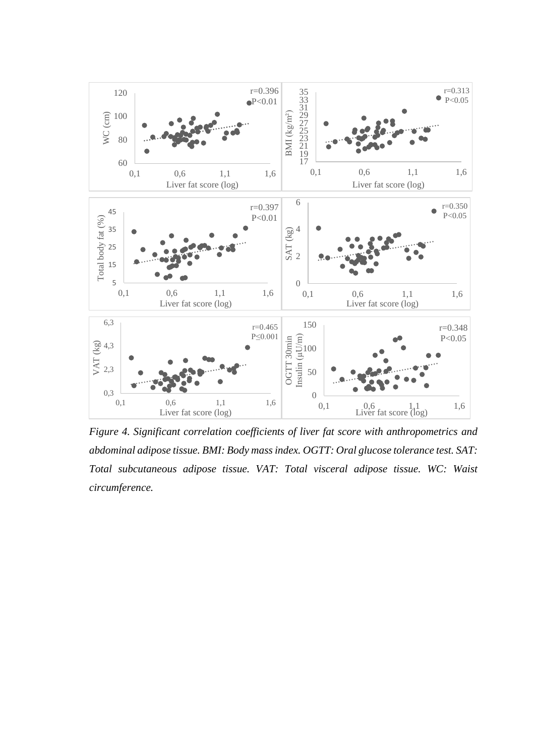*Figure 4. Significant correlation coefficients of liver fat score with anthropometrics and abdominal adipose tissue. BMI: Body mass index. OGTT: Oral glucose tolerance test. SAT: Total subcutaneous adipose tissue. VAT: Total visceral adipose tissue. WC: Waist circumference.*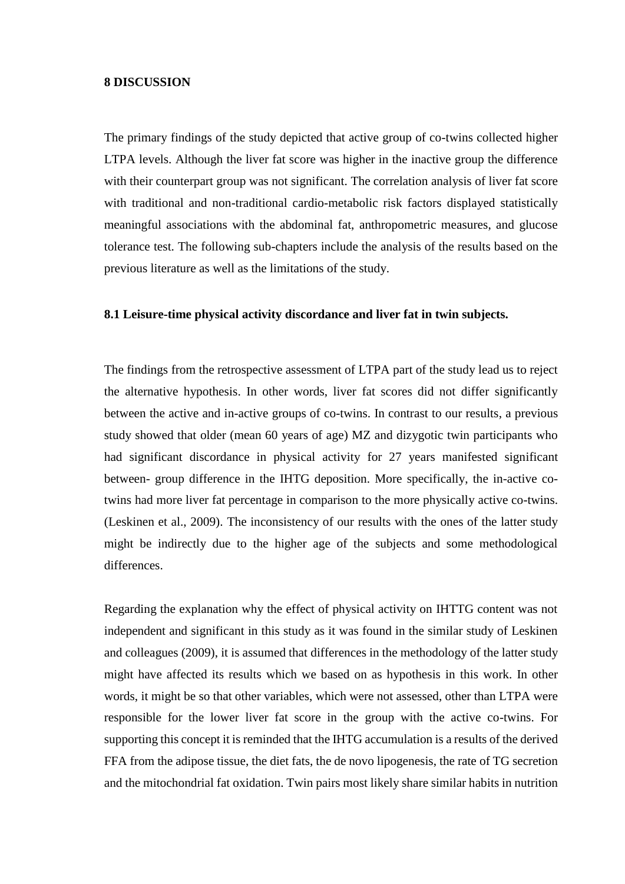# 8 DISCUSSION

The primary findings of the study depicted that active group of co-twins collected higher LTPA levels. Although the liver fat score was higher in the inactive group the difference with their counterpart group was not significant. The correlation analysis of liver fat score with traditional and non-traditional cardio-metabolic risk factors displayed statistically meaningful associations with the abdominal fat, anthropometric measures, and glucose tolerance test. The following sub-chapters include the analysis of the results based on the previous literature as well as the limitations of the study.

## 8.1 Leisure-time physical activity discordance and liver fat in twin subjects.

The findings from the retrospective assessment of LTPA part of the study lead us to reject the alternative hypothesis. In other words, liver fat scores did not differ significantly between the active and in-active groups of co-twins. In contrast to our results, a previous study showed that older (mean 60 years of age) MZ and dizygotic twin participants who had significant discordance in physical activity for 27 years manifested significant between- group difference in the IHTG deposition. More specifically, the in-active co-twins had more liver fat percentage in comparison to the more physically active co-twins. (Leskinen et al., 2009). The inconsistency of our results with the ones of the latter study might be indirectly due to the higher age of the subjects and some methodological differences.

Regarding the explanation why the effect of physical activity on IHTTG content was not independent and significant in this study as it was found in the similar study of Leskinen and colleagues (2009), it is assumed that differences in the methodology of the latter study might have affected its results which we based on as hypothesis in this work. In other words, it might be so that other variables, which were not assessed, other than LTPA were responsible for the lower liver fat score in the group with the active co-twins. For supporting this concept it is reminded that the IHTG accumulation is a results of the derived FFA from the adipose tissue, the diet fats, the de novo lipogenesis, the rate of TG secretion and the mitochondrial fat oxidation. Twin pairs most likely share similar habits in nutrition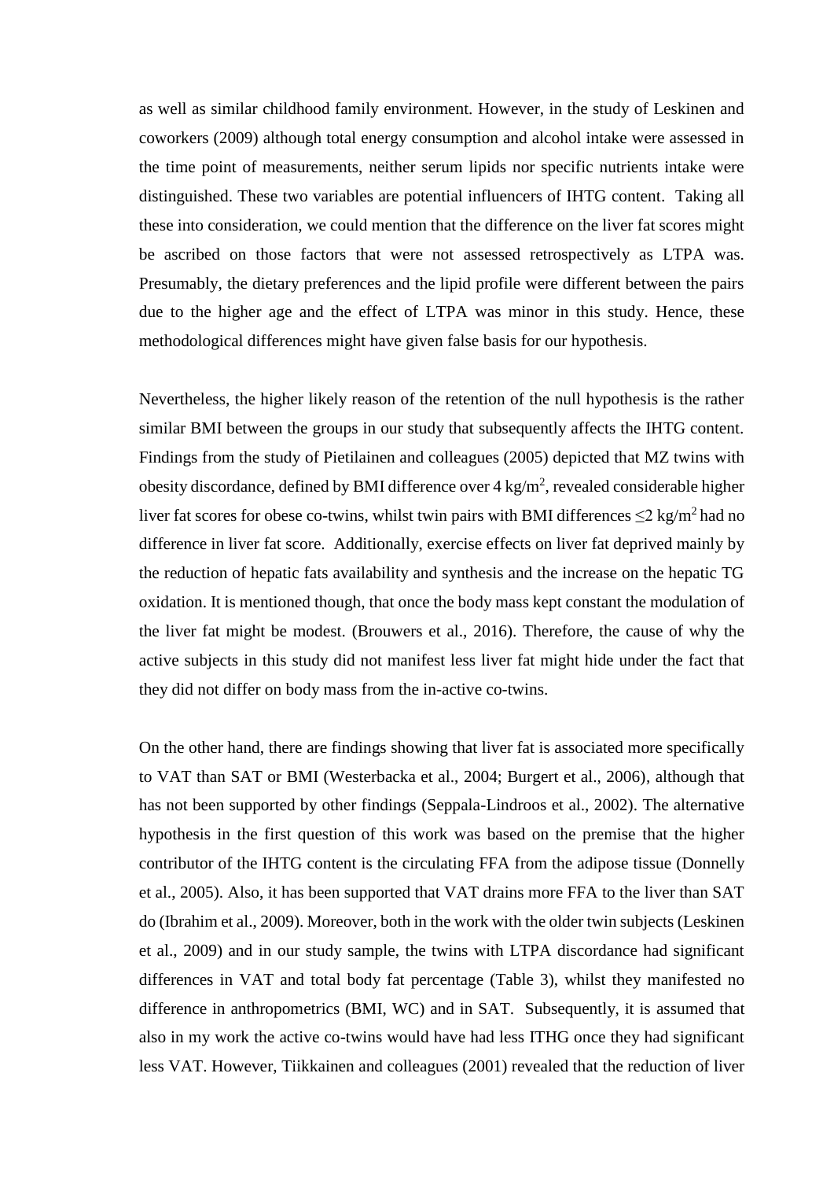as well as similar childhood family environment. However, in the study of Leskinen and coworkers (2009) although total energy consumption and alcohol intake were assessed in the time point of measurements, neither serum lipids nor specific nutrients intake were distinguished. These two variables are potential influencers of IHTG content. Taking all these into consideration, we could mention that the difference on the liver fat scores might be ascribed on those factors that were not assessed retrospectively as LTPA was. Presumably, the dietary preferences and the lipid profile were different between the pairs due to the higher age and the effect of LTPA was minor in this study. Hence, these methodological differences might have given false basis for our hypothesis.

Nevertheless, the higher likely reason of the retention of the null hypothesis is the rather similar BMI between the groups in our study that subsequently affects the IHTG content. Findings from the study of Pietilainen and colleagues (2005) depicted that MZ twins with obesity discordance, defined by BMI difference over 4 $kg/m^2$, revealed considerable higher liver fat scores for obese co-twins, whilst twin pairs with BMI differences $\leq 2$ $kg/m^2$ had no difference in liver fat score. Additionally, exercise effects on liver fat deprived mainly by the reduction of hepatic fats availability and synthesis and the increase on the hepatic TG oxidation. It is mentioned though, that once the body mass kept constant the modulation of the liver fat might be modest. (Brouwers et al., 2016). Therefore, the cause of why the active subjects in this study did not manifest less liver fat might hide under the fact that they did not differ on body mass from the in-active co-twins.

On the other hand, there are findings showing that liver fat is associated more specifically to VAT than SAT or BMI (Westerbacka et al., 2004; Burgert et al., 2006), although that has not been supported by other findings (Seppala-Lindroos et al., 2002). The alternative hypothesis in the first question of this work was based on the premise that the higher contributor of the IHTG content is the circulating FFA from the adipose tissue (Donnelly et al., 2005). Also, it has been supported that VAT drains more FFA to the liver than SAT do (Ibrahim et al., 2009). Moreover, both in the work with the older twin subjects (Leskinen et al., 2009) and in our study sample, the twins with LTPA discordance had significant differences in VAT and total body fat percentage (Table 3), whilst they manifested no difference in anthropometrics (BMI, WC) and in SAT. Subsequently, it is assumed that also in my work the active co-twins would have had less ITHG once they had significant less VAT. However, Tiikkainen and colleagues (2001) revealed that the reduction of liver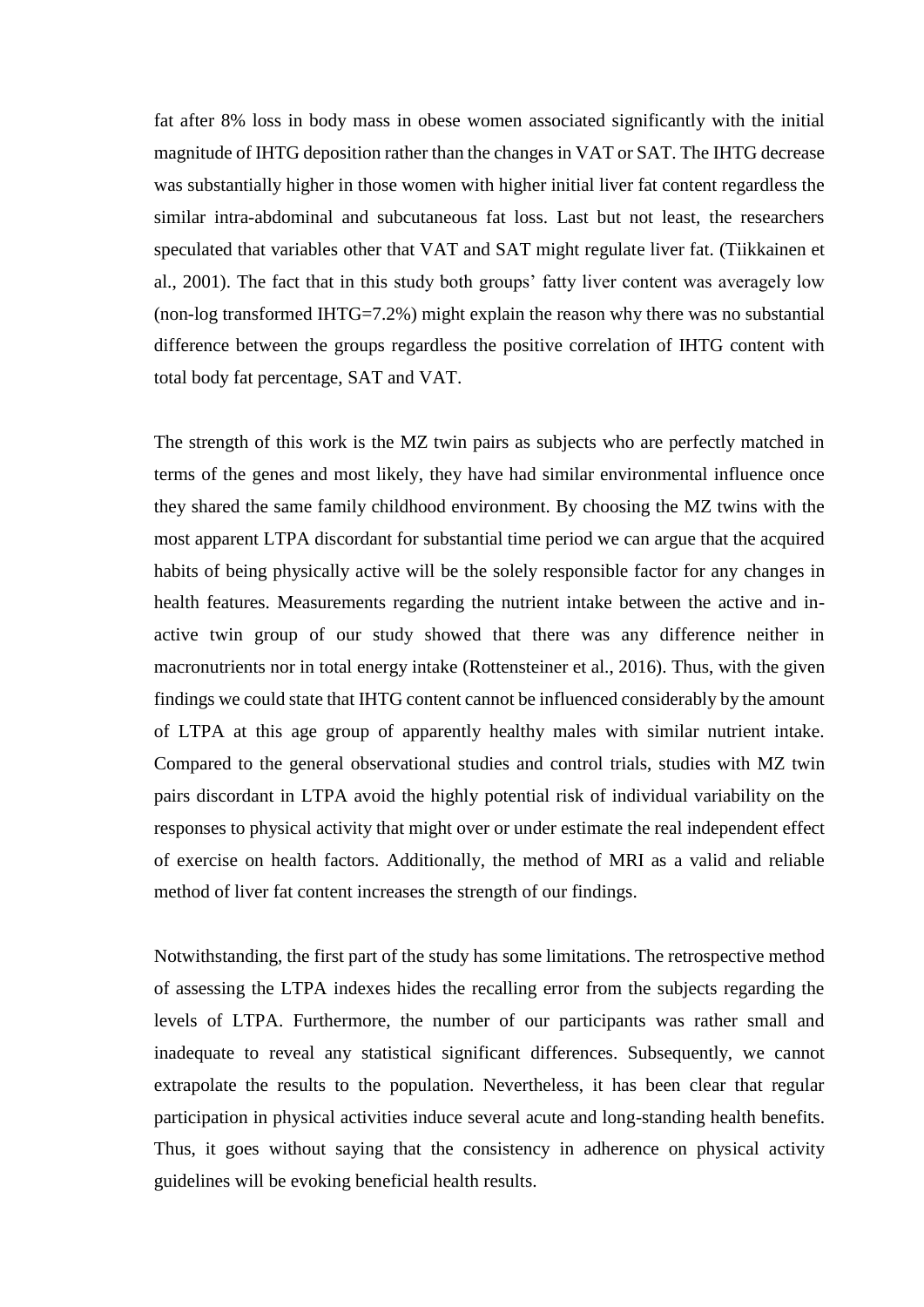fat after 8% loss in body mass in obese women associated significantly with the initial magnitude of IHTG deposition rather than the changes in VAT or SAT. The IHTG decrease was substantially higher in those women with higher initial liver fat content regardless the similar intra-abdominal and subcutaneous fat loss. Last but not least, the researchers speculated that variables other that VAT and SAT might regulate liver fat. (Tiikkainen et al., 2001). The fact that in this study both groups' fatty liver content was averagely low (non-log transformed IHTG=7.2%) might explain the reason why there was no substantial difference between the groups regardless the positive correlation of IHTG content with total body fat percentage, SAT and VAT.

The strength of this work is the MZ twin pairs as subjects who are perfectly matched in terms of the genes and most likely, they have had similar environmental influence once they shared the same family childhood environment. By choosing the MZ twins with the most apparent LTPA discordant for substantial time period we can argue that the acquired habits of being physically active will be the solely responsible factor for any changes in health features. Measurements regarding the nutrient intake between the active and in-active twin group of our study showed that there was any difference neither in macronutrients nor in total energy intake (Rottensteiner et al., 2016). Thus, with the given findings we could state that IHTG content cannot be influenced considerably by the amount of LTPA at this age group of apparently healthy males with similar nutrient intake. Compared to the general observational studies and control trials, studies with MZ twin pairs discordant in LTPA avoid the highly potential risk of individual variability on the responses to physical activity that might over or under estimate the real independent effect of exercise on health factors. Additionally, the method of MRI as a valid and reliable method of liver fat content increases the strength of our findings.

Notwithstanding, the first part of the study has some limitations. The retrospective method of assessing the LTPA indexes hides the recalling error from the subjects regarding the levels of LTPA. Furthermore, the number of our participants was rather small and inadequate to reveal any statistical significant differences. Subsequently, we cannot extrapolate the results to the population. Nevertheless, it has been clear that regular participation in physical activities induce several acute and long-standing health benefits. Thus, it goes without saying that the consistency in adherence on physical activity guidelines will be evoking beneficial health results.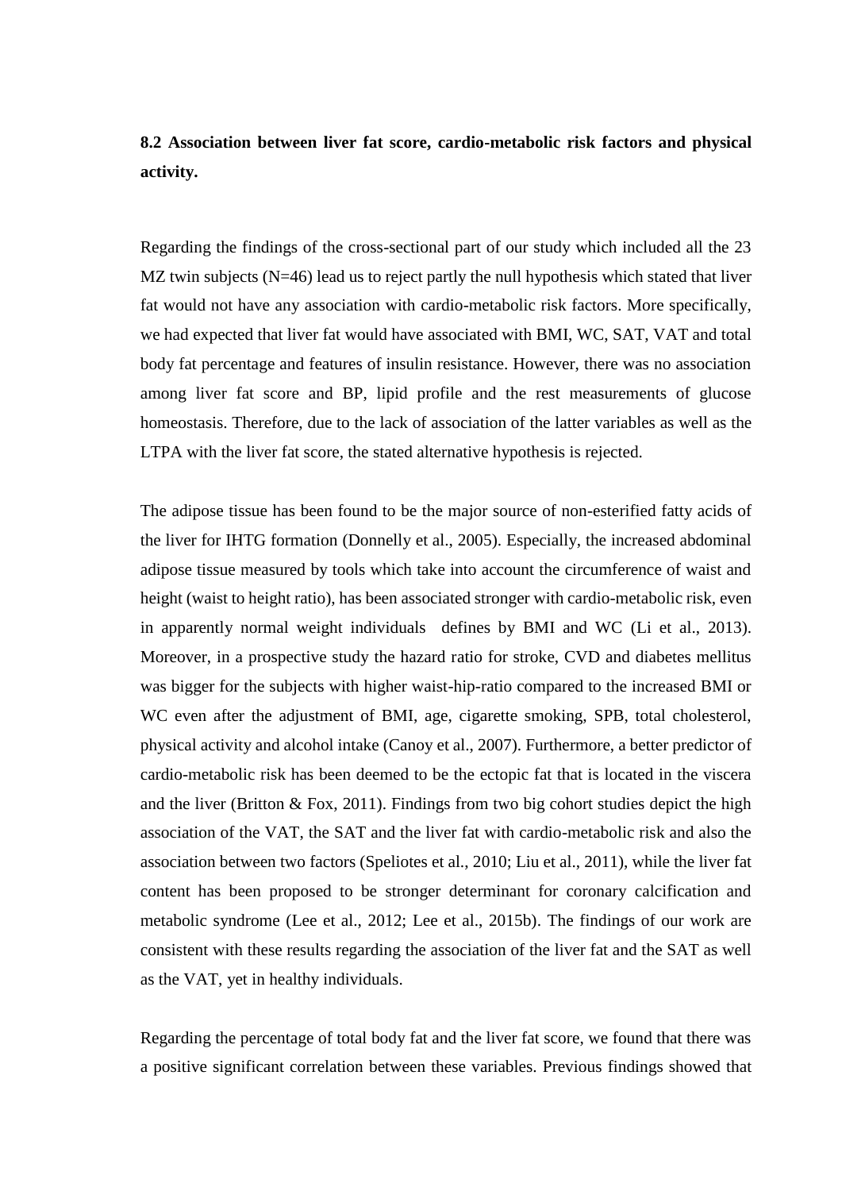**8.2 Association between liver fat score, cardio-metabolic risk factors and physical activity.**

Regarding the findings of the cross-sectional part of our study which included all the 23 MZ twin subjects (N=46) lead us to reject partly the null hypothesis which stated that liver fat would not have any association with cardio-metabolic risk factors. More specifically, we had expected that liver fat would have associated with BMI, WC, SAT, VAT and total body fat percentage and features of insulin resistance. However, there was no association among liver fat score and BP, lipid profile and the rest measurements of glucose homeostasis. Therefore, due to the lack of association of the latter variables as well as the LTPA with the liver fat score, the stated alternative hypothesis is rejected.

The adipose tissue has been found to be the major source of non-esterified fatty acids of the liver for IHTG formation (Donnelly et al., 2005). Especially, the increased abdominal adipose tissue measured by tools which take into account the circumference of waist and height (waist to height ratio), has been associated stronger with cardio-metabolic risk, even in apparently normal weight individuals defines by BMI and WC (Li et al., 2013). Moreover, in a prospective study the hazard ratio for stroke, CVD and diabetes mellitus was bigger for the subjects with higher waist-hip-ratio compared to the increased BMI or WC even after the adjustment of BMI, age, cigarette smoking, SPB, total cholesterol, physical activity and alcohol intake (Canoy et al., 2007). Furthermore, a better predictor of cardio-metabolic risk has been deemed to be the ectopic fat that is located in the viscera and the liver (Britton & Fox, 2011). Findings from two big cohort studies depict the high association of the VAT, the SAT and the liver fat with cardio-metabolic risk and also the association between two factors (Speliotes et al., 2010; Liu et al., 2011), while the liver fat content has been proposed to be stronger determinant for coronary calcification and metabolic syndrome (Lee et al., 2012; Lee et al., 2015b). The findings of our work are consistent with these results regarding the association of the liver fat and the SAT as well as the VAT, yet in healthy individuals.

Regarding the percentage of total body fat and the liver fat score, we found that there was a positive significant correlation between these variables. Previous findings showed that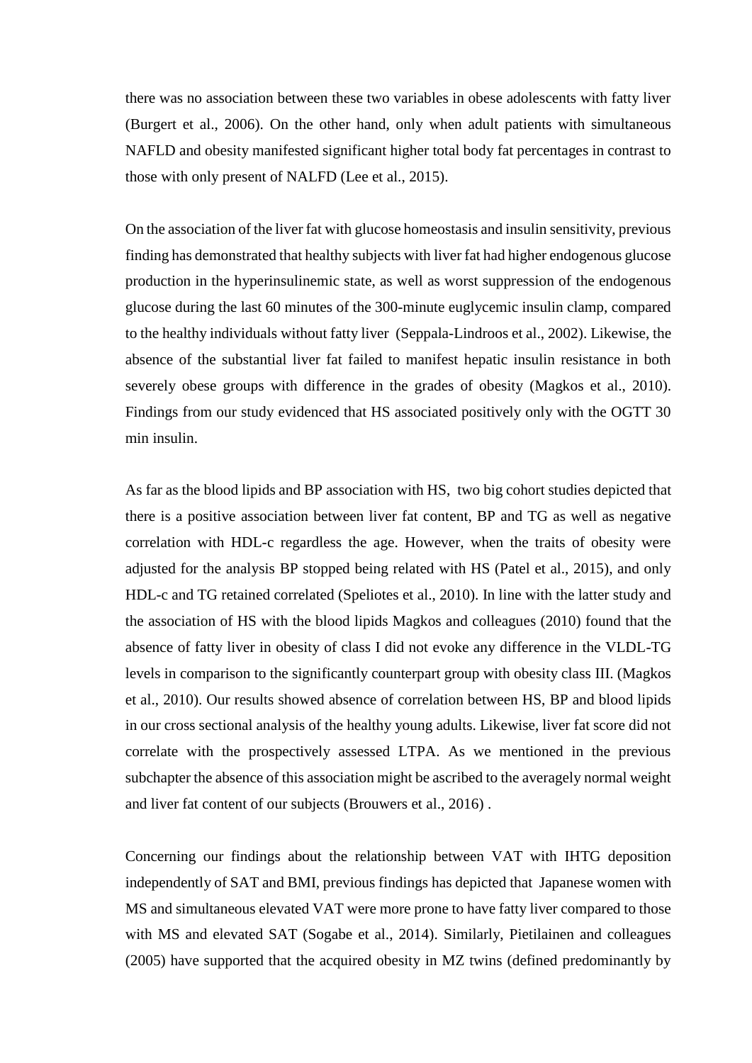there was no association between these two variables in obese adolescents with fatty liver (Burgert et al., 2006). On the other hand, only when adult patients with simultaneous NAFLD and obesity manifested significant higher total body fat percentages in contrast to those with only present of NALFD (Lee et al., 2015).

On the association of the liver fat with glucose homeostasis and insulin sensitivity, previous finding has demonstrated that healthy subjects with liver fat had higher endogenous glucose production in the hyperinsulinemic state, as well as worst suppression of the endogenous glucose during the last 60 minutes of the 300-minute euglycemic insulin clamp, compared to the healthy individuals without fatty liver (Seppala-Lindroos et al., 2002). Likewise, the absence of the substantial liver fat failed to manifest hepatic insulin resistance in both severely obese groups with difference in the grades of obesity (Magkos et al., 2010). Findings from our study evidenced that HS associated positively only with the OGTT 30 min insulin.

As far as the blood lipids and BP association with HS, two big cohort studies depicted that there is a positive association between liver fat content, BP and TG as well as negative correlation with HDL-c regardless the age. However, when the traits of obesity were adjusted for the analysis BP stopped being related with HS (Patel et al., 2015), and only HDL-c and TG retained correlated (Speliotes et al., 2010). In line with the latter study and the association of HS with the blood lipids Magkos and colleagues (2010) found that the absence of fatty liver in obesity of class I did not evoke any difference in the VLDL-TG levels in comparison to the significantly counterpart group with obesity class III. (Magkos et al., 2010). Our results showed absence of correlation between HS, BP and blood lipids in our cross sectional analysis of the healthy young adults. Likewise, liver fat score did not correlate with the prospectively assessed LTPA. As we mentioned in the previous subchapter the absence of this association might be ascribed to the averagely normal weight and liver fat content of our subjects (Brouwers et al., 2016) .

Concerning our findings about the relationship between VAT with IHTG deposition independently of SAT and BMI, previous findings has depicted that Japanese women with MS and simultaneous elevated VAT were more prone to have fatty liver compared to those with MS and elevated SAT (Sogabe et al., 2014). Similarly, Pietilainen and colleagues (2005) have supported that the acquired obesity in MZ twins (defined predominantly by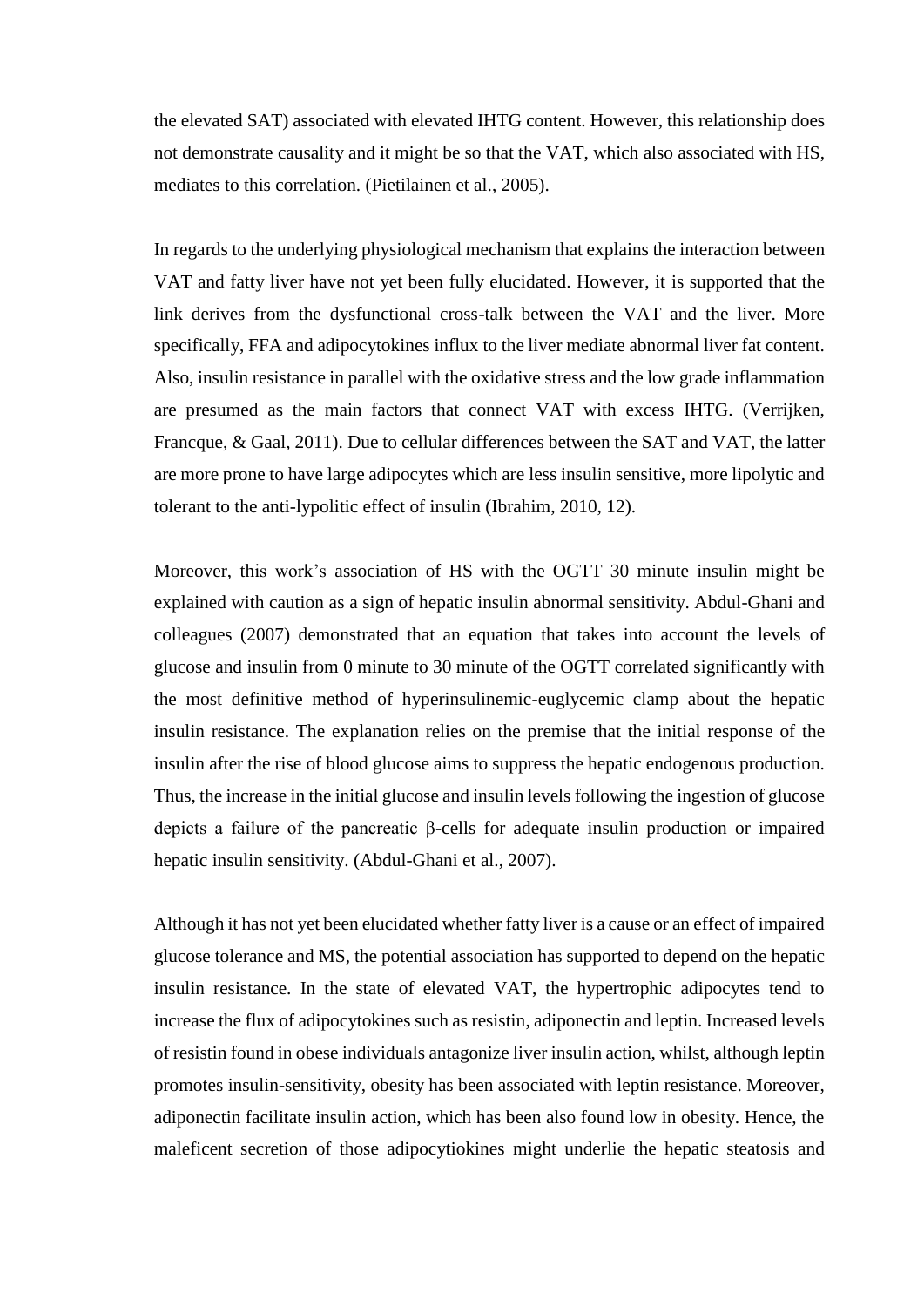the elevated SAT) associated with elevated IHTG content. However, this relationship does not demonstrate causality and it might be so that the VAT, which also associated with HS, mediates to this correlation. (Pietilainen et al., 2005).

In regards to the underlying physiological mechanism that explains the interaction between VAT and fatty liver have not yet been fully elucidated. However, it is supported that the link derives from the dysfunctional cross-talk between the VAT and the liver. More specifically, FFA and adipocytokines influx to the liver mediate abnormal liver fat content. Also, insulin resistance in parallel with the oxidative stress and the low grade inflammation are presumed as the main factors that connect VAT with excess IHTG. (Verrijken, Francque, & Gaal, 2011). Due to cellular differences between the SAT and VAT, the latter are more prone to have large adipocytes which are less insulin sensitive, more lipolytic and tolerant to the anti-lypolitic effect of insulin (Ibrahim, 2010, 12).

Moreover, this work's association of HS with the OGTT 30 minute insulin might be explained with caution as a sign of hepatic insulin abnormal sensitivity. Abdul-Ghani and colleagues (2007) demonstrated that an equation that takes into account the levels of glucose and insulin from 0 minute to 30 minute of the OGTT correlated significantly with the most definitive method of hyperinsulinemic-euglycemic clamp about the hepatic insulin resistance. The explanation relies on the premise that the initial response of the insulin after the rise of blood glucose aims to suppress the hepatic endogenous production. Thus, the increase in the initial glucose and insulin levels following the ingestion of glucose depicts a failure of the pancreatic β-cells for adequate insulin production or impaired hepatic insulin sensitivity. (Abdul-Ghani et al., 2007).

Although it has not yet been elucidated whether fatty liver is a cause or an effect of impaired glucose tolerance and MS, the potential association has supported to depend on the hepatic insulin resistance. In the state of elevated VAT, the hypertrophic adipocytes tend to increase the flux of adipocytokines such as resistin, adiponectin and leptin. Increased levels of resistin found in obese individuals antagonize liver insulin action, whilst, although leptin promotes insulin-sensitivity, obesity has been associated with leptin resistance. Moreover, adiponectin facilitate insulin action, which has been also found low in obesity. Hence, the maleficent secretion of those adipocytiokines might underlie the hepatic steatosis and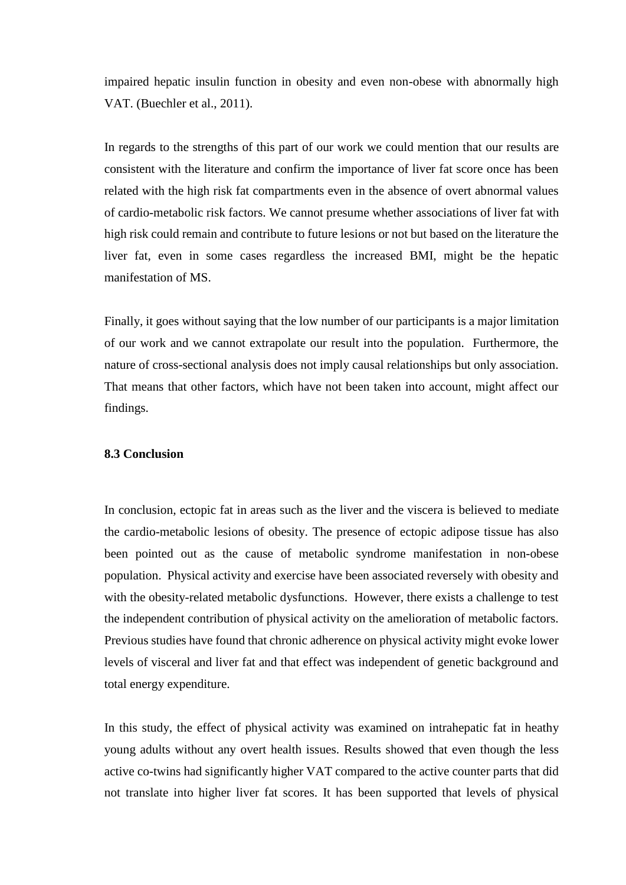impaired hepatic insulin function in obesity and even non-obese with abnormally high VAT. (Buechler et al., 2011).

In regards to the strengths of this part of our work we could mention that our results are consistent with the literature and confirm the importance of liver fat score once has been related with the high risk fat compartments even in the absence of overt abnormal values of cardio-metabolic risk factors. We cannot presume whether associations of liver fat with high risk could remain and contribute to future lesions or not but based on the literature the liver fat, even in some cases regardless the increased BMI, might be the hepatic manifestation of MS.

Finally, it goes without saying that the low number of our participants is a major limitation of our work and we cannot extrapolate our result into the population. Furthermore, the nature of cross-sectional analysis does not imply causal relationships but only association. That means that other factors, which have not been taken into account, might affect our findings.

### 8.3 Conclusion

In conclusion, ectopic fat in areas such as the liver and the viscera is believed to mediate the cardio-metabolic lesions of obesity. The presence of ectopic adipose tissue has also been pointed out as the cause of metabolic syndrome manifestation in non-obese population. Physical activity and exercise have been associated reversely with obesity and with the obesity-related metabolic dysfunctions. However, there exists a challenge to test the independent contribution of physical activity on the amelioration of metabolic factors. Previous studies have found that chronic adherence on physical activity might evoke lower levels of visceral and liver fat and that effect was independent of genetic background and total energy expenditure.

In this study, the effect of physical activity was examined on intrahepatic fat in heathy young adults without any overt health issues. Results showed that even though the less active co-twins had significantly higher VAT compared to the active counter parts that did not translate into higher liver fat scores. It has been supported that levels of physical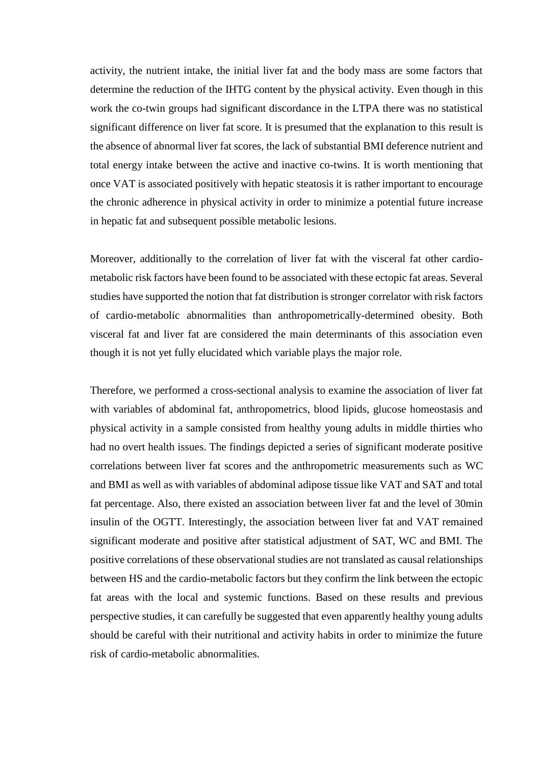activity, the nutrient intake, the initial liver fat and the body mass are some factors that determine the reduction of the IHTG content by the physical activity. Even though in this work the co-twin groups had significant discordance in the LTPA there was no statistical significant difference on liver fat score. It is presumed that the explanation to this result is the absence of abnormal liver fat scores, the lack of substantial BMI deference nutrient and total energy intake between the active and inactive co-twins. It is worth mentioning that once VAT is associated positively with hepatic steatosis it is rather important to encourage the chronic adherence in physical activity in order to minimize a potential future increase in hepatic fat and subsequent possible metabolic lesions.

Moreover, additionally to the correlation of liver fat with the visceral fat other cardio-metabolic risk factors have been found to be associated with these ectopic fat areas. Several studies have supported the notion that fat distribution is stronger correlator with risk factors of cardio-metabolic abnormalities than anthropometrically-determined obesity. Both visceral fat and liver fat are considered the main determinants of this association even though it is not yet fully elucidated which variable plays the major role.

Therefore, we performed a cross-sectional analysis to examine the association of liver fat with variables of abdominal fat, anthropometrics, blood lipids, glucose homeostasis and physical activity in a sample consisted from healthy young adults in middle thirties who had no overt health issues. The findings depicted a series of significant moderate positive correlations between liver fat scores and the anthropometric measurements such as WC and BMI as well as with variables of abdominal adipose tissue like VAT and SAT and total fat percentage. Also, there existed an association between liver fat and the level of 30min insulin of the OGTT. Interestingly, the association between liver fat and VAT remained significant moderate and positive after statistical adjustment of SAT, WC and BMI. The positive correlations of these observational studies are not translated as causal relationships between HS and the cardio-metabolic factors but they confirm the link between the ectopic fat areas with the local and systemic functions. Based on these results and previous perspective studies, it can carefully be suggested that even apparently healthy young adults should be careful with their nutritional and activity habits in order to minimize the future risk of cardio-metabolic abnormalities.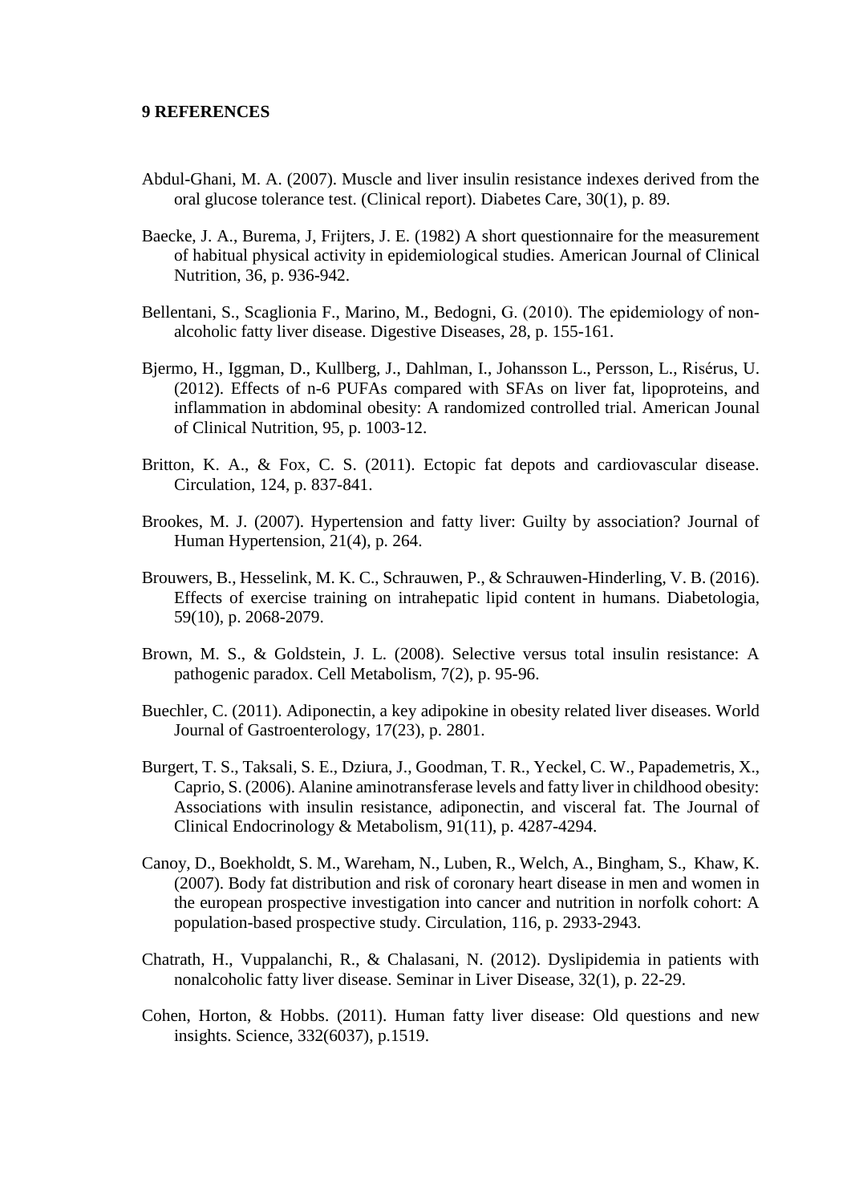## 9 REFERENCES

Abdul-Ghani, M. A. (2007). Muscle and liver insulin resistance indexes derived from the oral glucose tolerance test. (Clinical report). Diabetes Care, 30(1), p. 89.

Baecke, J. A., Burema, J, Frijters, J. E. (1982) A short questionnaire for the measurement of habitual physical activity in epidemiological studies. American Journal of Clinical Nutrition, 36, p. 936-942.

Bellentani, S., Scaglionia F., Marino, M., Bedogni, G. (2010). The epidemiology of non-alcoholic fatty liver disease. Digestive Diseases, 28, p. 155-161.

Bjermo, H., Iggman, D., Kullberg, J., Dahlman, I., Johansson L., Persson, L., Risérus, U. (2012). Effects of n-6 PUFAs compared with SFAs on liver fat, lipoproteins, and inflammation in abdominal obesity: A randomized controlled trial. American Jounal of Clinical Nutrition, 95, p. 1003-12.

Britton, K. A., & Fox, C. S. (2011). Ectopic fat depots and cardiovascular disease. Circulation, 124, p. 837-841.

Brookes, M. J. (2007). Hypertension and fatty liver: Guilty by association? Journal of Human Hypertension, 21(4), p. 264.

Brouwers, B., Hesselink, M. K. C., Schrauwen, P., & Schrauwen-Hinderling, V. B. (2016). Effects of exercise training on intrahepatic lipid content in humans. Diabetologia, 59(10), p. 2068-2079.

Brown, M. S., & Goldstein, J. L. (2008). Selective versus total insulin resistance: A pathogenic paradox. Cell Metabolism, 7(2), p. 95-96.

Buechler, C. (2011). Adiponectin, a key adipokine in obesity related liver diseases. World Journal of Gastroenterology, 17(23), p. 2801.

Burgert, T. S., Taksali, S. E., Dziura, J., Goodman, T. R., Yeckel, C. W., Papademetris, X., Caprio, S. (2006). Alanine aminotransferase levels and fatty liver in childhood obesity: Associations with insulin resistance, adiponectin, and visceral fat. The Journal of Clinical Endocrinology & Metabolism, 91(11), p. 4287-4294.

Canoy, D., Boekholdt, S. M., Wareham, N., Luben, R., Welch, A., Bingham, S., Khaw, K. (2007). Body fat distribution and risk of coronary heart disease in men and women in the european prospective investigation into cancer and nutrition in norfolk cohort: A population-based prospective study. Circulation, 116, p. 2933-2943.

Chatrath, H., Vuppalanchi, R., & Chalasani, N. (2012). Dyslipidemia in patients with nonalcoholic fatty liver disease. Seminar in Liver Disease, 32(1), p. 22-29.

Cohen, Horton, & Hobbs. (2011). Human fatty liver disease: Old questions and new insights. Science, 332(6037), p.1519.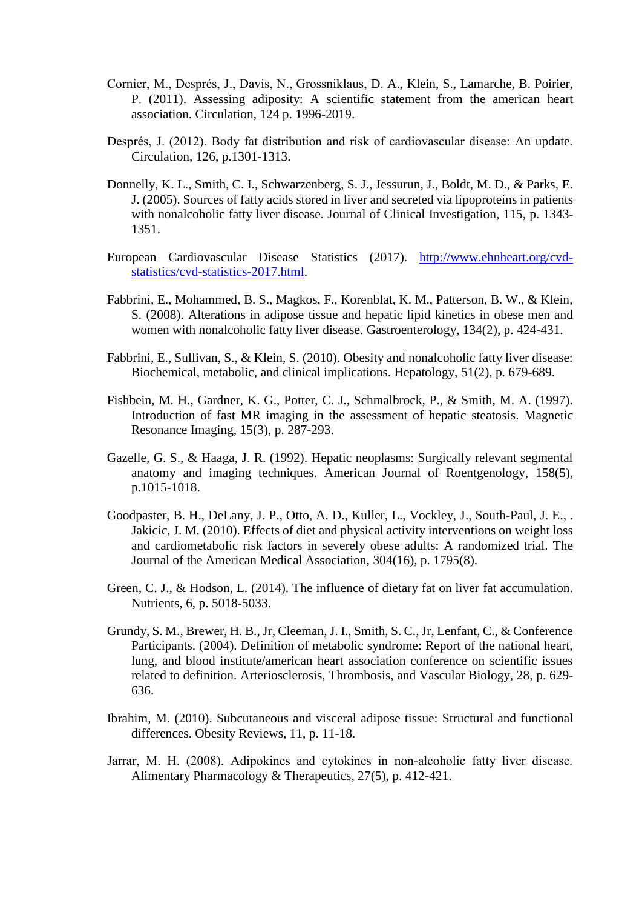Cornier, M., Després, J., Davis, N., Grossniklaus, D. A., Klein, S., Lamarche, B. Poirier, P. (2011). Assessing adiposity: A scientific statement from the american heart association. Circulation, 124 p. 1996-2019.

Després, J. (2012). Body fat distribution and risk of cardiovascular disease: An update. Circulation, 126, p.1301-1313.

Donnelly, K. L., Smith, C. I., Schwarzenberg, S. J., Jessurun, J., Boldt, M. D., & Parks, E. J. (2005). Sources of fatty acids stored in liver and secreted via lipoproteins in patients with nonalcoholic fatty liver disease. Journal of Clinical Investigation, 115, p. 1343-1351.

European Cardiovascular Disease Statistics (2017). http://www.ehnheart.org/cvd-statistics/cvd-statistics-2017.html.

Fabbrini, E., Mohammed, B. S., Magkos, F., Korenblat, K. M., Patterson, B. W., & Klein, S. (2008). Alterations in adipose tissue and hepatic lipid kinetics in obese men and women with nonalcoholic fatty liver disease. Gastroenterology, 134(2), p. 424-431.

Fabbrini, E., Sullivan, S., & Klein, S. (2010). Obesity and nonalcoholic fatty liver disease: Biochemical, metabolic, and clinical implications. Hepatology, 51(2), p. 679-689.

Fishbein, M. H., Gardner, K. G., Potter, C. J., Schmalbrock, P., & Smith, M. A. (1997). Introduction of fast MR imaging in the assessment of hepatic steatosis. Magnetic Resonance Imaging, 15(3), p. 287-293.

Gazelle, G. S., & Haaga, J. R. (1992). Hepatic neoplasms: Surgically relevant segmental anatomy and imaging techniques. American Journal of Roentgenology, 158(5), p.1015-1018.

Goodpaster, B. H., DeLany, J. P., Otto, A. D., Kuller, L., Vockley, J., South-Paul, J. E., . Jakicic, J. M. (2010). Effects of diet and physical activity interventions on weight loss and cardiometabolic risk factors in severely obese adults: A randomized trial. The Journal of the American Medical Association, 304(16), p. 1795(8).

Green, C. J., & Hodson, L. (2014). The influence of dietary fat on liver fat accumulation. Nutrients, 6, p. 5018-5033.

Grundy, S. M., Brewer, H. B., Jr, Cleeman, J. I., Smith, S. C., Jr, Lenfant, C., & Conference Participants. (2004). Definition of metabolic syndrome: Report of the national heart, lung, and blood institute/american heart association conference on scientific issues related to definition. Arteriosclerosis, Thrombosis, and Vascular Biology, 28, p. 629-636.

Ibrahim, M. (2010). Subcutaneous and visceral adipose tissue: Structural and functional differences. Obesity Reviews, 11, p. 11-18.

Jarrar, M. H. (2008). Adipokines and cytokines in non-alcoholic fatty liver disease. Alimentary Pharmacology & Therapeutics, 27(5), p. 412-421.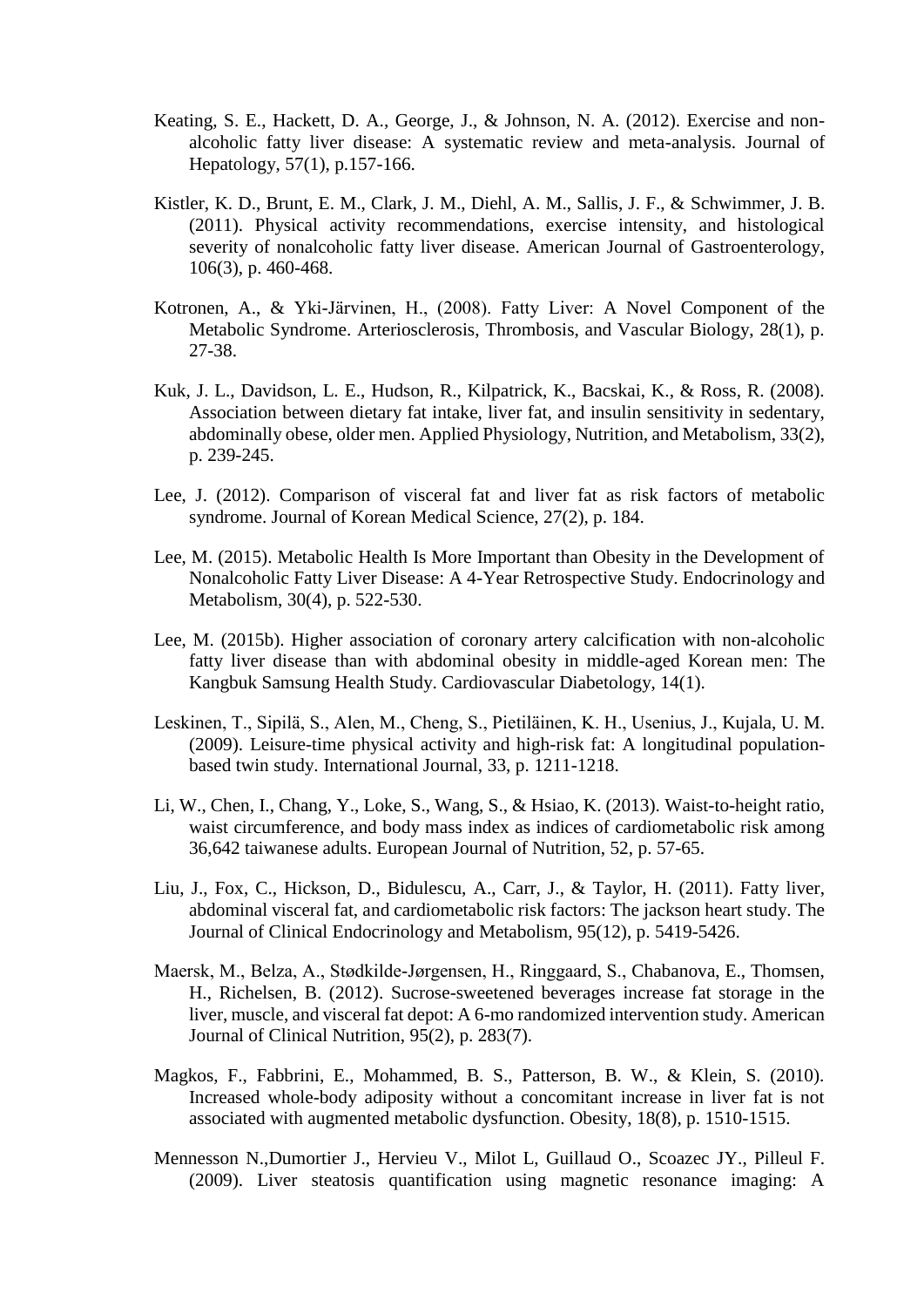Keating, S. E., Hackett, D. A., George, J., & Johnson, N. A. (2012). Exercise and non-alcoholic fatty liver disease: A systematic review and meta-analysis. Journal of Hepatology, 57(1), p.157-166.

Kistler, K. D., Brunt, E. M., Clark, J. M., Diehl, A. M., Sallis, J. F., & Schwimmer, J. B. (2011). Physical activity recommendations, exercise intensity, and histological severity of nonalcoholic fatty liver disease. American Journal of Gastroenterology, 106(3), p. 460-468.

Kotronen, A., & Yki-Järvinen, H., (2008). Fatty Liver: A Novel Component of the Metabolic Syndrome. Arteriosclerosis, Thrombosis, and Vascular Biology, 28(1), p. 27-38.

Kuk, J. L., Davidson, L. E., Hudson, R., Kilpatrick, K., Bacskai, K., & Ross, R. (2008). Association between dietary fat intake, liver fat, and insulin sensitivity in sedentary, abdominally obese, older men. Applied Physiology, Nutrition, and Metabolism, 33(2), p. 239-245.

Lee, J. (2012). Comparison of visceral fat and liver fat as risk factors of metabolic syndrome. Journal of Korean Medical Science, 27(2), p. 184.

Lee, M. (2015). Metabolic Health Is More Important than Obesity in the Development of Nonalcoholic Fatty Liver Disease: A 4-Year Retrospective Study. Endocrinology and Metabolism, 30(4), p. 522-530.

Lee, M. (2015b). Higher association of coronary artery calcification with non-alcoholic fatty liver disease than with abdominal obesity in middle-aged Korean men: The Kangbuk Samsung Health Study. Cardiovascular Diabetology, 14(1).

Leskinen, T., Sipilä, S., Alen, M., Cheng, S., Pietiläinen, K. H., Usenius, J., Kujala, U. M. (2009). Leisure-time physical activity and high-risk fat: A longitudinal population-based twin study. International Journal, 33, p. 1211-1218.

Li, W., Chen, I., Chang, Y., Loke, S., Wang, S., & Hsiao, K. (2013). Waist-to-height ratio, waist circumference, and body mass index as indices of cardiometabolic risk among 36,642 taiwanese adults. European Journal of Nutrition, 52, p. 57-65.

Liu, J., Fox, C., Hickson, D., Bidulescu, A., Carr, J., & Taylor, H. (2011). Fatty liver, abdominal visceral fat, and cardiometabolic risk factors: The jackson heart study. The Journal of Clinical Endocrinology and Metabolism, 95(12), p. 5419-5426.

Maersk, M., Belza, A., Stødkilde-Jørgensen, H., Ringgaard, S., Chabanova, E., Thomsen, H., Richelsen, B. (2012). Sucrose-sweetened beverages increase fat storage in the liver, muscle, and visceral fat depot: A 6-mo randomized intervention study. American Journal of Clinical Nutrition, 95(2), p. 283(7).

Magkos, F., Fabbrini, E., Mohammed, B. S., Patterson, B. W., & Klein, S. (2010). Increased whole-body adiposity without a concomitant increase in liver fat is not associated with augmented metabolic dysfunction. Obesity, 18(8), p. 1510-1515.

Mennesson N.,Dumortier J., Hervieu V., Milot L, Guillaud O., Scoazec JY., Pilleul F. (2009). Liver steatosis quantification using magnetic resonance imaging: A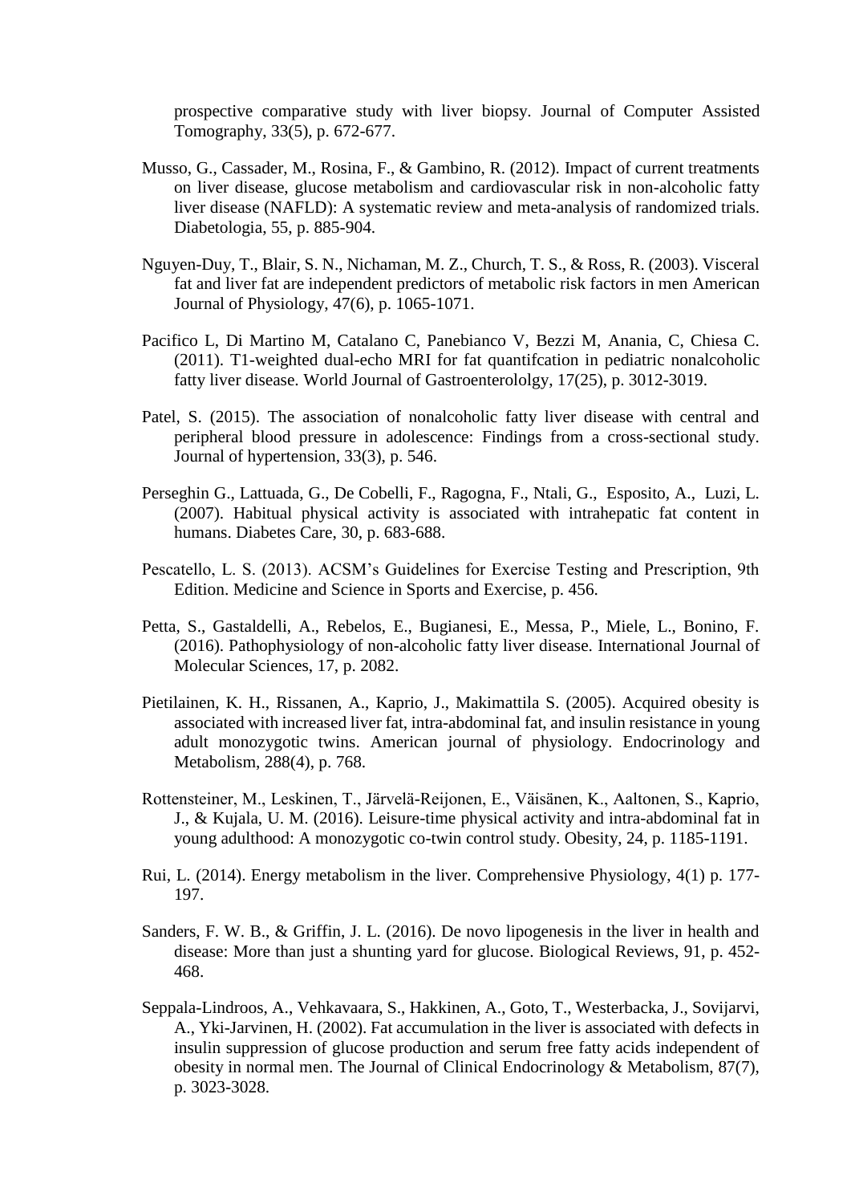prospective comparative study with liver biopsy. Journal of Computer Assisted Tomography, 33(5), p. 672-677.

Musso, G., Cassader, M., Rosina, F., & Gambino, R. (2012). Impact of current treatments on liver disease, glucose metabolism and cardiovascular risk in non-alcoholic fatty liver disease (NAFLD): A systematic review and meta-analysis of randomized trials. Diabetologia, 55, p. 885-904.

Nguyen-Duy, T., Blair, S. N., Nichaman, M. Z., Church, T. S., & Ross, R. (2003). Visceral fat and liver fat are independent predictors of metabolic risk factors in men American Journal of Physiology, 47(6), p. 1065-1071.

Pacifico L, Di Martino M, Catalano C, Panebianco V, Bezzi M, Anania, C, Chiesa C. (2011). T1-weighted dual-echo MRI for fat quantifcation in pediatric nonalcoholic fatty liver disease. World Journal of Gastroenterololgy, 17(25), p. 3012-3019.

Patel, S. (2015). The association of nonalcoholic fatty liver disease with central and peripheral blood pressure in adolescence: Findings from a cross-sectional study. Journal of hypertension, 33(3), p. 546.

Perseghin G., Lattuada, G., De Cobelli, F., Ragogna, F., Ntali, G., Esposito, A., Luzi, L. (2007). Habitual physical activity is associated with intrahepatic fat content in humans. Diabetes Care, 30, p. 683-688.

Pescatello, L. S. (2013). ACSM's Guidelines for Exercise Testing and Prescription, 9th Edition. Medicine and Science in Sports and Exercise, p. 456.

Petta, S., Gastaldelli, A., Rebelos, E., Bugianesi, E., Messa, P., Miele, L., Bonino, F. (2016). Pathophysiology of non-alcoholic fatty liver disease. International Journal of Molecular Sciences, 17, p. 2082.

Pietilainen, K. H., Rissanen, A., Kaprio, J., Makimattila S. (2005). Acquired obesity is associated with increased liver fat, intra-abdominal fat, and insulin resistance in young adult monozygotic twins. American journal of physiology. Endocrinology and Metabolism, 288(4), p. 768.

Rottensteiner, M., Leskinen, T., Järvelä-Reijonen, E., Väisänen, K., Aaltonen, S., Kaprio, J., & Kujala, U. M. (2016). Leisure-time physical activity and intra-abdominal fat in young adulthood: A monozygotic co-twin control study. Obesity, 24, p. 1185-1191.

Rui, L. (2014). Energy metabolism in the liver. Comprehensive Physiology, 4(1) p. 177-197.

Sanders, F. W. B., & Griffin, J. L. (2016). De novo lipogenesis in the liver in health and disease: More than just a shunting yard for glucose. Biological Reviews, 91, p. 452-468.

Seppala-Lindroos, A., Vehkavaara, S., Hakkinen, A., Goto, T., Westerbacka, J., Sovijarvi, A., Yki-Jarvinen, H. (2002). Fat accumulation in the liver is associated with defects in insulin suppression of glucose production and serum free fatty acids independent of obesity in normal men. The Journal of Clinical Endocrinology & Metabolism, 87(7), p. 3023-3028.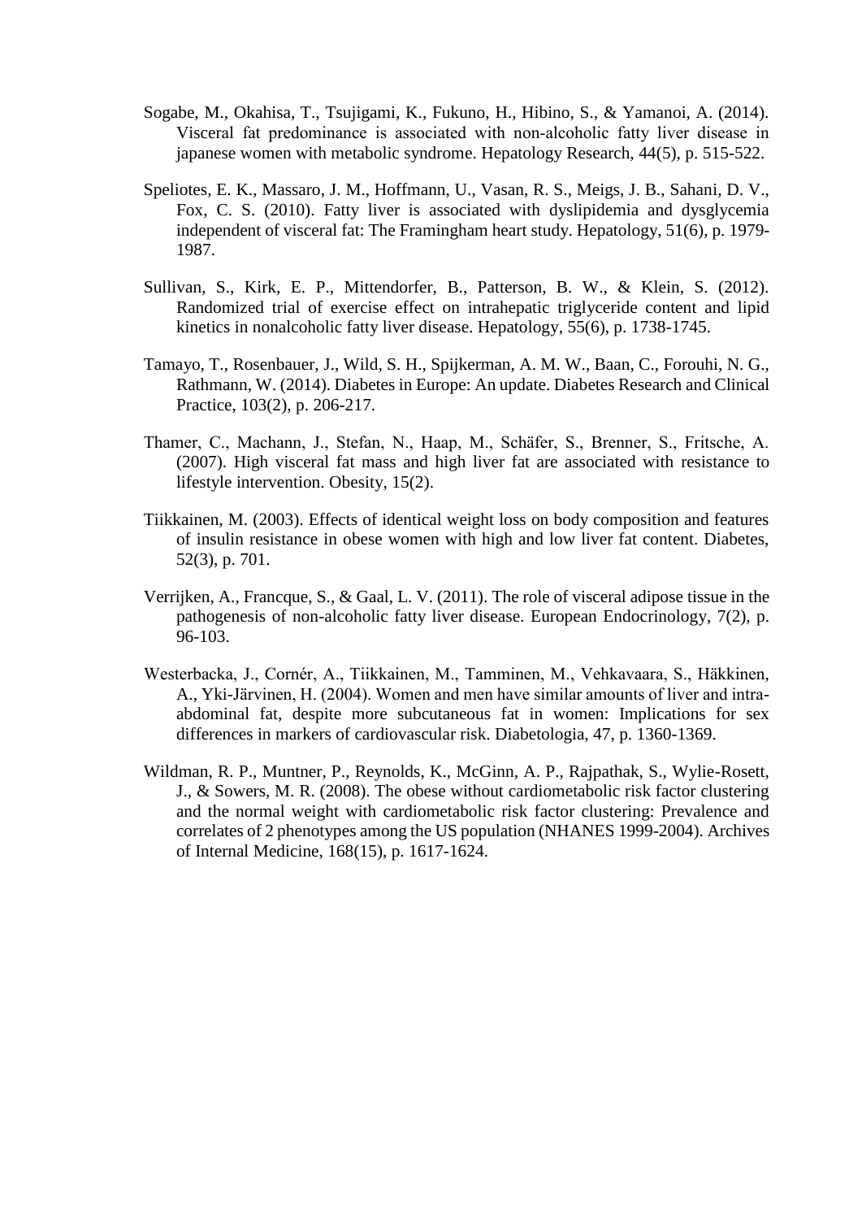Sogabe, M., Okahisa, T., Tsujigami, K., Fukuno, H., Hibino, S., & Yamanoi, A. (2014). Visceral fat predominance is associated with non-alcoholic fatty liver disease in japanese women with metabolic syndrome. Hepatology Research, 44(5), p. 515-522.

Speliotes, E. K., Massaro, J. M., Hoffmann, U., Vasan, R. S., Meigs, J. B., Sahani, D. V., Fox, C. S. (2010). Fatty liver is associated with dyslipidemia and dysglycemia independent of visceral fat: The Framingham heart study. Hepatology, 51(6), p. 1979-1987.

Sullivan, S., Kirk, E. P., Mittendorfer, B., Patterson, B. W., & Klein, S. (2012). Randomized trial of exercise effect on intrahepatic triglyceride content and lipid kinetics in nonalcoholic fatty liver disease. Hepatology, 55(6), p. 1738-1745.

Tamayo, T., Rosenbauer, J., Wild, S. H., Spijkerman, A. M. W., Baan, C., Forouhi, N. G., Rathmann, W. (2014). Diabetes in Europe: An update. Diabetes Research and Clinical Practice, 103(2), p. 206-217.

Thamer, C., Machann, J., Stefan, N., Haap, M., Schäfer, S., Brenner, S., Fritsche, A. (2007). High visceral fat mass and high liver fat are associated with resistance to lifestyle intervention. Obesity, 15(2).

Tiikkainen, M. (2003). Effects of identical weight loss on body composition and features of insulin resistance in obese women with high and low liver fat content. Diabetes, 52(3), p. 701.

Verrijken, A., Francque, S., & Gaal, L. V. (2011). The role of visceral adipose tissue in the pathogenesis of non-alcoholic fatty liver disease. European Endocrinology, 7(2), p. 96-103.

Westerbacka, J., Cornér, A., Tiikkainen, M., Tamminen, M., Vehkavaara, S., Häkkinen, A., Yki-Järvinen, H. (2004). Women and men have similar amounts of liver and intra-abdominal fat, despite more subcutaneous fat in women: Implications for sex differences in markers of cardiovascular risk. Diabetologia, 47, p. 1360-1369.

Wildman, R. P., Muntner, P., Reynolds, K., McGinn, A. P., Rajpathak, S., Wylie-Rosett, J., & Sowers, M. R. (2008). The obese without cardiometabolic risk factor clustering and the normal weight with cardiometabolic risk factor clustering: Prevalence and correlates of 2 phenotypes among the US population (NHANES 1999-2004). Archives of Internal Medicine, 168(15), p. 1617-1624.